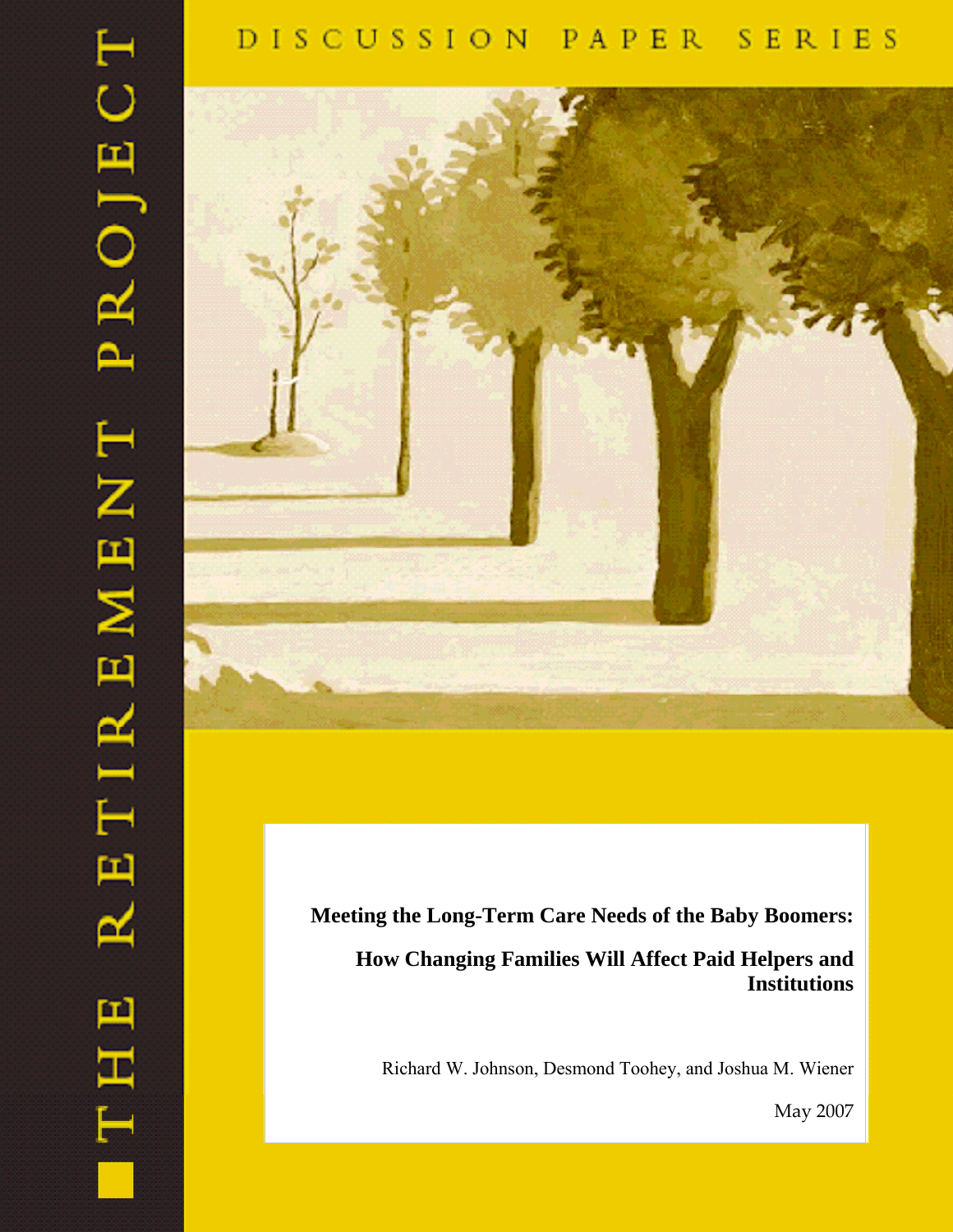THE RETIREMENT PROJECT

DISCUSSION PAPER SERIES

# Meeting the Long-Term Care Needs of the Baby Boomers:

## How Changing Families Will Affect Paid Helpers and Institutions

Richard W. Johnson, Desmond Toohey, and Joshua M. Wiener

May 2007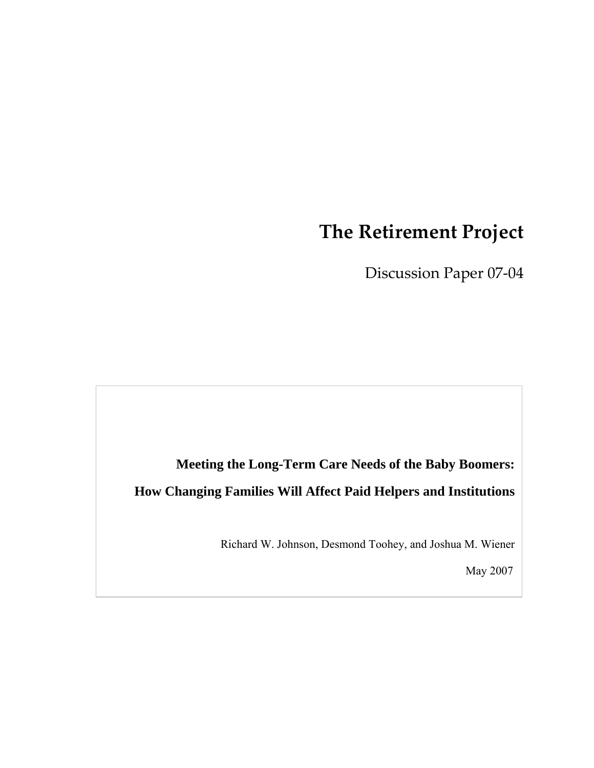# The Retirement Project

## Discussion Paper 07-04

**Meeting the Long-Term Care Needs of the Baby Boomers:**

**How Changing Families Will Affect Paid Helpers and Institutions**

Richard W. Johnson, Desmond Toohey, and Joshua M. Wiener

May 2007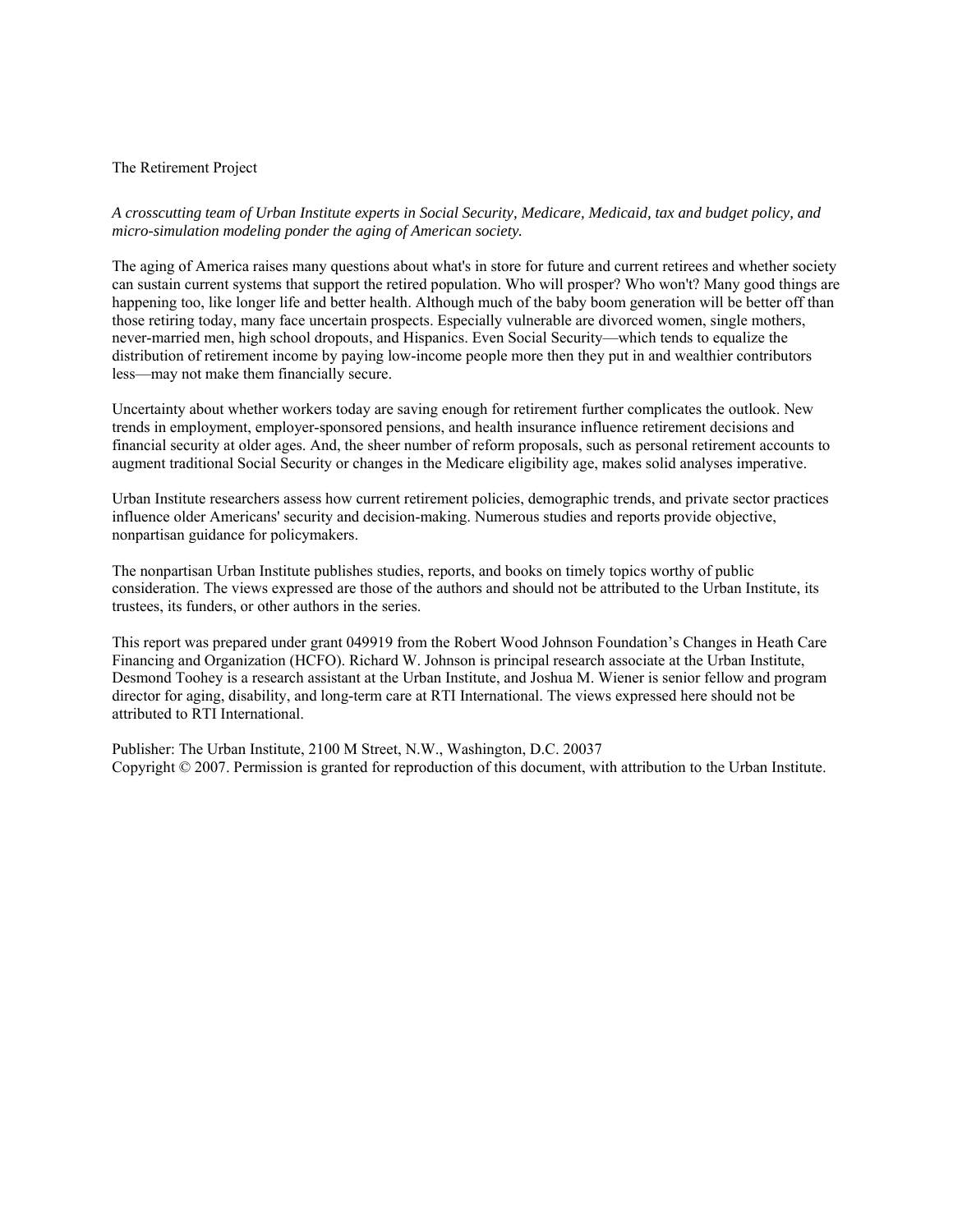The Retirement Project

*A crosscutting team of Urban Institute experts in Social Security, Medicare, Medicaid, tax and budget policy, and micro-simulation modeling ponder the aging of American society.*

The aging of America raises many questions about what's in store for future and current retirees and whether society can sustain current systems that support the retired population. Who will prosper? Who won't? Many good things are happening too, like longer life and better health. Although much of the baby boom generation will be better off than those retiring today, many face uncertain prospects. Especially vulnerable are divorced women, single mothers, never-married men, high school dropouts, and Hispanics. Even Social Security—which tends to equalize the distribution of retirement income by paying low-income people more then they put in and wealthier contributors less—may not make them financially secure.

Uncertainty about whether workers today are saving enough for retirement further complicates the outlook. New trends in employment, employer-sponsored pensions, and health insurance influence retirement decisions and financial security at older ages. And, the sheer number of reform proposals, such as personal retirement accounts to augment traditional Social Security or changes in the Medicare eligibility age, makes solid analyses imperative.

Urban Institute researchers assess how current retirement policies, demographic trends, and private sector practices influence older Americans' security and decision-making. Numerous studies and reports provide objective, nonpartisan guidance for policymakers.

The nonpartisan Urban Institute publishes studies, reports, and books on timely topics worthy of public consideration. The views expressed are those of the authors and should not be attributed to the Urban Institute, its trustees, its funders, or other authors in the series.

This report was prepared under grant 049919 from the Robert Wood Johnson Foundation's Changes in Heath Care Financing and Organization (HCFO). Richard W. Johnson is principal research associate at the Urban Institute, Desmond Toohey is a research assistant at the Urban Institute, and Joshua M. Wiener is senior fellow and program director for aging, disability, and long-term care at RTI International. The views expressed here should not be attributed to RTI International.

Publisher: The Urban Institute, 2100 M Street, N.W., Washington, D.C. 20037
Copyright © 2007. Permission is granted for reproduction of this document, with attribution to the Urban Institute.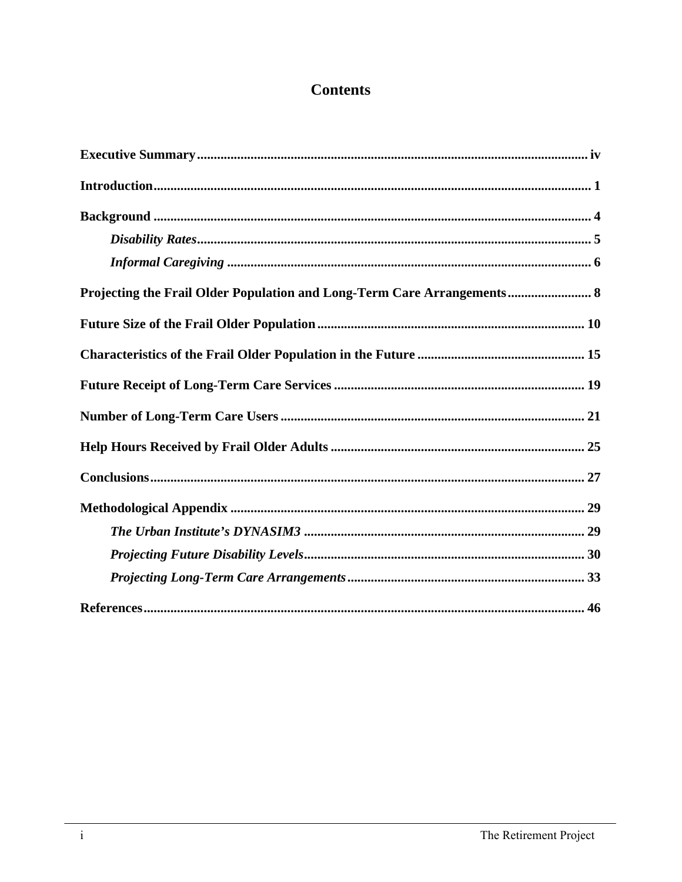# Contents

**Executive Summary** .................................................................................................... iv

**Introduction** .................................................................................................................. 1

**Background** .................................................................................................................. 4

- ***Disability Rates*** ..................................................................................................... 5
- ***Informal Caregiving*** ............................................................................................ 6

**Projecting the Frail Older Population and Long-Term Care Arrangements** ......................... 8

**Future Size of the Frail Older Population** ............................................................... 10

**Characteristics of the Frail Older Population in the Future** ................................. 15

**Future Receipt of Long-Term Care Services** .......................................................... 19

**Number of Long-Term Care Users** .......................................................................... 21

**Help Hours Received by Frail Older Adults** ........................................................... 25

**Conclusions** ................................................................................................................ 27

**Methodological Appendix** ......................................................................................... 29

- ***The Urban Institute's DYNASIM3*** .................................................................... 29
- ***Projecting Future Disability Levels*** .................................................................... 30
- ***Projecting Long-Term Care Arrangements*** ...................................................... 33

**References** .................................................................................................................. 46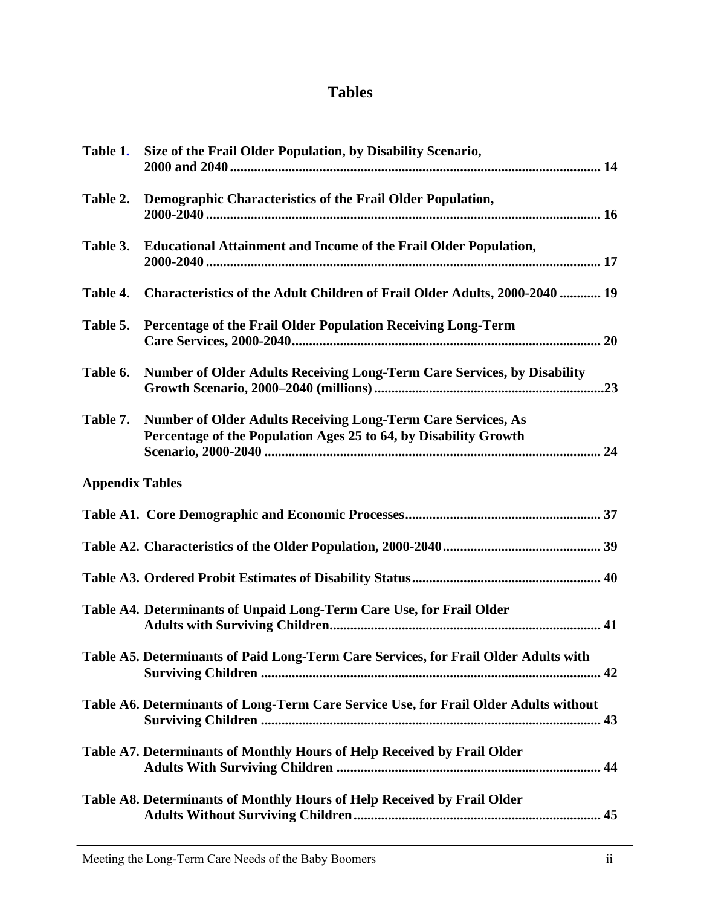# Tables

**Table 1.** **Size of the Frail Older Population, by Disability Scenario, 2000 and 2040 ............ 14**

**Table 2.** **Demographic Characteristics of the Frail Older Population, 2000-2040 ............ 16**

**Table 3.** **Educational Attainment and Income of the Frail Older Population, 2000-2040 ............ 17**

**Table 4.** **Characteristics of the Adult Children of Frail Older Adults, 2000-2040 ............ 19**

**Table 5.** **Percentage of the Frail Older Population Receiving Long-Term Care Services, 2000-2040 ............ 20**

**Table 6.** **Number of Older Adults Receiving Long-Term Care Services, by Disability Growth Scenario, 2000–2040 (millions) ............ 23**

**Table 7.** **Number of Older Adults Receiving Long-Term Care Services, As Percentage of the Population Ages 25 to 64, by Disability Growth Scenario, 2000-2040 ............ 24**

**Appendix Tables**

**Table A1. Core Demographic and Economic Processes ............ 37**

**Table A2. Characteristics of the Older Population, 2000-2040 ............ 39**

**Table A3. Ordered Probit Estimates of Disability Status ............ 40**

**Table A4. Determinants of Unpaid Long-Term Care Use, for Frail Older Adults with Surviving Children ............ 41**

**Table A5. Determinants of Paid Long-Term Care Services, for Frail Older Adults with Surviving Children ............ 42**

**Table A6. Determinants of Long-Term Care Service Use, for Frail Older Adults without Surviving Children ............ 43**

**Table A7. Determinants of Monthly Hours of Help Received by Frail Older Adults With Surviving Children ............ 44**

**Table A8. Determinants of Monthly Hours of Help Received by Frail Older Adults Without Surviving Children ............ 45**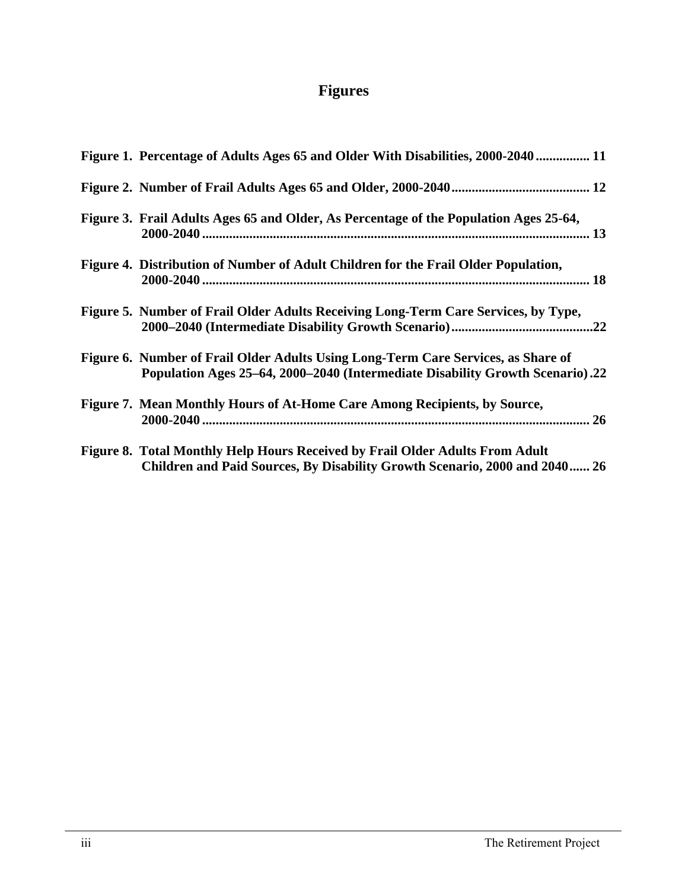# Figures

**Figure 1. Percentage of Adults Ages 65 and Older With Disabilities, 2000-2040 ................ 11**

**Figure 2. Number of Frail Adults Ages 65 and Older, 2000-2040 ......................................... 12**

**Figure 3. Frail Adults Ages 65 and Older, As Percentage of the Population Ages 25-64, 2000-2040 .................................................................................................................. 13**

**Figure 4. Distribution of Number of Adult Children for the Frail Older Population, 2000-2040 .................................................................................................................. 18**

**Figure 5. Number of Frail Older Adults Receiving Long-Term Care Services, by Type, 2000–2040 (Intermediate Disability Growth Scenario) ..........................................22**

**Figure 6. Number of Frail Older Adults Using Long-Term Care Services, as Share of Population Ages 25–64, 2000–2040 (Intermediate Disability Growth Scenario) .22**

**Figure 7. Mean Monthly Hours of At-Home Care Among Recipients, by Source, 2000-2040 .................................................................................................................. 26**

**Figure 8. Total Monthly Help Hours Received by Frail Older Adults From Adult Children and Paid Sources, By Disability Growth Scenario, 2000 and 2040 ...... 26**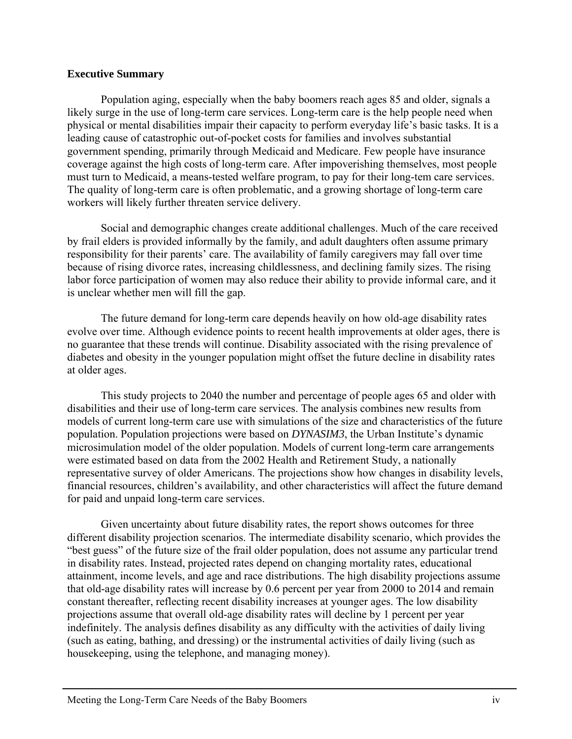**Executive Summary**

Population aging, especially when the baby boomers reach ages 85 and older, signals a likely surge in the use of long-term care services. Long-term care is the help people need when physical or mental disabilities impair their capacity to perform everyday life's basic tasks. It is a leading cause of catastrophic out-of-pocket costs for families and involves substantial government spending, primarily through Medicaid and Medicare. Few people have insurance coverage against the high costs of long-term care. After impoverishing themselves, most people must turn to Medicaid, a means-tested welfare program, to pay for their long-tem care services. The quality of long-term care is often problematic, and a growing shortage of long-term care workers will likely further threaten service delivery.

Social and demographic changes create additional challenges. Much of the care received by frail elders is provided informally by the family, and adult daughters often assume primary responsibility for their parents' care. The availability of family caregivers may fall over time because of rising divorce rates, increasing childlessness, and declining family sizes. The rising labor force participation of women may also reduce their ability to provide informal care, and it is unclear whether men will fill the gap.

The future demand for long-term care depends heavily on how old-age disability rates evolve over time. Although evidence points to recent health improvements at older ages, there is no guarantee that these trends will continue. Disability associated with the rising prevalence of diabetes and obesity in the younger population might offset the future decline in disability rates at older ages.

This study projects to 2040 the number and percentage of people ages 65 and older with disabilities and their use of long-term care services. The analysis combines new results from models of current long-term care use with simulations of the size and characteristics of the future population. Population projections were based on *DYNASIM3*, the Urban Institute's dynamic microsimulation model of the older population. Models of current long-term care arrangements were estimated based on data from the 2002 Health and Retirement Study, a nationally representative survey of older Americans. The projections show how changes in disability levels, financial resources, children's availability, and other characteristics will affect the future demand for paid and unpaid long-term care services.

Given uncertainty about future disability rates, the report shows outcomes for three different disability projection scenarios. The intermediate disability scenario, which provides the "best guess" of the future size of the frail older population, does not assume any particular trend in disability rates. Instead, projected rates depend on changing mortality rates, educational attainment, income levels, and age and race distributions. The high disability projections assume that old-age disability rates will increase by 0.6 percent per year from 2000 to 2014 and remain constant thereafter, reflecting recent disability increases at younger ages. The low disability projections assume that overall old-age disability rates will decline by 1 percent per year indefinitely. The analysis defines disability as any difficulty with the activities of daily living (such as eating, bathing, and dressing) or the instrumental activities of daily living (such as housekeeping, using the telephone, and managing money).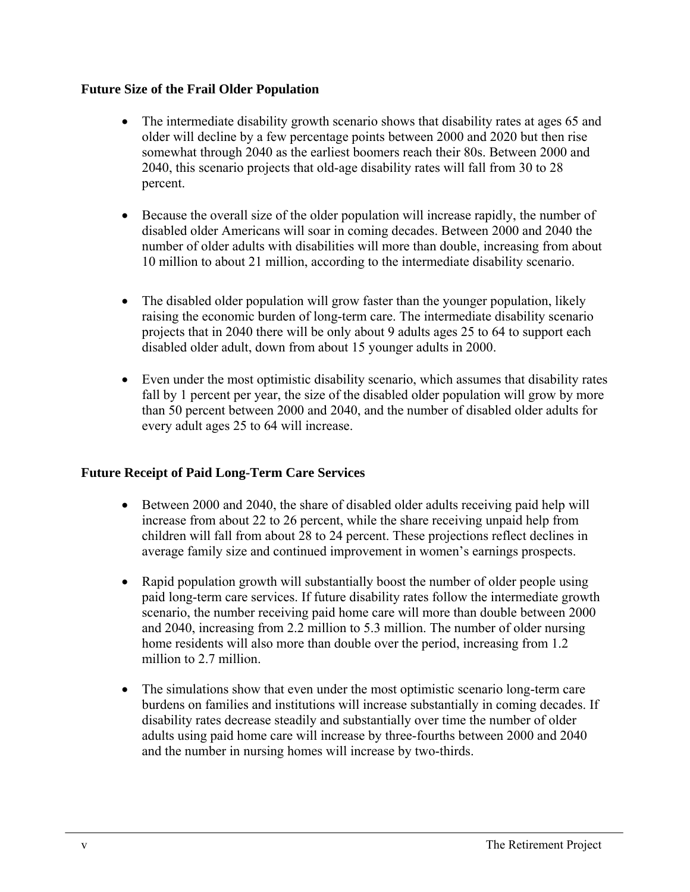### Future Size of the Frail Older Population

- The intermediate disability growth scenario shows that disability rates at ages 65 and older will decline by a few percentage points between 2000 and 2020 but then rise somewhat through 2040 as the earliest boomers reach their 80s. Between 2000 and 2040, this scenario projects that old-age disability rates will fall from 30 to 28 percent.

- Because the overall size of the older population will increase rapidly, the number of disabled older Americans will soar in coming decades. Between 2000 and 2040 the number of older adults with disabilities will more than double, increasing from about 10 million to about 21 million, according to the intermediate disability scenario.

- The disabled older population will grow faster than the younger population, likely raising the economic burden of long-term care. The intermediate disability scenario projects that in 2040 there will be only about 9 adults ages 25 to 64 to support each disabled older adult, down from about 15 younger adults in 2000.

- Even under the most optimistic disability scenario, which assumes that disability rates fall by 1 percent per year, the size of the disabled older population will grow by more than 50 percent between 2000 and 2040, and the number of disabled older adults for every adult ages 25 to 64 will increase.

### Future Receipt of Paid Long-Term Care Services

- Between 2000 and 2040, the share of disabled older adults receiving paid help will increase from about 22 to 26 percent, while the share receiving unpaid help from children will fall from about 28 to 24 percent. These projections reflect declines in average family size and continued improvement in women's earnings prospects.

- Rapid population growth will substantially boost the number of older people using paid long-term care services. If future disability rates follow the intermediate growth scenario, the number receiving paid home care will more than double between 2000 and 2040, increasing from 2.2 million to 5.3 million. The number of older nursing home residents will also more than double over the period, increasing from 1.2 million to 2.7 million.

- The simulations show that even under the most optimistic scenario long-term care burdens on families and institutions will increase substantially in coming decades. If disability rates decrease steadily and substantially over time the number of older adults using paid home care will increase by three-fourths between 2000 and 2040 and the number in nursing homes will increase by two-thirds.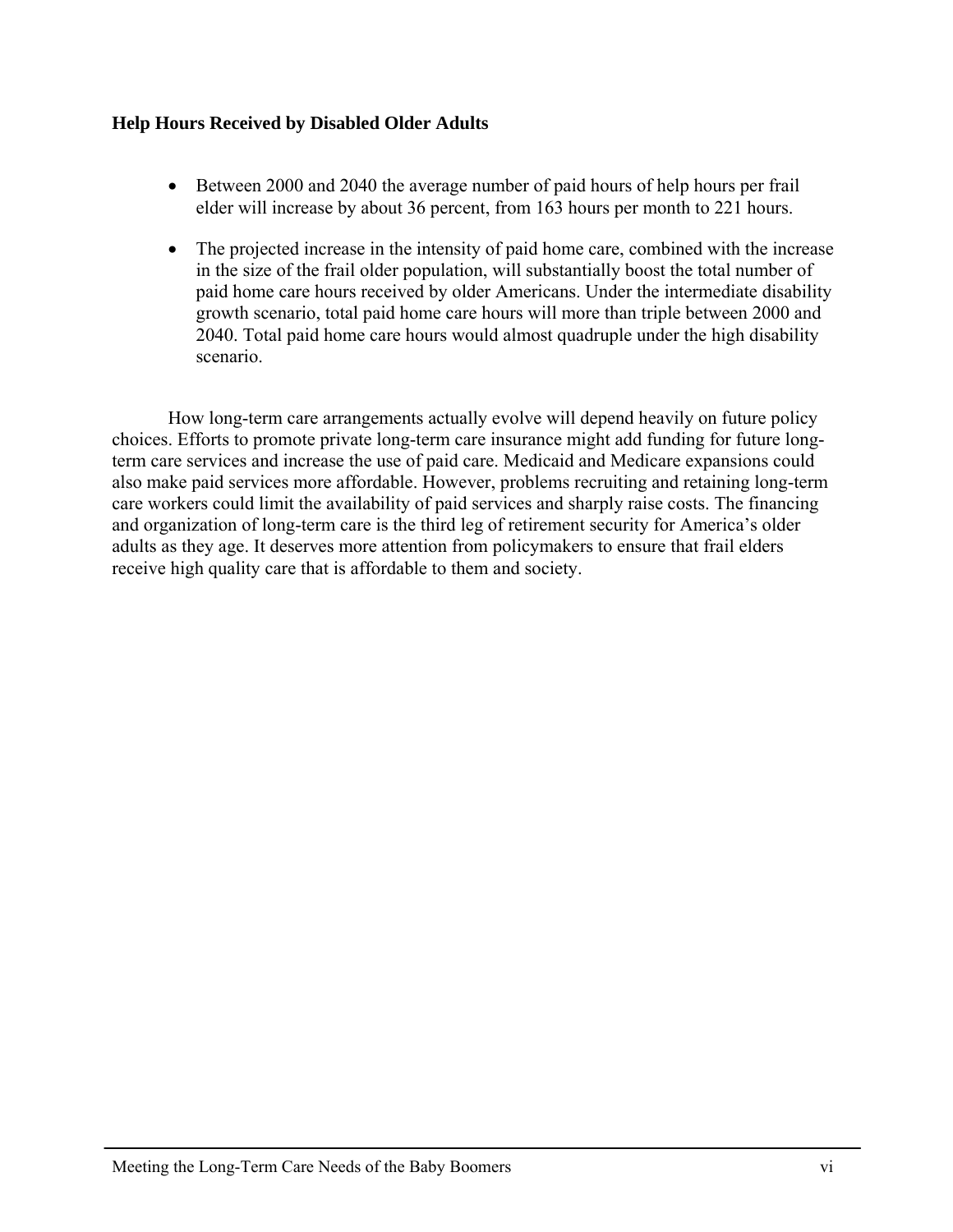### Help Hours Received by Disabled Older Adults

- Between 2000 and 2040 the average number of paid hours of help hours per frail elder will increase by about 36 percent, from 163 hours per month to 221 hours.
- The projected increase in the intensity of paid home care, combined with the increase in the size of the frail older population, will substantially boost the total number of paid home care hours received by older Americans. Under the intermediate disability growth scenario, total paid home care hours will more than triple between 2000 and 2040. Total paid home care hours would almost quadruple under the high disability scenario.

How long-term care arrangements actually evolve will depend heavily on future policy choices. Efforts to promote private long-term care insurance might add funding for future long-term care services and increase the use of paid care. Medicaid and Medicare expansions could also make paid services more affordable. However, problems recruiting and retaining long-term care workers could limit the availability of paid services and sharply raise costs. The financing and organization of long-term care is the third leg of retirement security for America's older adults as they age. It deserves more attention from policymakers to ensure that frail elders receive high quality care that is affordable to them and society.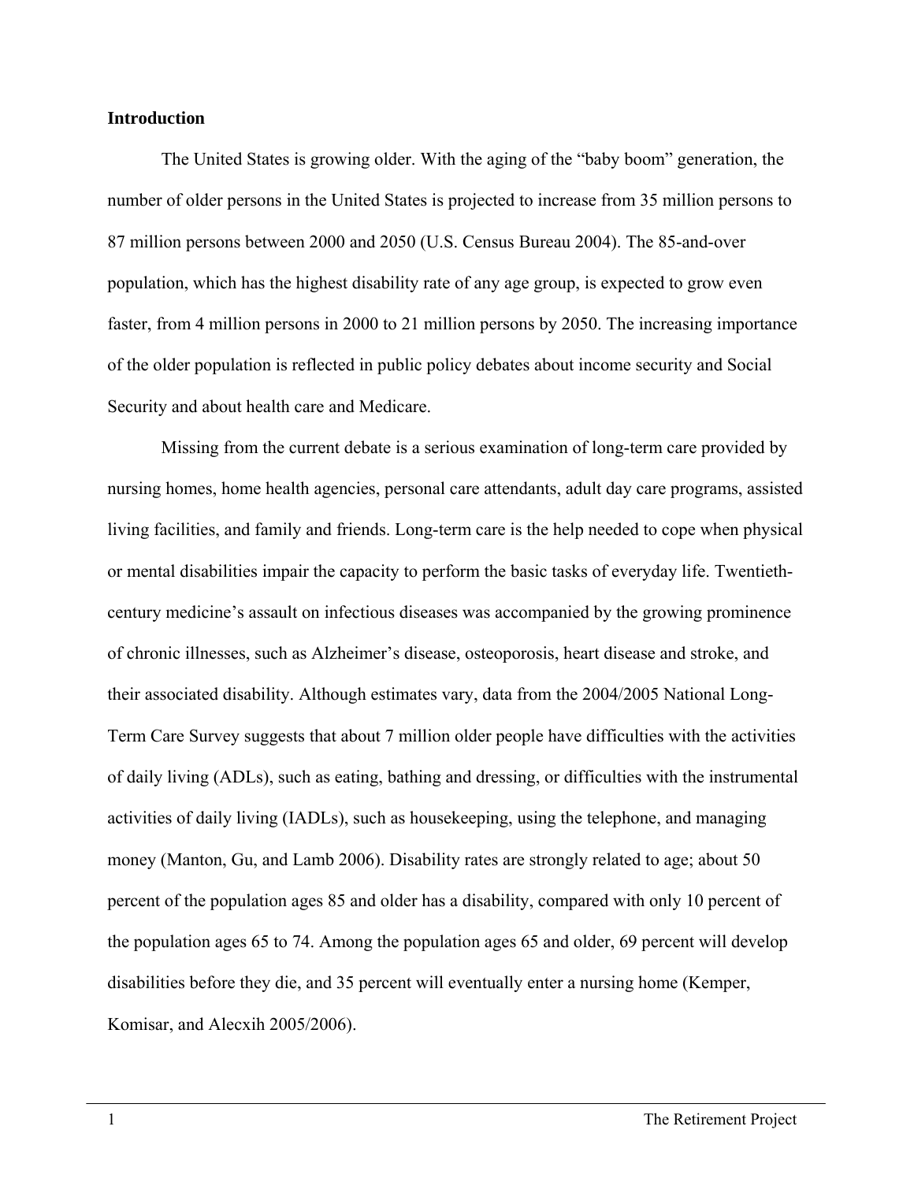## Introduction

The United States is growing older. With the aging of the "baby boom" generation, the number of older persons in the United States is projected to increase from 35 million persons to 87 million persons between 2000 and 2050 (U.S. Census Bureau 2004). The 85-and-over population, which has the highest disability rate of any age group, is expected to grow even faster, from 4 million persons in 2000 to 21 million persons by 2050. The increasing importance of the older population is reflected in public policy debates about income security and Social Security and about health care and Medicare.

Missing from the current debate is a serious examination of long-term care provided by nursing homes, home health agencies, personal care attendants, adult day care programs, assisted living facilities, and family and friends. Long-term care is the help needed to cope when physical or mental disabilities impair the capacity to perform the basic tasks of everyday life. Twentieth-century medicine's assault on infectious diseases was accompanied by the growing prominence of chronic illnesses, such as Alzheimer's disease, osteoporosis, heart disease and stroke, and their associated disability. Although estimates vary, data from the 2004/2005 National Long-Term Care Survey suggests that about 7 million older people have difficulties with the activities of daily living (ADLs), such as eating, bathing and dressing, or difficulties with the instrumental activities of daily living (IADLs), such as housekeeping, using the telephone, and managing money (Manton, Gu, and Lamb 2006). Disability rates are strongly related to age; about 50 percent of the population ages 85 and older has a disability, compared with only 10 percent of the population ages 65 to 74. Among the population ages 65 and older, 69 percent will develop disabilities before they die, and 35 percent will eventually enter a nursing home (Kemper, Komisar, and Alecxih 2005/2006).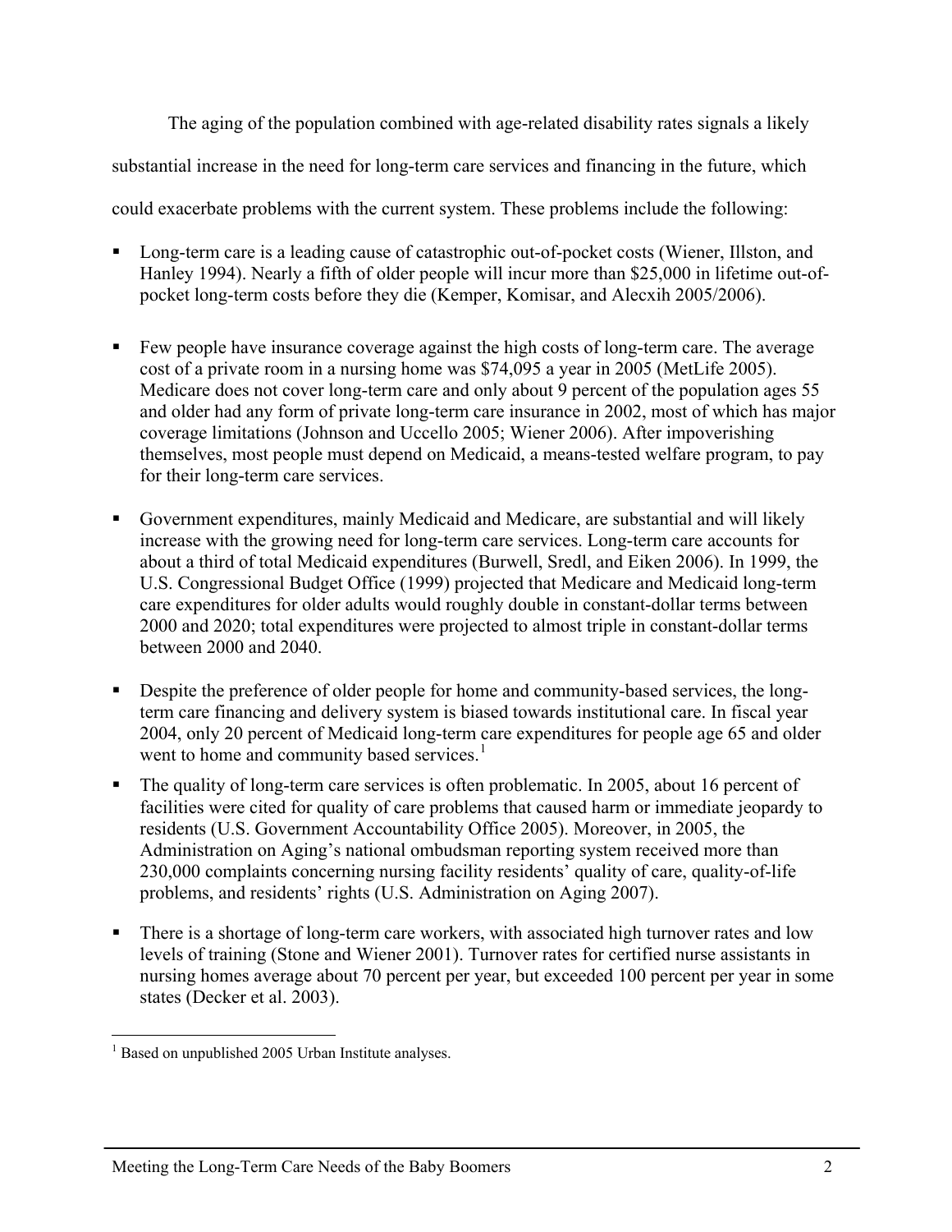The aging of the population combined with age-related disability rates signals a likely substantial increase in the need for long-term care services and financing in the future, which could exacerbate problems with the current system. These problems include the following:

- Long-term care is a leading cause of catastrophic out-of-pocket costs (Wiener, Illston, and Hanley 1994). Nearly a fifth of older people will incur more than $25,000 in lifetime out-of-pocket long-term costs before they die (Kemper, Komisar, and Alecxih 2005/2006).

- Few people have insurance coverage against the high costs of long-term care. The average cost of a private room in a nursing home was $74,095 a year in 2005 (MetLife 2005). Medicare does not cover long-term care and only about 9 percent of the population ages 55 and older had any form of private long-term care insurance in 2002, most of which has major coverage limitations (Johnson and Uccello 2005; Wiener 2006). After impoverishing themselves, most people must depend on Medicaid, a means-tested welfare program, to pay for their long-term care services.

- Government expenditures, mainly Medicaid and Medicare, are substantial and will likely increase with the growing need for long-term care services. Long-term care accounts for about a third of total Medicaid expenditures (Burwell, Sredl, and Eiken 2006). In 1999, the U.S. Congressional Budget Office (1999) projected that Medicare and Medicaid long-term care expenditures for older adults would roughly double in constant-dollar terms between 2000 and 2020; total expenditures were projected to almost triple in constant-dollar terms between 2000 and 2040.

- Despite the preference of older people for home and community-based services, the long-term care financing and delivery system is biased towards institutional care. In fiscal year 2004, only 20 percent of Medicaid long-term care expenditures for people age 65 and older went to home and community based services.[1]

- The quality of long-term care services is often problematic. In 2005, about 16 percent of facilities were cited for quality of care problems that caused harm or immediate jeopardy to residents (U.S. Government Accountability Office 2005). Moreover, in 2005, the Administration on Aging's national ombudsman reporting system received more than 230,000 complaints concerning nursing facility residents' quality of care, quality-of-life problems, and residents' rights (U.S. Administration on Aging 2007).

- There is a shortage of long-term care workers, with associated high turnover rates and low levels of training (Stone and Wiener 2001). Turnover rates for certified nurse assistants in nursing homes average about 70 percent per year, but exceeded 100 percent per year in some states (Decker et al. 2003).

---

[1] Based on unpublished 2005 Urban Institute analyses.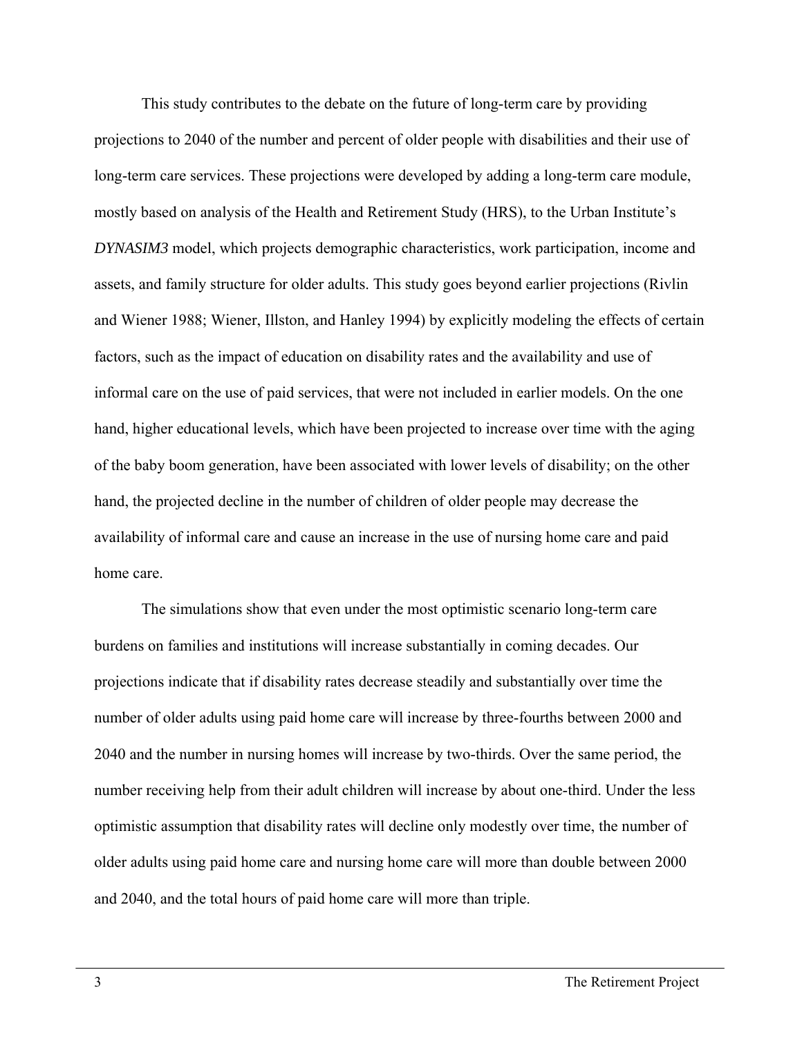This study contributes to the debate on the future of long-term care by providing projections to 2040 of the number and percent of older people with disabilities and their use of long-term care services. These projections were developed by adding a long-term care module, mostly based on analysis of the Health and Retirement Study (HRS), to the Urban Institute's *DYNASIM3* model, which projects demographic characteristics, work participation, income and assets, and family structure for older adults. This study goes beyond earlier projections (Rivlin and Wiener 1988; Wiener, Illston, and Hanley 1994) by explicitly modeling the effects of certain factors, such as the impact of education on disability rates and the availability and use of informal care on the use of paid services, that were not included in earlier models. On the one hand, higher educational levels, which have been projected to increase over time with the aging of the baby boom generation, have been associated with lower levels of disability; on the other hand, the projected decline in the number of children of older people may decrease the availability of informal care and cause an increase in the use of nursing home care and paid home care.

The simulations show that even under the most optimistic scenario long-term care burdens on families and institutions will increase substantially in coming decades. Our projections indicate that if disability rates decrease steadily and substantially over time the number of older adults using paid home care will increase by three-fourths between 2000 and 2040 and the number in nursing homes will increase by two-thirds. Over the same period, the number receiving help from their adult children will increase by about one-third. Under the less optimistic assumption that disability rates will decline only modestly over time, the number of older adults using paid home care and nursing home care will more than double between 2000 and 2040, and the total hours of paid home care will more than triple.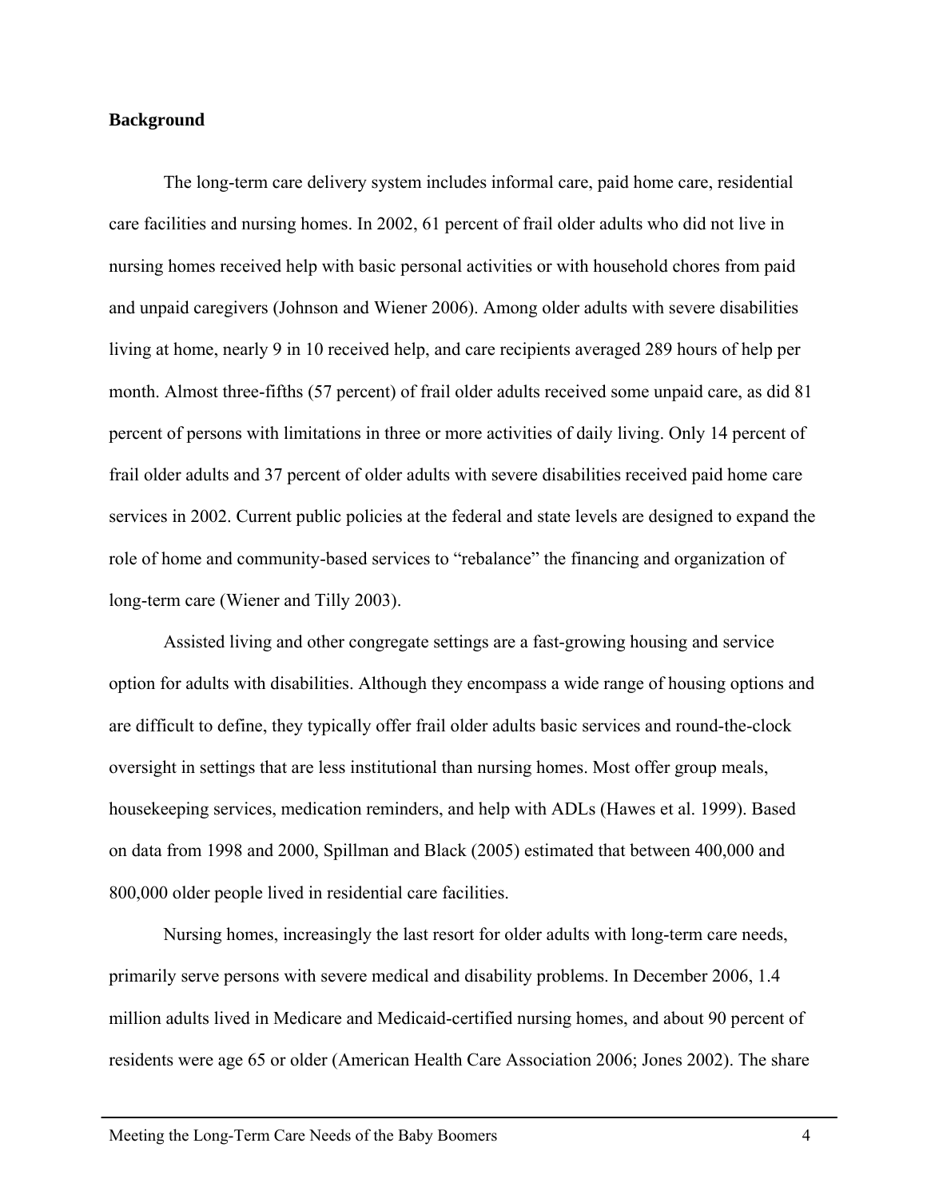**Background**

The long-term care delivery system includes informal care, paid home care, residential care facilities and nursing homes. In 2002, 61 percent of frail older adults who did not live in nursing homes received help with basic personal activities or with household chores from paid and unpaid caregivers (Johnson and Wiener 2006). Among older adults with severe disabilities living at home, nearly 9 in 10 received help, and care recipients averaged 289 hours of help per month. Almost three-fifths (57 percent) of frail older adults received some unpaid care, as did 81 percent of persons with limitations in three or more activities of daily living. Only 14 percent of frail older adults and 37 percent of older adults with severe disabilities received paid home care services in 2002. Current public policies at the federal and state levels are designed to expand the role of home and community-based services to "rebalance" the financing and organization of long-term care (Wiener and Tilly 2003).

Assisted living and other congregate settings are a fast-growing housing and service option for adults with disabilities. Although they encompass a wide range of housing options and are difficult to define, they typically offer frail older adults basic services and round-the-clock oversight in settings that are less institutional than nursing homes. Most offer group meals, housekeeping services, medication reminders, and help with ADLs (Hawes et al. 1999). Based on data from 1998 and 2000, Spillman and Black (2005) estimated that between 400,000 and 800,000 older people lived in residential care facilities.

Nursing homes, increasingly the last resort for older adults with long-term care needs, primarily serve persons with severe medical and disability problems. In December 2006, 1.4 million adults lived in Medicare and Medicaid-certified nursing homes, and about 90 percent of residents were age 65 or older (American Health Care Association 2006; Jones 2002). The share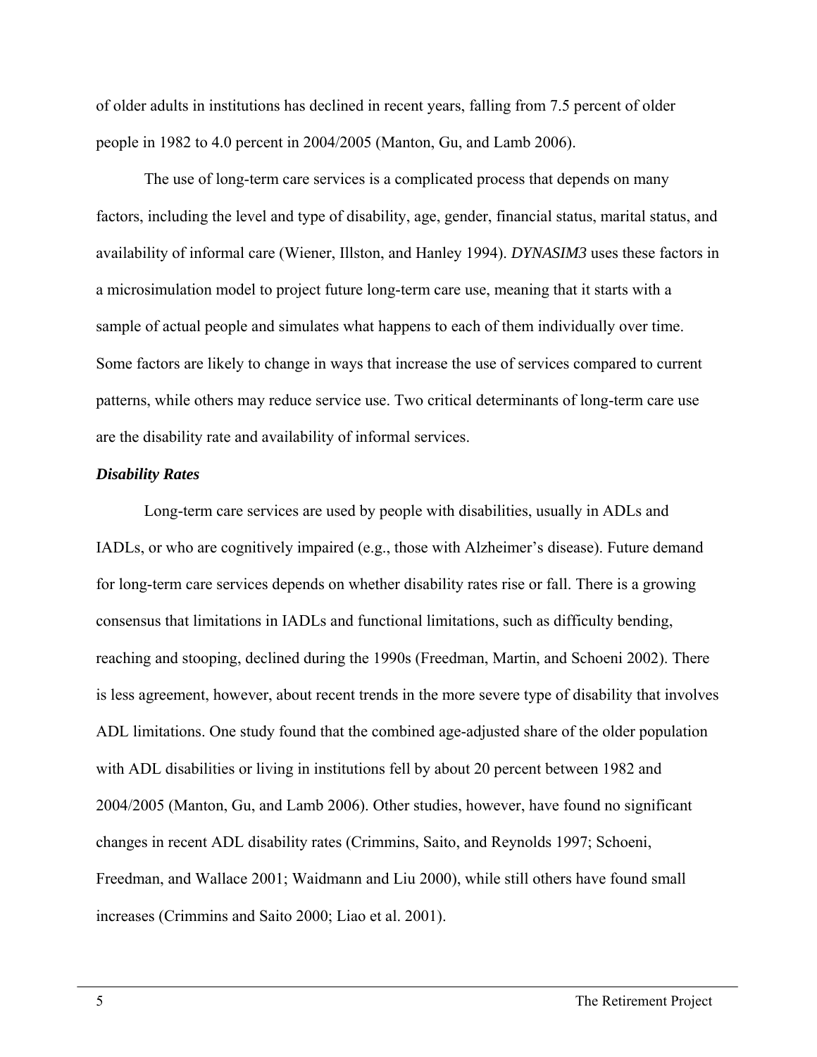of older adults in institutions has declined in recent years, falling from 7.5 percent of older people in 1982 to 4.0 percent in 2004/2005 (Manton, Gu, and Lamb 2006).

The use of long-term care services is a complicated process that depends on many factors, including the level and type of disability, age, gender, financial status, marital status, and availability of informal care (Wiener, Illston, and Hanley 1994). *DYNASIM3* uses these factors in a microsimulation model to project future long-term care use, meaning that it starts with a sample of actual people and simulates what happens to each of them individually over time. Some factors are likely to change in ways that increase the use of services compared to current patterns, while others may reduce service use. Two critical determinants of long-term care use are the disability rate and availability of informal services.

***Disability Rates***

Long-term care services are used by people with disabilities, usually in ADLs and IADLs, or who are cognitively impaired (e.g., those with Alzheimer's disease). Future demand for long-term care services depends on whether disability rates rise or fall. There is a growing consensus that limitations in IADLs and functional limitations, such as difficulty bending, reaching and stooping, declined during the 1990s (Freedman, Martin, and Schoeni 2002). There is less agreement, however, about recent trends in the more severe type of disability that involves ADL limitations. One study found that the combined age-adjusted share of the older population with ADL disabilities or living in institutions fell by about 20 percent between 1982 and 2004/2005 (Manton, Gu, and Lamb 2006). Other studies, however, have found no significant changes in recent ADL disability rates (Crimmins, Saito, and Reynolds 1997; Schoeni, Freedman, and Wallace 2001; Waidmann and Liu 2000), while still others have found small increases (Crimmins and Saito 2000; Liao et al. 2001).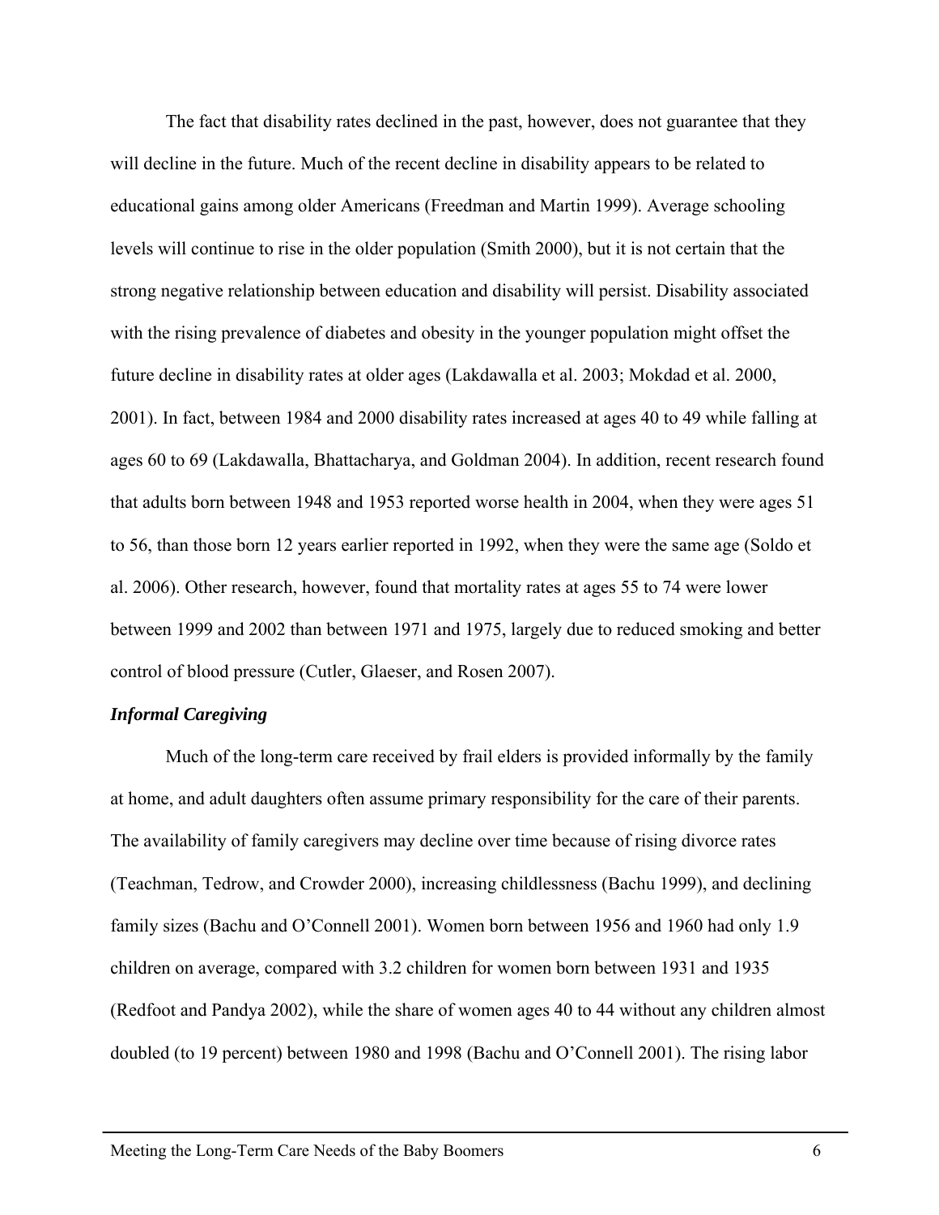The fact that disability rates declined in the past, however, does not guarantee that they will decline in the future. Much of the recent decline in disability appears to be related to educational gains among older Americans (Freedman and Martin 1999). Average schooling levels will continue to rise in the older population (Smith 2000), but it is not certain that the strong negative relationship between education and disability will persist. Disability associated with the rising prevalence of diabetes and obesity in the younger population might offset the future decline in disability rates at older ages (Lakdawalla et al. 2003; Mokdad et al. 2000, 2001). In fact, between 1984 and 2000 disability rates increased at ages 40 to 49 while falling at ages 60 to 69 (Lakdawalla, Bhattacharya, and Goldman 2004). In addition, recent research found that adults born between 1948 and 1953 reported worse health in 2004, when they were ages 51 to 56, than those born 12 years earlier reported in 1992, when they were the same age (Soldo et al. 2006). Other research, however, found that mortality rates at ages 55 to 74 were lower between 1999 and 2002 than between 1971 and 1975, largely due to reduced smoking and better control of blood pressure (Cutler, Glaeser, and Rosen 2007).

### *Informal Caregiving*

Much of the long-term care received by frail elders is provided informally by the family at home, and adult daughters often assume primary responsibility for the care of their parents. The availability of family caregivers may decline over time because of rising divorce rates (Teachman, Tedrow, and Crowder 2000), increasing childlessness (Bachu 1999), and declining family sizes (Bachu and O'Connell 2001). Women born between 1956 and 1960 had only 1.9 children on average, compared with 3.2 children for women born between 1931 and 1935 (Redfoot and Pandya 2002), while the share of women ages 40 to 44 without any children almost doubled (to 19 percent) between 1980 and 1998 (Bachu and O'Connell 2001). The rising labor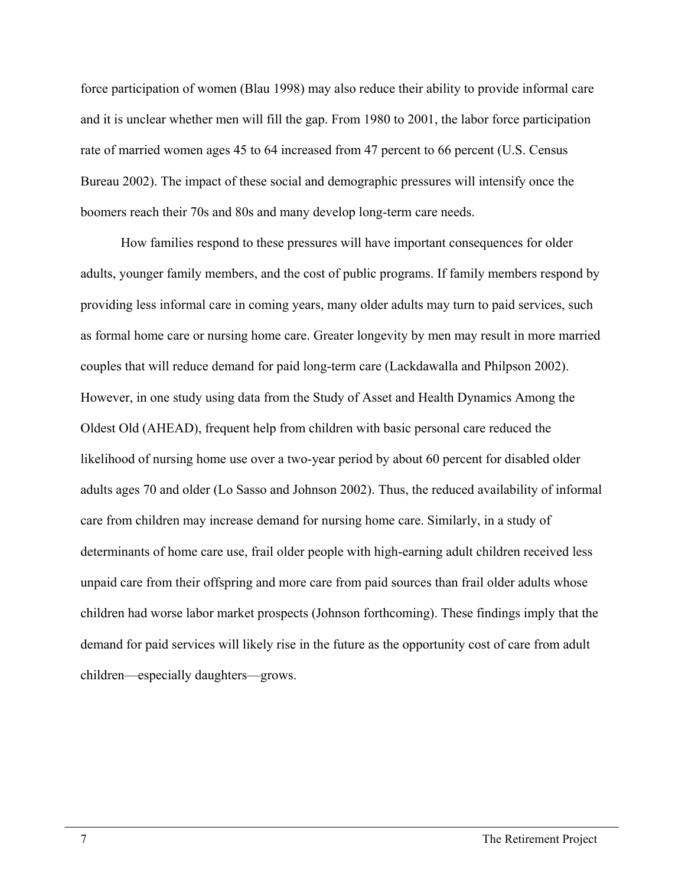force participation of women (Blau 1998) may also reduce their ability to provide informal care and it is unclear whether men will fill the gap. From 1980 to 2001, the labor force participation rate of married women ages 45 to 64 increased from 47 percent to 66 percent (U.S. Census Bureau 2002). The impact of these social and demographic pressures will intensify once the boomers reach their 70s and 80s and many develop long-term care needs.

How families respond to these pressures will have important consequences for older adults, younger family members, and the cost of public programs. If family members respond by providing less informal care in coming years, many older adults may turn to paid services, such as formal home care or nursing home care. Greater longevity by men may result in more married couples that will reduce demand for paid long-term care (Lackdawalla and Philpson 2002). However, in one study using data from the Study of Asset and Health Dynamics Among the Oldest Old (AHEAD), frequent help from children with basic personal care reduced the likelihood of nursing home use over a two-year period by about 60 percent for disabled older adults ages 70 and older (Lo Sasso and Johnson 2002). Thus, the reduced availability of informal care from children may increase demand for nursing home care. Similarly, in a study of determinants of home care use, frail older people with high-earning adult children received less unpaid care from their offspring and more care from paid sources than frail older adults whose children had worse labor market prospects (Johnson forthcoming). These findings imply that the demand for paid services will likely rise in the future as the opportunity cost of care from adult children—especially daughters—grows.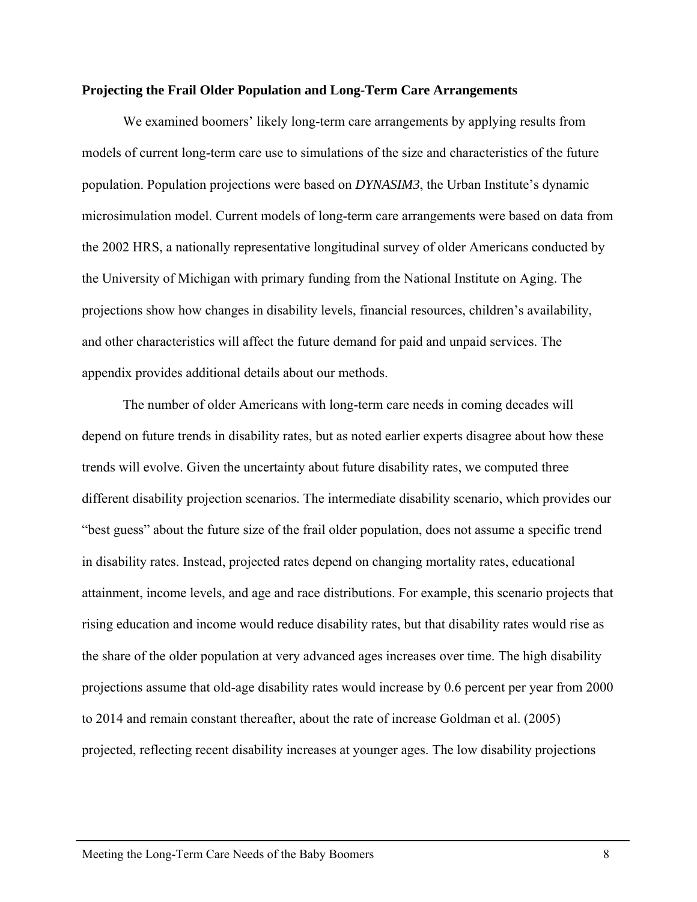**Projecting the Frail Older Population and Long-Term Care Arrangements**

We examined boomers' likely long-term care arrangements by applying results from models of current long-term care use to simulations of the size and characteristics of the future population. Population projections were based on *DYNASIM3*, the Urban Institute's dynamic microsimulation model. Current models of long-term care arrangements were based on data from the 2002 HRS, a nationally representative longitudinal survey of older Americans conducted by the University of Michigan with primary funding from the National Institute on Aging. The projections show how changes in disability levels, financial resources, children's availability, and other characteristics will affect the future demand for paid and unpaid services. The appendix provides additional details about our methods.

The number of older Americans with long-term care needs in coming decades will depend on future trends in disability rates, but as noted earlier experts disagree about how these trends will evolve. Given the uncertainty about future disability rates, we computed three different disability projection scenarios. The intermediate disability scenario, which provides our "best guess" about the future size of the frail older population, does not assume a specific trend in disability rates. Instead, projected rates depend on changing mortality rates, educational attainment, income levels, and age and race distributions. For example, this scenario projects that rising education and income would reduce disability rates, but that disability rates would rise as the share of the older population at very advanced ages increases over time. The high disability projections assume that old-age disability rates would increase by 0.6 percent per year from 2000 to 2014 and remain constant thereafter, about the rate of increase Goldman et al. (2005) projected, reflecting recent disability increases at younger ages. The low disability projections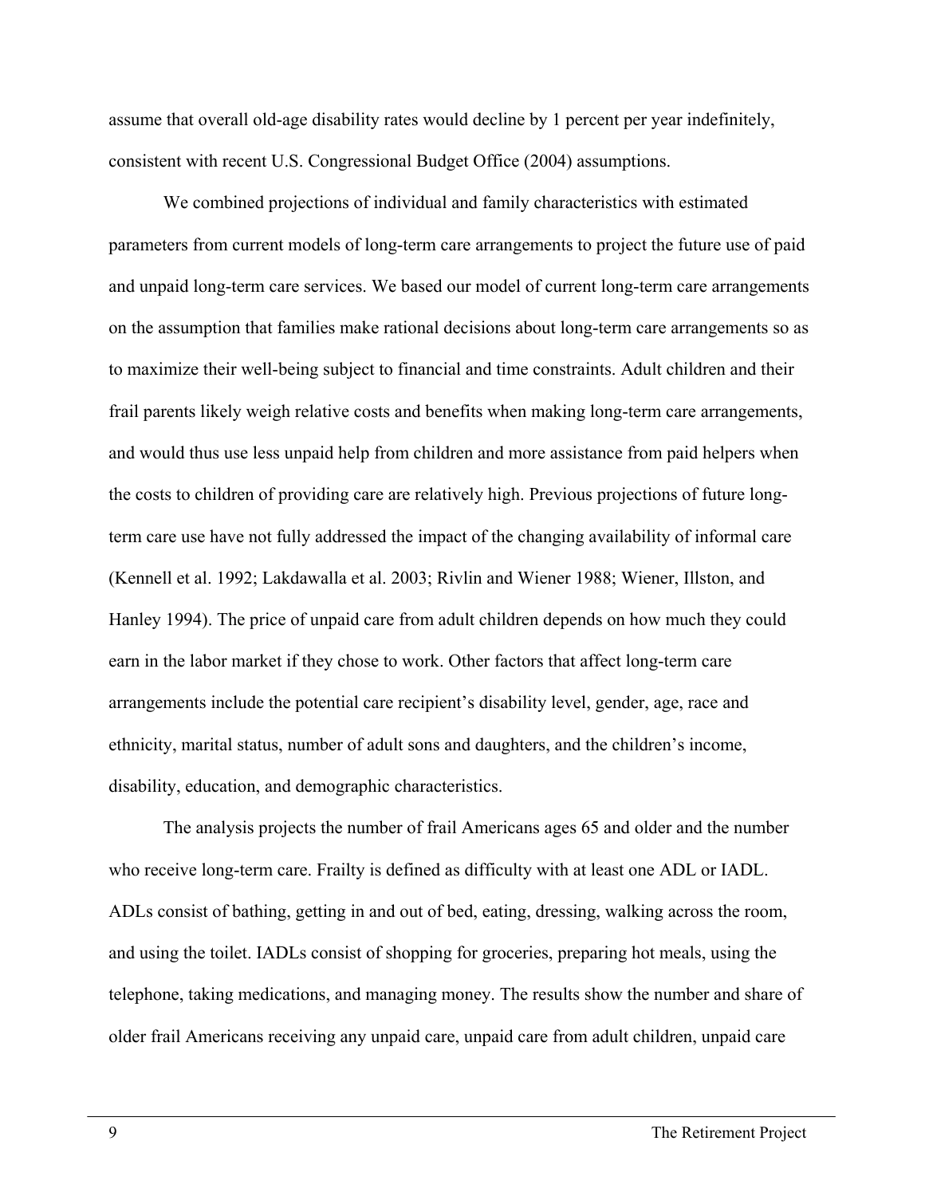assume that overall old-age disability rates would decline by 1 percent per year indefinitely, consistent with recent U.S. Congressional Budget Office (2004) assumptions.

We combined projections of individual and family characteristics with estimated parameters from current models of long-term care arrangements to project the future use of paid and unpaid long-term care services. We based our model of current long-term care arrangements on the assumption that families make rational decisions about long-term care arrangements so as to maximize their well-being subject to financial and time constraints. Adult children and their frail parents likely weigh relative costs and benefits when making long-term care arrangements, and would thus use less unpaid help from children and more assistance from paid helpers when the costs to children of providing care are relatively high. Previous projections of future long-term care use have not fully addressed the impact of the changing availability of informal care (Kennell et al. 1992; Lakdawalla et al. 2003; Rivlin and Wiener 1988; Wiener, Illston, and Hanley 1994). The price of unpaid care from adult children depends on how much they could earn in the labor market if they chose to work. Other factors that affect long-term care arrangements include the potential care recipient's disability level, gender, age, race and ethnicity, marital status, number of adult sons and daughters, and the children's income, disability, education, and demographic characteristics.

The analysis projects the number of frail Americans ages 65 and older and the number who receive long-term care. Frailty is defined as difficulty with at least one ADL or IADL. ADLs consist of bathing, getting in and out of bed, eating, dressing, walking across the room, and using the toilet. IADLs consist of shopping for groceries, preparing hot meals, using the telephone, taking medications, and managing money. The results show the number and share of older frail Americans receiving any unpaid care, unpaid care from adult children, unpaid care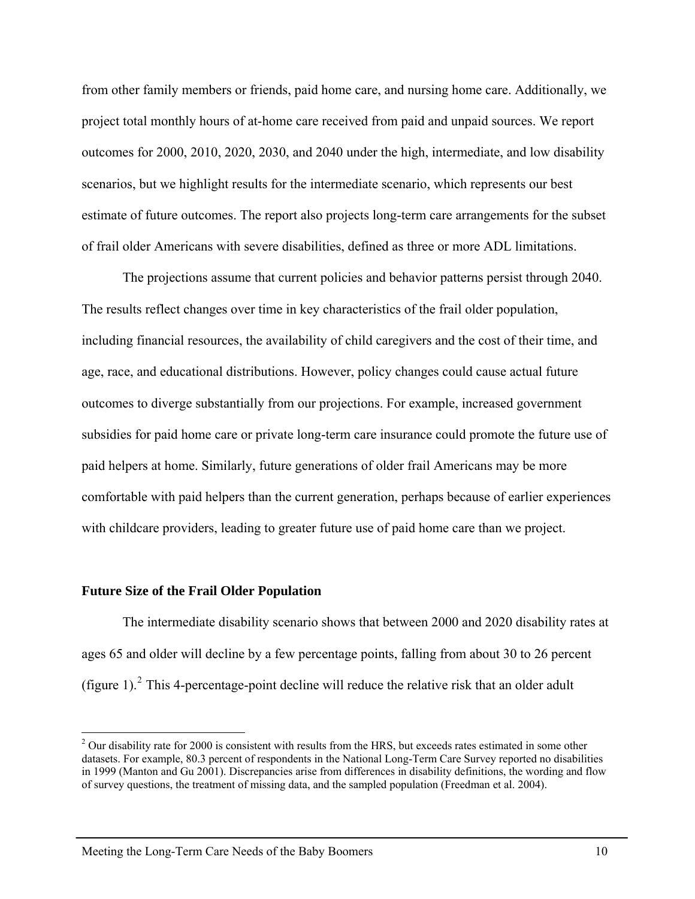from other family members or friends, paid home care, and nursing home care. Additionally, we project total monthly hours of at-home care received from paid and unpaid sources. We report outcomes for 2000, 2010, 2020, 2030, and 2040 under the high, intermediate, and low disability scenarios, but we highlight results for the intermediate scenario, which represents our best estimate of future outcomes. The report also projects long-term care arrangements for the subset of frail older Americans with severe disabilities, defined as three or more ADL limitations.

The projections assume that current policies and behavior patterns persist through 2040. The results reflect changes over time in key characteristics of the frail older population, including financial resources, the availability of child caregivers and the cost of their time, and age, race, and educational distributions. However, policy changes could cause actual future outcomes to diverge substantially from our projections. For example, increased government subsidies for paid home care or private long-term care insurance could promote the future use of paid helpers at home. Similarly, future generations of older frail Americans may be more comfortable with paid helpers than the current generation, perhaps because of earlier experiences with childcare providers, leading to greater future use of paid home care than we project.

**Future Size of the Frail Older Population**

The intermediate disability scenario shows that between 2000 and 2020 disability rates at ages 65 and older will decline by a few percentage points, falling from about 30 to 26 percent (figure 1).[2] This 4-percentage-point decline will reduce the relative risk that an older adult

[2] Our disability rate for 2000 is consistent with results from the HRS, but exceeds rates estimated in some other datasets. For example, 80.3 percent of respondents in the National Long-Term Care Survey reported no disabilities in 1999 (Manton and Gu 2001). Discrepancies arise from differences in disability definitions, the wording and flow of survey questions, the treatment of missing data, and the sampled population (Freedman et al. 2004).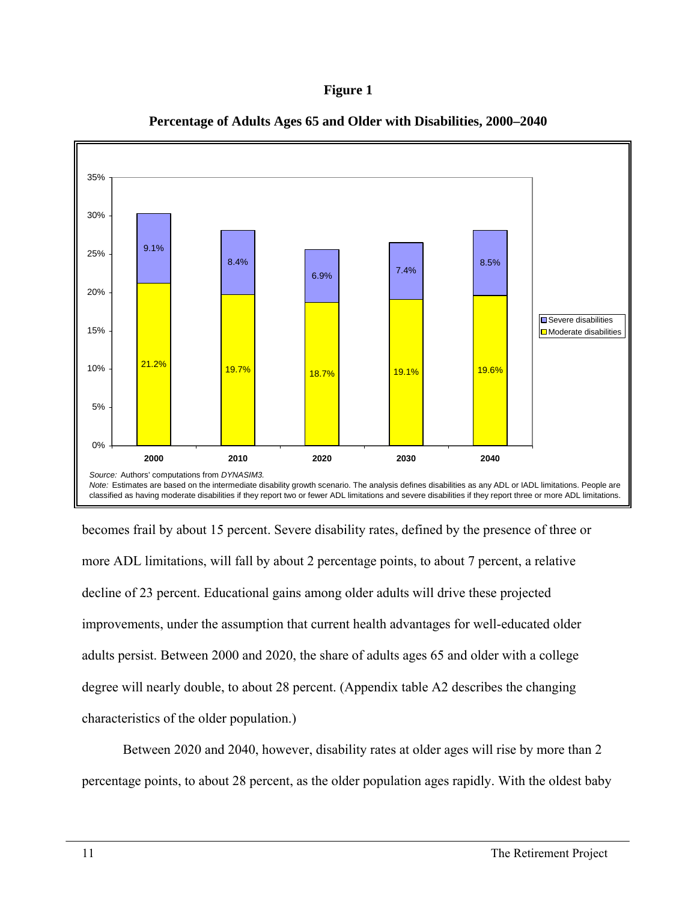**Figure 1**

**Percentage of Adults Ages 65 and Older with Disabilities, 2000–2040**

| | 2000 | 2010 | 2020 | 2030 | 2040 |
|---|---|---|---|---|---|
| Severe disabilities | 9.1% | 8.4% | 6.9% | 7.4% | 8.5% |
| Moderate disabilities | 21.2% | 19.7% | 18.7% | 19.1% | 19.6% |

*Source:* Authors' computations from *DYNASIM3.*
*Note:* Estimates are based on the intermediate disability growth scenario. The analysis defines disabilities as any ADL or IADL limitations. People are classified as having moderate disabilities if they report two or fewer ADL limitations and severe disabilities if they report three or more ADL limitations.

becomes frail by about 15 percent. Severe disability rates, defined by the presence of three or more ADL limitations, will fall by about 2 percentage points, to about 7 percent, a relative decline of 23 percent. Educational gains among older adults will drive these projected improvements, under the assumption that current health advantages for well-educated older adults persist. Between 2000 and 2020, the share of adults ages 65 and older with a college degree will nearly double, to about 28 percent. (Appendix table A2 describes the changing characteristics of the older population.)

Between 2020 and 2040, however, disability rates at older ages will rise by more than 2 percentage points, to about 28 percent, as the older population ages rapidly. With the oldest baby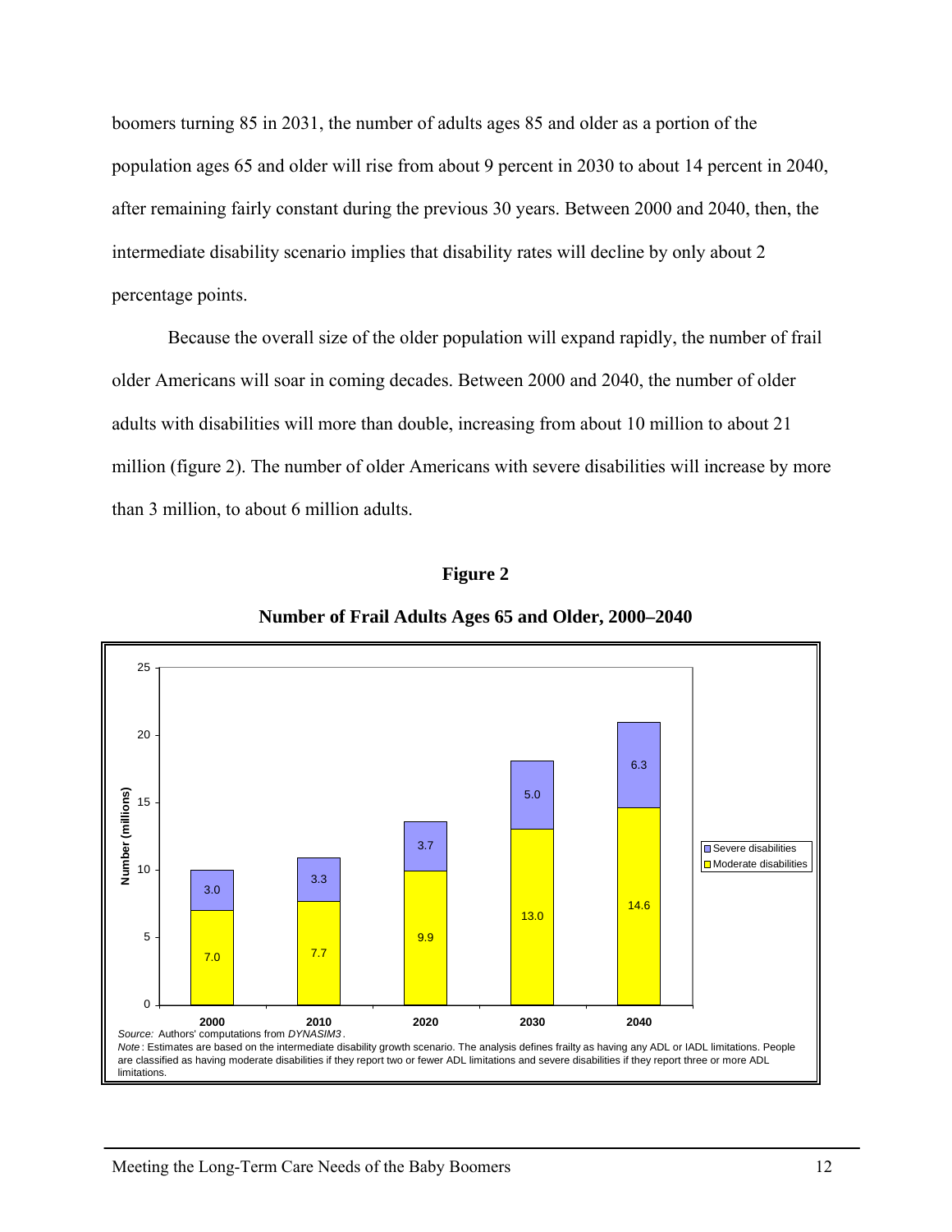boomers turning 85 in 2031, the number of adults ages 85 and older as a portion of the population ages 65 and older will rise from about 9 percent in 2030 to about 14 percent in 2040, after remaining fairly constant during the previous 30 years. Between 2000 and 2040, then, the intermediate disability scenario implies that disability rates will decline by only about 2 percentage points.

Because the overall size of the older population will expand rapidly, the number of frail older Americans will soar in coming decades. Between 2000 and 2040, the number of older adults with disabilities will more than double, increasing from about 10 million to about 21 million (figure 2). The number of older Americans with severe disabilities will increase by more than 3 million, to about 6 million adults.

**Figure 2**

**Number of Frail Adults Ages 65 and Older, 2000–2040**

| Year | Moderate disabilities (millions) | Severe disabilities (millions) |
|---|---|---|
| 2000 | 7.0 | 3.0 |
| 2010 | 7.7 | 3.3 |
| 2020 | 9.9 | 3.7 |
| 2030 | 13.0 | 5.0 |
| 2040 | 14.6 | 6.3 |

*Source:* Authors' computations from *DYNASIM3*.

*Note*: Estimates are based on the intermediate disability growth scenario. The analysis defines frailty as having any ADL or IADL limitations. People are classified as having moderate disabilities if they report two or fewer ADL limitations and severe disabilities if they report three or more ADL limitations.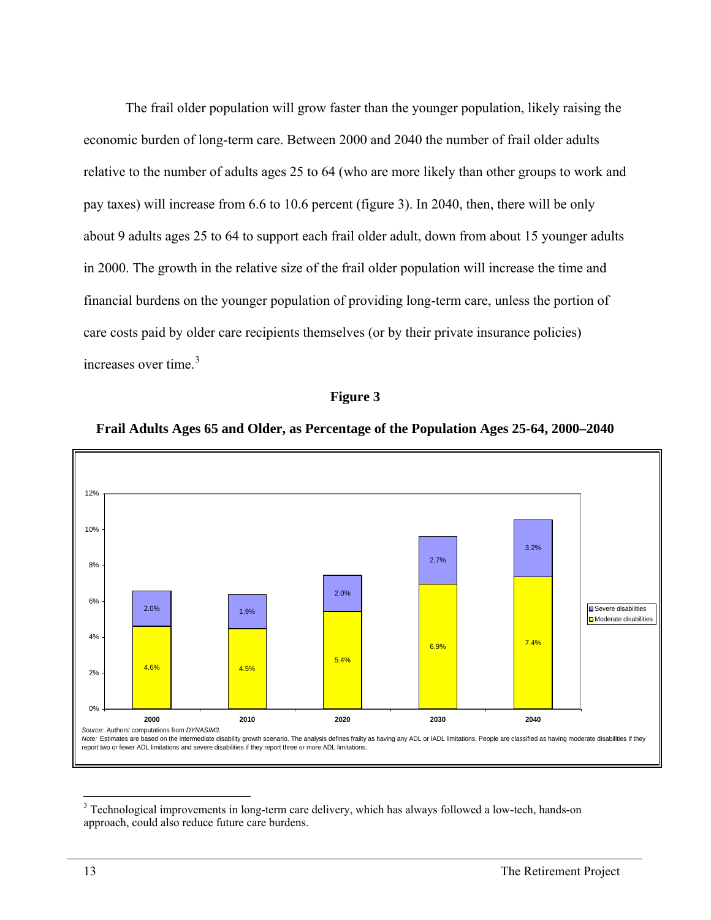The frail older population will grow faster than the younger population, likely raising the economic burden of long-term care. Between 2000 and 2040 the number of frail older adults relative to the number of adults ages 25 to 64 (who are more likely than other groups to work and pay taxes) will increase from 6.6 to 10.6 percent (figure 3). In 2040, then, there will be only about 9 adults ages 25 to 64 to support each frail older adult, down from about 15 younger adults in 2000. The growth in the relative size of the frail older population will increase the time and financial burdens on the younger population of providing long-term care, unless the portion of care costs paid by older care recipients themselves (or by their private insurance policies) increases over time.[3]

**Figure 3**

**Frail Adults Ages 65 and Older, as Percentage of the Population Ages 25-64, 2000–2040**

| | 2000 | 2010 | 2020 | 2030 | 2040 |
|---|---|---|---|---|---|
| Severe disabilities | 2.0% | 1.9% | 2.0% | 2.7% | 3.2% |
| Moderate disabilities | 4.6% | 4.5% | 5.4% | 6.9% | 7.4% |

*Source:* Authors' computations from *DYNASIM3*.
*Note:* Estimates are based on the intermediate disability growth scenario. The analysis defines frailty as having any ADL or IADL limitations. People are classified as having moderate disabilities if they report two or fewer ADL limitations and severe disabilities if they report three or more ADL limitations.

[3] Technological improvements in long-term care delivery, which has always followed a low-tech, hands-on approach, could also reduce future care burdens.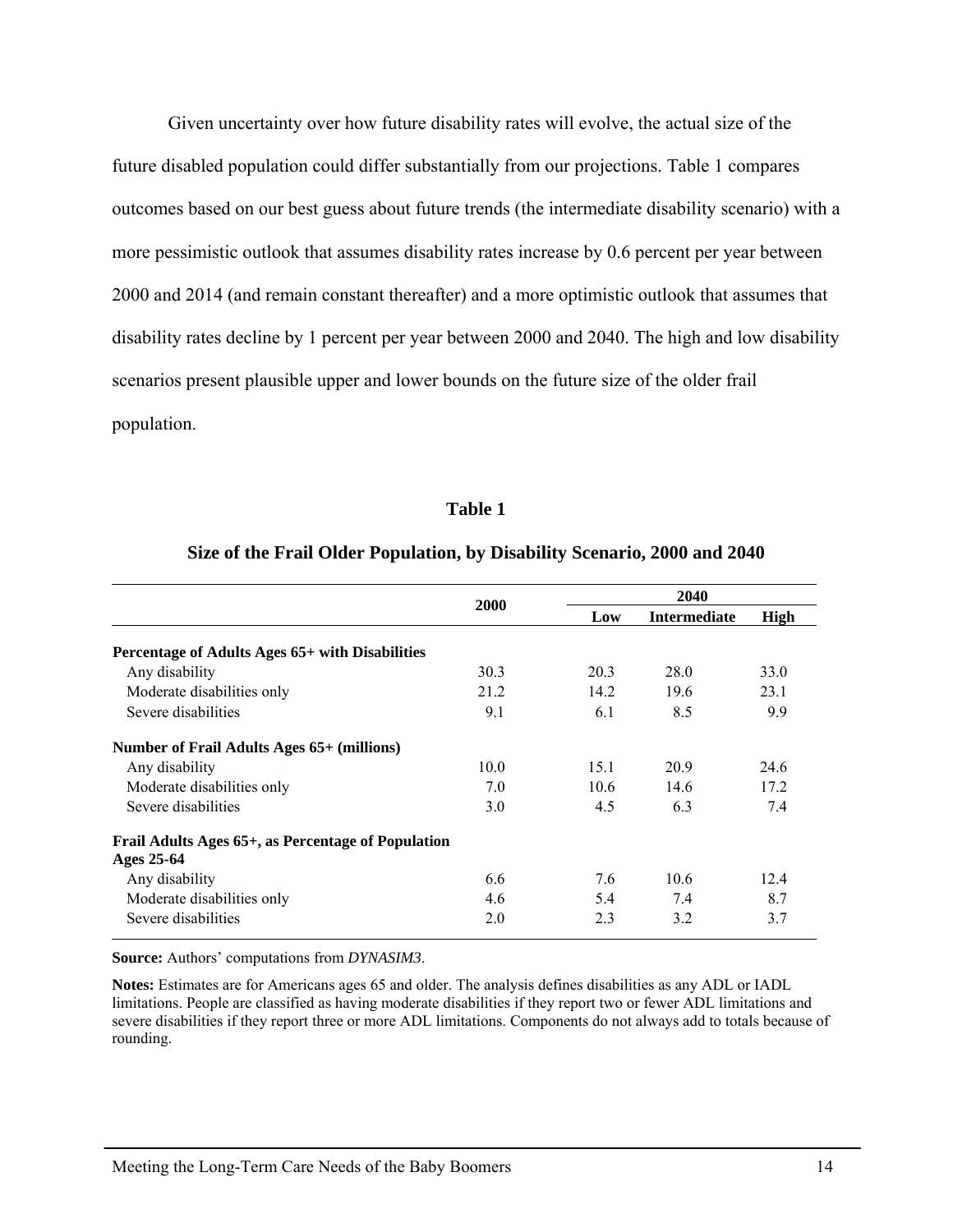Given uncertainty over how future disability rates will evolve, the actual size of the future disabled population could differ substantially from our projections. Table 1 compares outcomes based on our best guess about future trends (the intermediate disability scenario) with a more pessimistic outlook that assumes disability rates increase by 0.6 percent per year between 2000 and 2014 (and remain constant thereafter) and a more optimistic outlook that assumes that disability rates decline by 1 percent per year between 2000 and 2040. The high and low disability scenarios present plausible upper and lower bounds on the future size of the older frail population.

**Table 1**

**Size of the Frail Older Population, by Disability Scenario, 2000 and 2040**

| | 2000 | 2040 | | |
|---|---|---|---|---|
| | | Low | Intermediate | High |
| **Percentage of Adults Ages 65+ with Disabilities** | | | | |
| Any disability | 30.3 | 20.3 | 28.0 | 33.0 |
| Moderate disabilities only | 21.2 | 14.2 | 19.6 | 23.1 |
| Severe disabilities | 9.1 | 6.1 | 8.5 | 9.9 |
| **Number of Frail Adults Ages 65+ (millions)** | | | | |
| Any disability | 10.0 | 15.1 | 20.9 | 24.6 |
| Moderate disabilities only | 7.0 | 10.6 | 14.6 | 17.2 |
| Severe disabilities | 3.0 | 4.5 | 6.3 | 7.4 |
| **Frail Adults Ages 65+, as Percentage of Population Ages 25-64** | | | | |
| Any disability | 6.6 | 7.6 | 10.6 | 12.4 |
| Moderate disabilities only | 4.6 | 5.4 | 7.4 | 8.7 |
| Severe disabilities | 2.0 | 2.3 | 3.2 | 3.7 |

**Source:** Authors' computations from *DYNASIM3*.

**Notes:** Estimates are for Americans ages 65 and older. The analysis defines disabilities as any ADL or IADL limitations. People are classified as having moderate disabilities if they report two or fewer ADL limitations and severe disabilities if they report three or more ADL limitations. Components do not always add to totals because of rounding.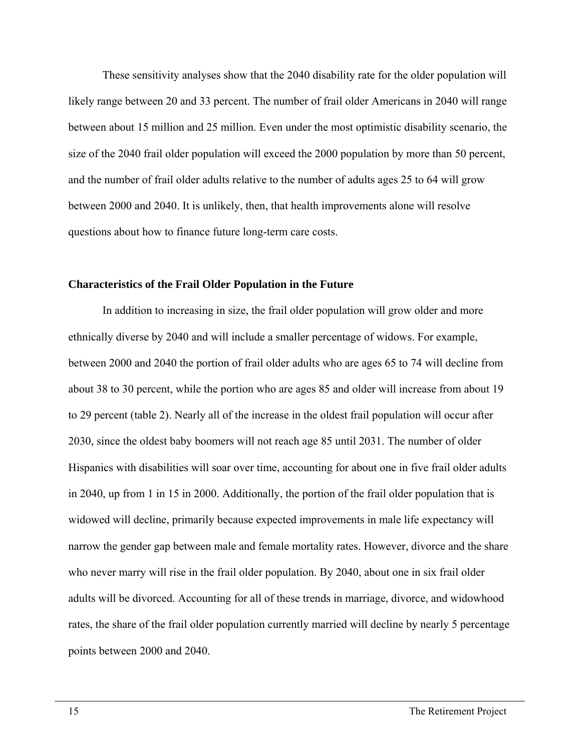These sensitivity analyses show that the 2040 disability rate for the older population will likely range between 20 and 33 percent. The number of frail older Americans in 2040 will range between about 15 million and 25 million. Even under the most optimistic disability scenario, the size of the 2040 frail older population will exceed the 2000 population by more than 50 percent, and the number of frail older adults relative to the number of adults ages 25 to 64 will grow between 2000 and 2040. It is unlikely, then, that health improvements alone will resolve questions about how to finance future long-term care costs.

**Characteristics of the Frail Older Population in the Future**

In addition to increasing in size, the frail older population will grow older and more ethnically diverse by 2040 and will include a smaller percentage of widows. For example, between 2000 and 2040 the portion of frail older adults who are ages 65 to 74 will decline from about 38 to 30 percent, while the portion who are ages 85 and older will increase from about 19 to 29 percent (table 2). Nearly all of the increase in the oldest frail population will occur after 2030, since the oldest baby boomers will not reach age 85 until 2031. The number of older Hispanics with disabilities will soar over time, accounting for about one in five frail older adults in 2040, up from 1 in 15 in 2000. Additionally, the portion of the frail older population that is widowed will decline, primarily because expected improvements in male life expectancy will narrow the gender gap between male and female mortality rates. However, divorce and the share who never marry will rise in the frail older population. By 2040, about one in six frail older adults will be divorced. Accounting for all of these trends in marriage, divorce, and widowhood rates, the share of the frail older population currently married will decline by nearly 5 percentage points between 2000 and 2040.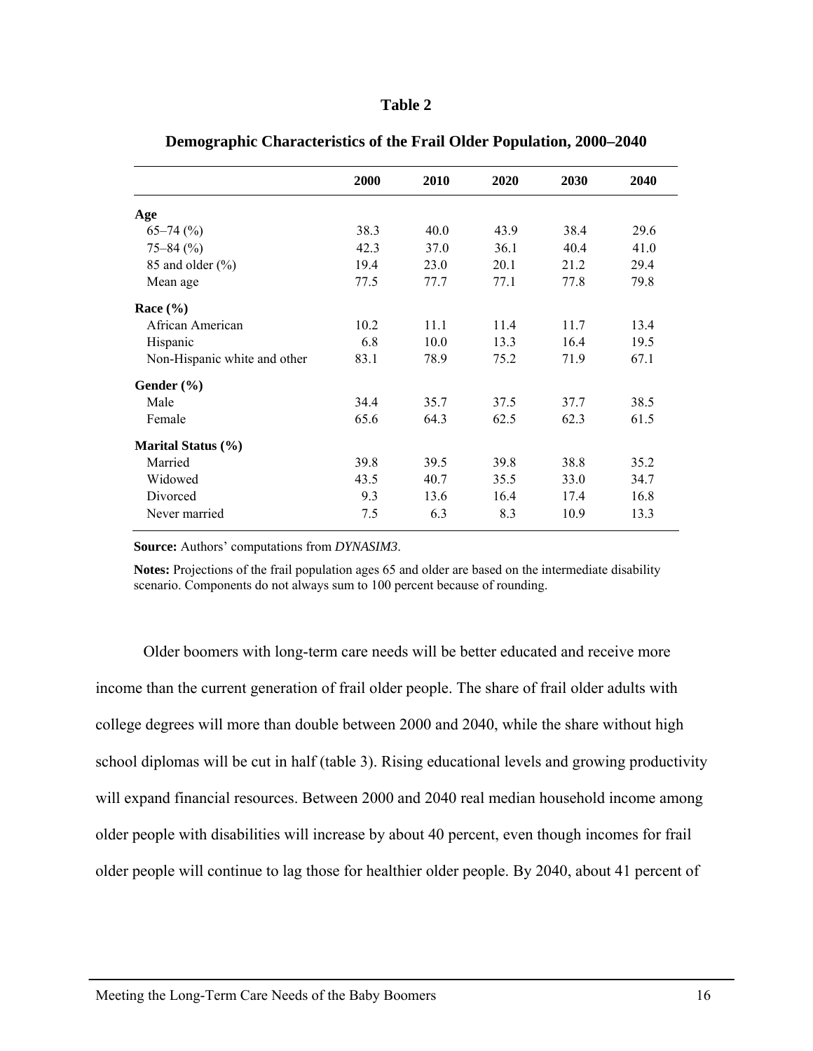**Table 2**

**Demographic Characteristics of the Frail Older Population, 2000–2040**

| | 2000 | 2010 | 2020 | 2030 | 2040 |
|---|---|---|---|---|---|
| **Age** | | | | | |
| 65–74 (%) | 38.3 | 40.0 | 43.9 | 38.4 | 29.6 |
| 75–84 (%) | 42.3 | 37.0 | 36.1 | 40.4 | 41.0 |
| 85 and older (%) | 19.4 | 23.0 | 20.1 | 21.2 | 29.4 |
| Mean age | 77.5 | 77.7 | 77.1 | 77.8 | 79.8 |
| **Race (%)** | | | | | |
| African American | 10.2 | 11.1 | 11.4 | 11.7 | 13.4 |
| Hispanic | 6.8 | 10.0 | 13.3 | 16.4 | 19.5 |
| Non-Hispanic white and other | 83.1 | 78.9 | 75.2 | 71.9 | 67.1 |
| **Gender (%)** | | | | | |
| Male | 34.4 | 35.7 | 37.5 | 37.7 | 38.5 |
| Female | 65.6 | 64.3 | 62.5 | 62.3 | 61.5 |
| **Marital Status (%)** | | | | | |
| Married | 39.8 | 39.5 | 39.8 | 38.8 | 35.2 |
| Widowed | 43.5 | 40.7 | 35.5 | 33.0 | 34.7 |
| Divorced | 9.3 | 13.6 | 16.4 | 17.4 | 16.8 |
| Never married | 7.5 | 6.3 | 8.3 | 10.9 | 13.3 |

**Source:** Authors' computations from *DYNASIM3*.

**Notes:** Projections of the frail population ages 65 and older are based on the intermediate disability scenario. Components do not always sum to 100 percent because of rounding.

Older boomers with long-term care needs will be better educated and receive more income than the current generation of frail older people. The share of frail older adults with college degrees will more than double between 2000 and 2040, while the share without high school diplomas will be cut in half (table 3). Rising educational levels and growing productivity will expand financial resources. Between 2000 and 2040 real median household income among older people with disabilities will increase by about 40 percent, even though incomes for frail older people will continue to lag those for healthier older people. By 2040, about 41 percent of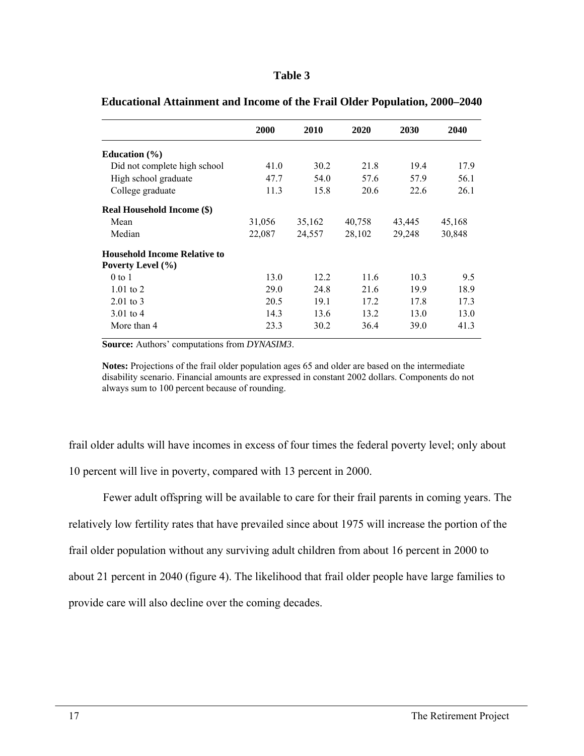**Table 3**

**Educational Attainment and Income of the Frail Older Population, 2000–2040**

| | 2000 | 2010 | 2020 | 2030 | 2040 |
|---|---|---|---|---|---|
| **Education (%)** | | | | | |
| Did not complete high school | 41.0 | 30.2 | 21.8 | 19.4 | 17.9 |
| High school graduate | 47.7 | 54.0 | 57.6 | 57.9 | 56.1 |
| College graduate | 11.3 | 15.8 | 20.6 | 22.6 | 26.1 |
| **Real Household Income ($)** | | | | | |
| Mean | 31,056 | 35,162 | 40,758 | 43,445 | 45,168 |
| Median | 22,087 | 24,557 | 28,102 | 29,248 | 30,848 |
| **Household Income Relative to Poverty Level (%)** | | | | | |
| 0 to 1 | 13.0 | 12.2 | 11.6 | 10.3 | 9.5 |
| 1.01 to 2 | 29.0 | 24.8 | 21.6 | 19.9 | 18.9 |
| 2.01 to 3 | 20.5 | 19.1 | 17.2 | 17.8 | 17.3 |
| 3.01 to 4 | 14.3 | 13.6 | 13.2 | 13.0 | 13.0 |
| More than 4 | 23.3 | 30.2 | 36.4 | 39.0 | 41.3 |

**Source:** Authors' computations from *DYNASIM3*.

**Notes:** Projections of the frail older population ages 65 and older are based on the intermediate disability scenario. Financial amounts are expressed in constant 2002 dollars. Components do not always sum to 100 percent because of rounding.

frail older adults will have incomes in excess of four times the federal poverty level; only about 10 percent will live in poverty, compared with 13 percent in 2000.

Fewer adult offspring will be available to care for their frail parents in coming years. The relatively low fertility rates that have prevailed since about 1975 will increase the portion of the frail older population without any surviving adult children from about 16 percent in 2000 to about 21 percent in 2040 (figure 4). The likelihood that frail older people have large families to provide care will also decline over the coming decades.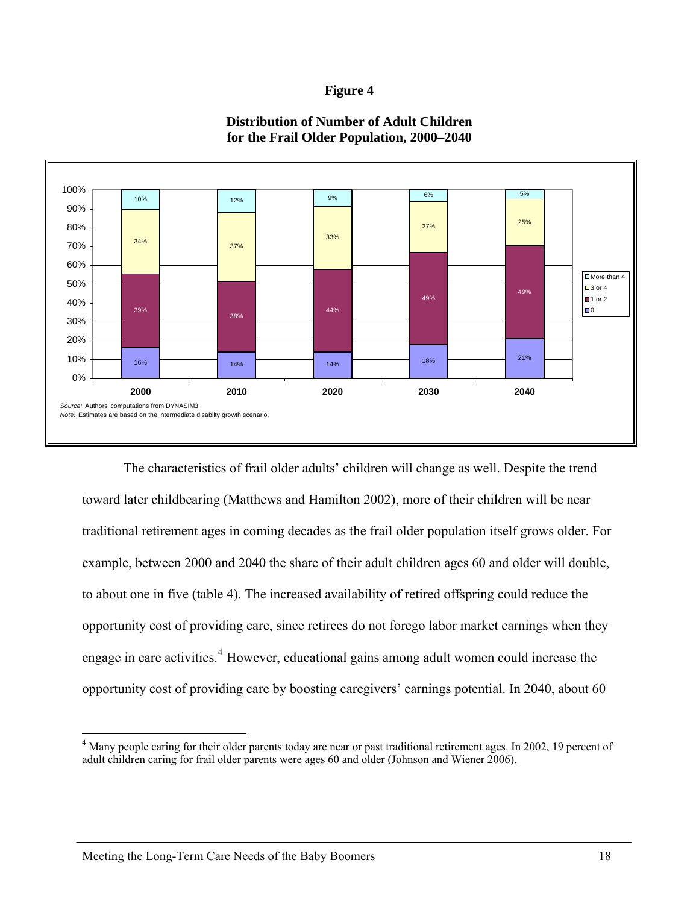**Figure 4**

**Distribution of Number of Adult Children for the Frail Older Population, 2000–2040**

| | 2000 | 2010 | 2020 | 2030 | 2040 |
|---|---|---|---|---|---|
| More than 4 | 10% | 12% | 9% | 6% | 5% |
| 3 or 4 | 34% | 37% | 33% | 27% | 25% |
| 1 or 2 | 39% | 38% | 44% | 49% | 49% |
| 0 | 16% | 14% | 14% | 18% | 21% |

*Source:* Authors' computations from DYNASIM3.
*Note:* Estimates are based on the intermediate disabilty growth scenario.

The characteristics of frail older adults' children will change as well. Despite the trend toward later childbearing (Matthews and Hamilton 2002), more of their children will be near traditional retirement ages in coming decades as the frail older population itself grows older. For example, between 2000 and 2040 the share of their adult children ages 60 and older will double, to about one in five (table 4). The increased availability of retired offspring could reduce the opportunity cost of providing care, since retirees do not forego labor market earnings when they engage in care activities.[4] However, educational gains among adult women could increase the opportunity cost of providing care by boosting caregivers' earnings potential. In 2040, about 60

---

[4] Many people caring for their older parents today are near or past traditional retirement ages. In 2002, 19 percent of adult children caring for frail older parents were ages 60 and older (Johnson and Wiener 2006).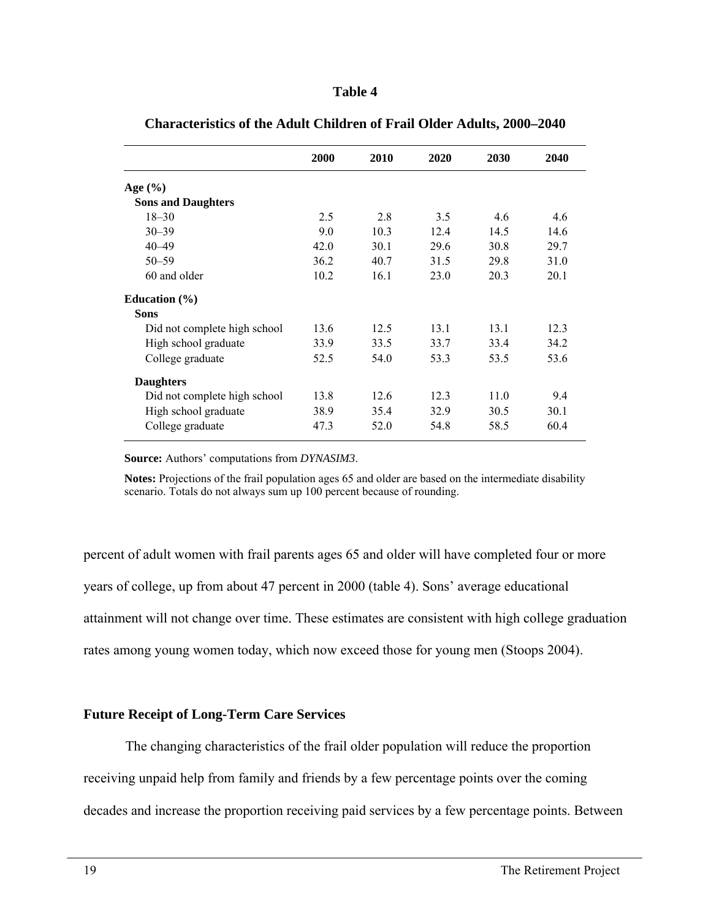**Table 4**

**Characteristics of the Adult Children of Frail Older Adults, 2000–2040**

| | 2000 | 2010 | 2020 | 2030 | 2040 |
|---|---|---|---|---|---|
| **Age (%)** | | | | | |
| **Sons and Daughters** | | | | | |
| 18–30 | 2.5 | 2.8 | 3.5 | 4.6 | 4.6 |
| 30–39 | 9.0 | 10.3 | 12.4 | 14.5 | 14.6 |
| 40–49 | 42.0 | 30.1 | 29.6 | 30.8 | 29.7 |
| 50–59 | 36.2 | 40.7 | 31.5 | 29.8 | 31.0 |
| 60 and older | 10.2 | 16.1 | 23.0 | 20.3 | 20.1 |
| **Education (%)** | | | | | |
| **Sons** | | | | | |
| Did not complete high school | 13.6 | 12.5 | 13.1 | 13.1 | 12.3 |
| High school graduate | 33.9 | 33.5 | 33.7 | 33.4 | 34.2 |
| College graduate | 52.5 | 54.0 | 53.3 | 53.5 | 53.6 |
| **Daughters** | | | | | |
| Did not complete high school | 13.8 | 12.6 | 12.3 | 11.0 | 9.4 |
| High school graduate | 38.9 | 35.4 | 32.9 | 30.5 | 30.1 |
| College graduate | 47.3 | 52.0 | 54.8 | 58.5 | 60.4 |

**Source:** Authors' computations from *DYNASIM3*.

**Notes:** Projections of the frail population ages 65 and older are based on the intermediate disability scenario. Totals do not always sum up 100 percent because of rounding.

percent of adult women with frail parents ages 65 and older will have completed four or more years of college, up from about 47 percent in 2000 (table 4). Sons' average educational attainment will not change over time. These estimates are consistent with high college graduation rates among young women today, which now exceed those for young men (Stoops 2004).

### Future Receipt of Long-Term Care Services

The changing characteristics of the frail older population will reduce the proportion receiving unpaid help from family and friends by a few percentage points over the coming decades and increase the proportion receiving paid services by a few percentage points. Between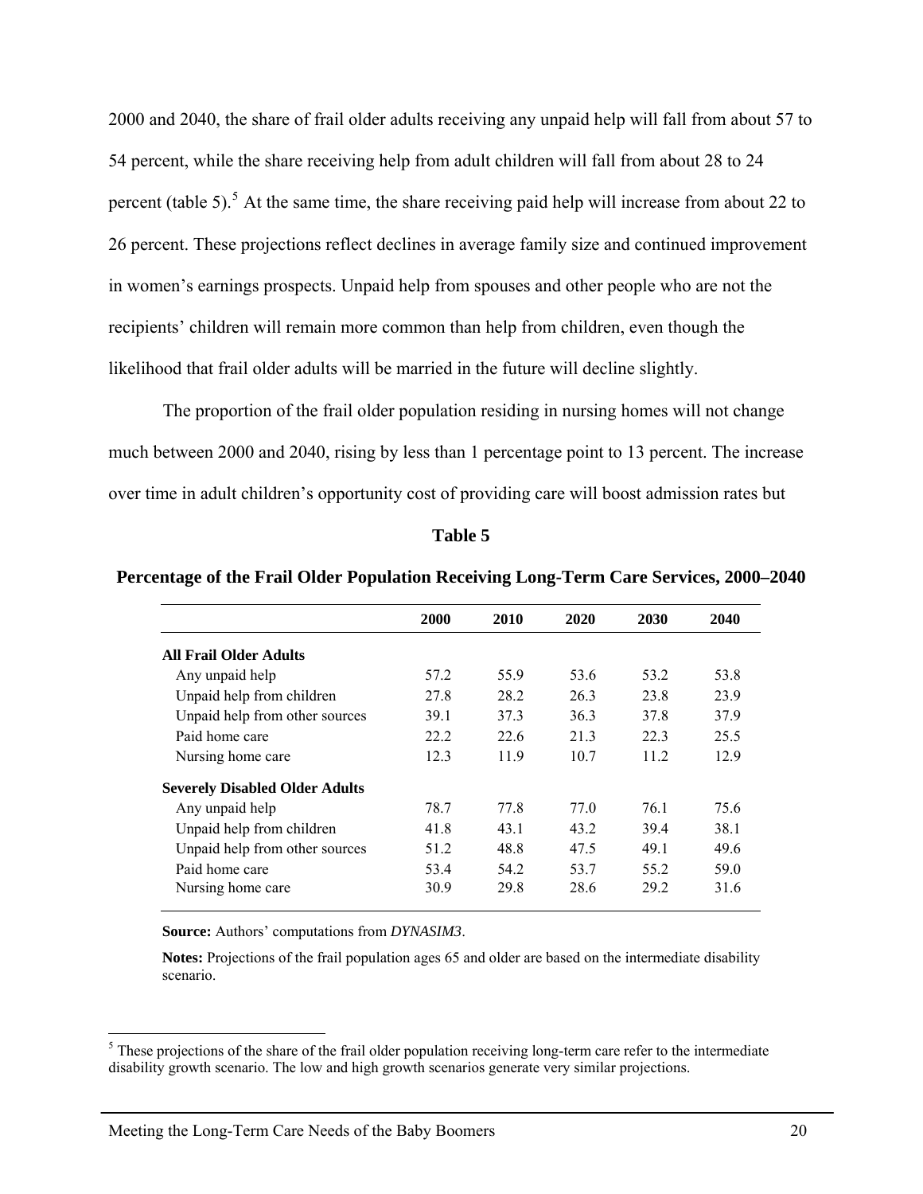2000 and 2040, the share of frail older adults receiving any unpaid help will fall from about 57 to 54 percent, while the share receiving help from adult children will fall from about 28 to 24 percent (table 5).[5] At the same time, the share receiving paid help will increase from about 22 to 26 percent. These projections reflect declines in average family size and continued improvement in women's earnings prospects. Unpaid help from spouses and other people who are not the recipients' children will remain more common than help from children, even though the likelihood that frail older adults will be married in the future will decline slightly.

The proportion of the frail older population residing in nursing homes will not change much between 2000 and 2040, rising by less than 1 percentage point to 13 percent. The increase over time in adult children's opportunity cost of providing care will boost admission rates but

**Table 5**

**Percentage of the Frail Older Population Receiving Long-Term Care Services, 2000–2040**

| | 2000 | 2010 | 2020 | 2030 | 2040 |
|---|---|---|---|---|---|
| **All Frail Older Adults** | | | | | |
| Any unpaid help | 57.2 | 55.9 | 53.6 | 53.2 | 53.8 |
| Unpaid help from children | 27.8 | 28.2 | 26.3 | 23.8 | 23.9 |
| Unpaid help from other sources | 39.1 | 37.3 | 36.3 | 37.8 | 37.9 |
| Paid home care | 22.2 | 22.6 | 21.3 | 22.3 | 25.5 |
| Nursing home care | 12.3 | 11.9 | 10.7 | 11.2 | 12.9 |
| **Severely Disabled Older Adults** | | | | | |
| Any unpaid help | 78.7 | 77.8 | 77.0 | 76.1 | 75.6 |
| Unpaid help from children | 41.8 | 43.1 | 43.2 | 39.4 | 38.1 |
| Unpaid help from other sources | 51.2 | 48.8 | 47.5 | 49.1 | 49.6 |
| Paid home care | 53.4 | 54.2 | 53.7 | 55.2 | 59.0 |
| Nursing home care | 30.9 | 29.8 | 28.6 | 29.2 | 31.6 |

**Source:** Authors' computations from *DYNASIM3*.

**Notes:** Projections of the frail population ages 65 and older are based on the intermediate disability scenario.

[5] These projections of the share of the frail older population receiving long-term care refer to the intermediate disability growth scenario. The low and high growth scenarios generate very similar projections.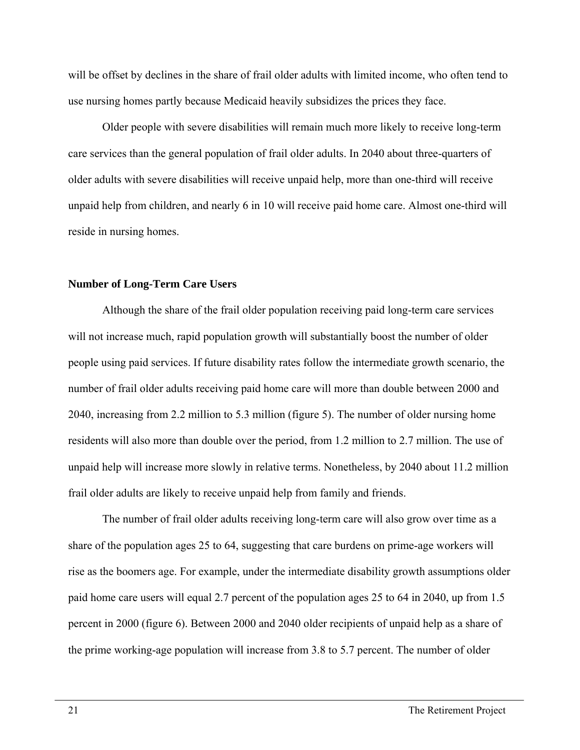will be offset by declines in the share of frail older adults with limited income, who often tend to use nursing homes partly because Medicaid heavily subsidizes the prices they face.

Older people with severe disabilities will remain much more likely to receive long-term care services than the general population of frail older adults. In 2040 about three-quarters of older adults with severe disabilities will receive unpaid help, more than one-third will receive unpaid help from children, and nearly 6 in 10 will receive paid home care. Almost one-third will reside in nursing homes.

**Number of Long-Term Care Users**

Although the share of the frail older population receiving paid long-term care services will not increase much, rapid population growth will substantially boost the number of older people using paid services. If future disability rates follow the intermediate growth scenario, the number of frail older adults receiving paid home care will more than double between 2000 and 2040, increasing from 2.2 million to 5.3 million (figure 5). The number of older nursing home residents will also more than double over the period, from 1.2 million to 2.7 million. The use of unpaid help will increase more slowly in relative terms. Nonetheless, by 2040 about 11.2 million frail older adults are likely to receive unpaid help from family and friends.

The number of frail older adults receiving long-term care will also grow over time as a share of the population ages 25 to 64, suggesting that care burdens on prime-age workers will rise as the boomers age. For example, under the intermediate disability growth assumptions older paid home care users will equal 2.7 percent of the population ages 25 to 64 in 2040, up from 1.5 percent in 2000 (figure 6). Between 2000 and 2040 older recipients of unpaid help as a share of the prime working-age population will increase from 3.8 to 5.7 percent. The number of older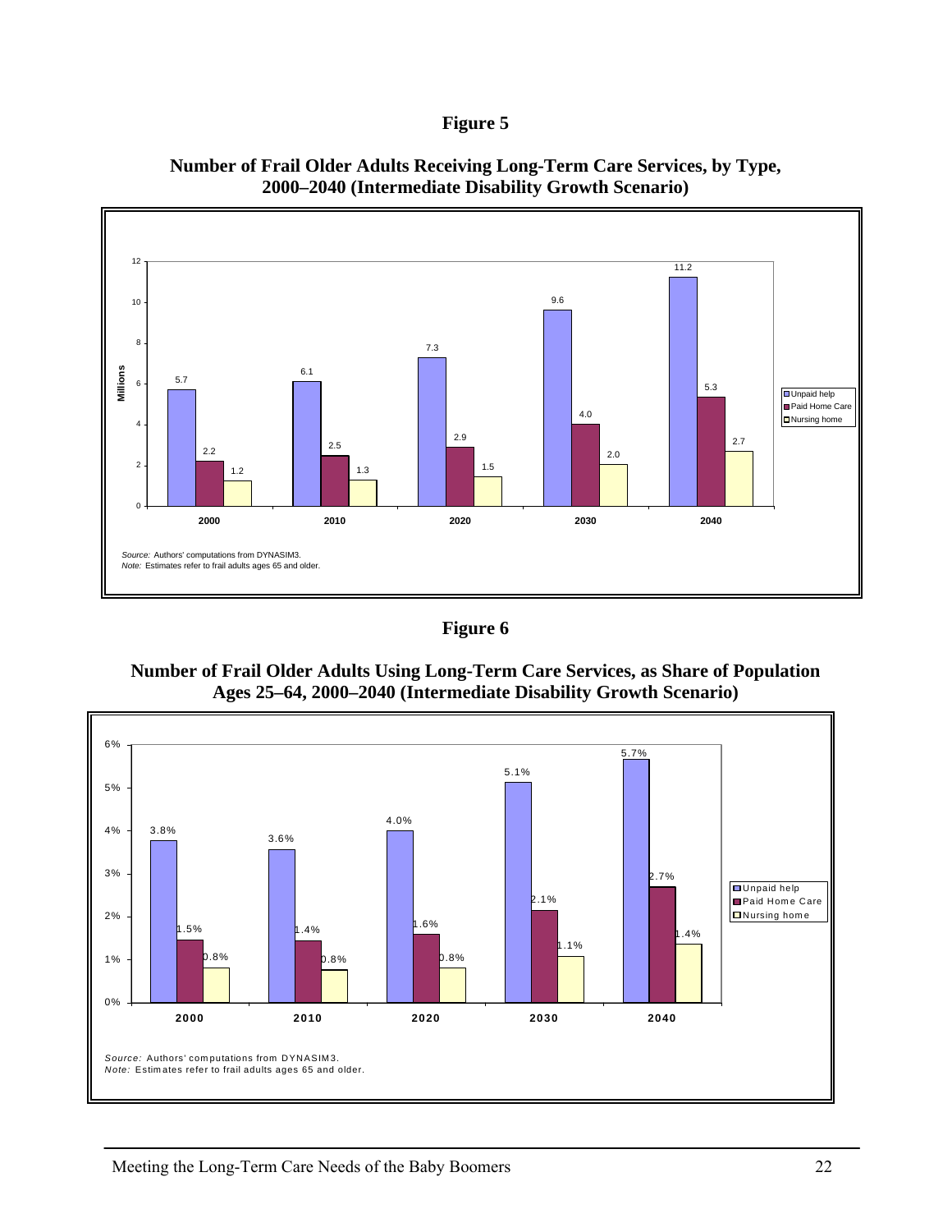# Figure 5

**Number of Frail Older Adults Receiving Long-Term Care Services, by Type, 2000–2040 (Intermediate Disability Growth Scenario)**

Millions

| Year | Unpaid help | Paid Home Care | Nursing home |
|---|---|---|---|
| 2000 | 5.7 | 2.2 | 1.2 |
| 2010 | 6.1 | 2.5 | 1.3 |
| 2020 | 7.3 | 2.9 | 1.5 |
| 2030 | 9.6 | 4.0 | 2.0 |
| 2040 | 11.2 | 5.3 | 2.7 |

*Source:* Authors' computations from DYNASIM3.
*Note:* Estimates refer to frail adults ages 65 and older.

# Figure 6

**Number of Frail Older Adults Using Long-Term Care Services, as Share of Population Ages 25–64, 2000–2040 (Intermediate Disability Growth Scenario)**

| Year | Unpaid help | Paid Home Care | Nursing home |
|---|---|---|---|
| 2000 | 3.8% | 1.5% | 0.8% |
| 2010 | 3.6% | 1.4% | 0.8% |
| 2020 | 4.0% | 1.6% | 0.8% |
| 2030 | 5.1% | 2.1% | 1.1% |
| 2040 | 5.7% | 2.7% | 1.4% |

*Source:* Authors' computations from DYNASIM3.
*Note:* Estimates refer to frail adults ages 65 and older.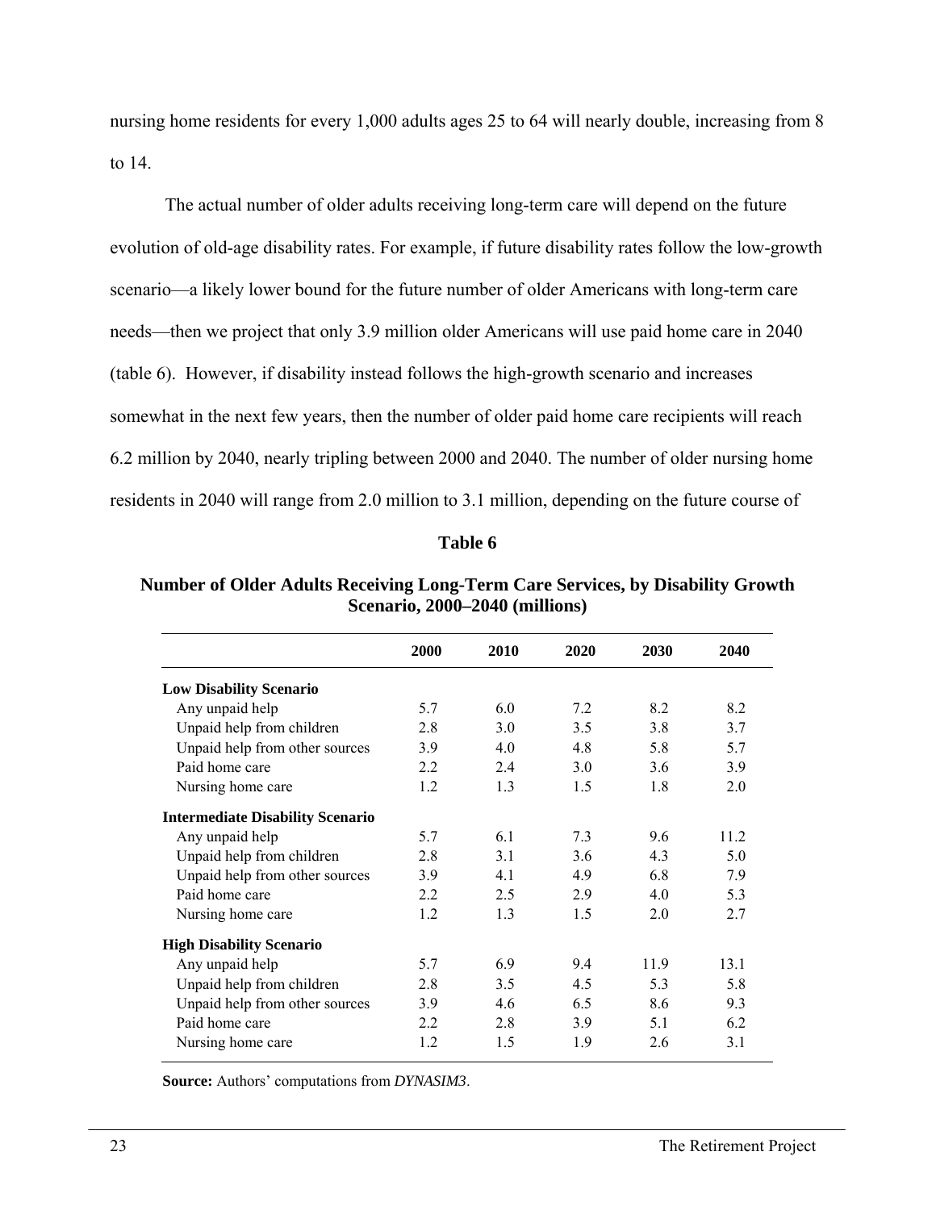nursing home residents for every 1,000 adults ages 25 to 64 will nearly double, increasing from 8 to 14.

The actual number of older adults receiving long-term care will depend on the future evolution of old-age disability rates. For example, if future disability rates follow the low-growth scenario—a likely lower bound for the future number of older Americans with long-term care needs—then we project that only 3.9 million older Americans will use paid home care in 2040 (table 6). However, if disability instead follows the high-growth scenario and increases somewhat in the next few years, then the number of older paid home care recipients will reach 6.2 million by 2040, nearly tripling between 2000 and 2040. The number of older nursing home residents in 2040 will range from 2.0 million to 3.1 million, depending on the future course of

**Table 6**

**Number of Older Adults Receiving Long-Term Care Services, by Disability Growth Scenario, 2000–2040 (millions)**

| | 2000 | 2010 | 2020 | 2030 | 2040 |
|---|---|---|---|---|---|
| **Low Disability Scenario** | | | | | |
| Any unpaid help | 5.7 | 6.0 | 7.2 | 8.2 | 8.2 |
| Unpaid help from children | 2.8 | 3.0 | 3.5 | 3.8 | 3.7 |
| Unpaid help from other sources | 3.9 | 4.0 | 4.8 | 5.8 | 5.7 |
| Paid home care | 2.2 | 2.4 | 3.0 | 3.6 | 3.9 |
| Nursing home care | 1.2 | 1.3 | 1.5 | 1.8 | 2.0 |
| **Intermediate Disability Scenario** | | | | | |
| Any unpaid help | 5.7 | 6.1 | 7.3 | 9.6 | 11.2 |
| Unpaid help from children | 2.8 | 3.1 | 3.6 | 4.3 | 5.0 |
| Unpaid help from other sources | 3.9 | 4.1 | 4.9 | 6.8 | 7.9 |
| Paid home care | 2.2 | 2.5 | 2.9 | 4.0 | 5.3 |
| Nursing home care | 1.2 | 1.3 | 1.5 | 2.0 | 2.7 |
| **High Disability Scenario** | | | | | |
| Any unpaid help | 5.7 | 6.9 | 9.4 | 11.9 | 13.1 |
| Unpaid help from children | 2.8 | 3.5 | 4.5 | 5.3 | 5.8 |
| Unpaid help from other sources | 3.9 | 4.6 | 6.5 | 8.6 | 9.3 |
| Paid home care | 2.2 | 2.8 | 3.9 | 5.1 | 6.2 |
| Nursing home care | 1.2 | 1.5 | 1.9 | 2.6 | 3.1 |

**Source:** Authors' computations from *DYNASIM3*.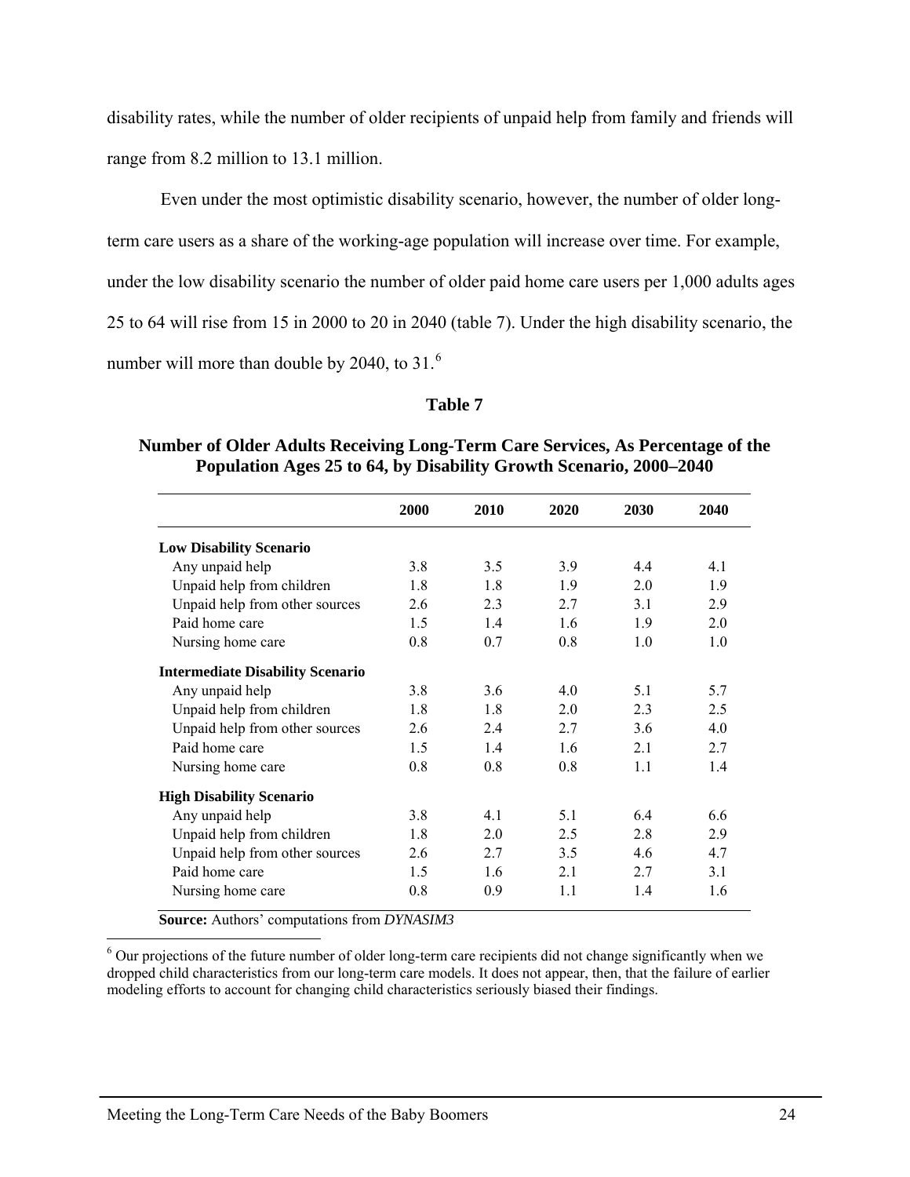disability rates, while the number of older recipients of unpaid help from family and friends will range from 8.2 million to 13.1 million.

Even under the most optimistic disability scenario, however, the number of older long-term care users as a share of the working-age population will increase over time. For example, under the low disability scenario the number of older paid home care users per 1,000 adults ages 25 to 64 will rise from 15 in 2000 to 20 in 2040 (table 7). Under the high disability scenario, the number will more than double by 2040, to 31.[6]

**Table 7**

**Number of Older Adults Receiving Long-Term Care Services, As Percentage of the Population Ages 25 to 64, by Disability Growth Scenario, 2000–2040**

| | 2000 | 2010 | 2020 | 2030 | 2040 |
|---|---|---|---|---|---|
| **Low Disability Scenario** | | | | | |
| Any unpaid help | 3.8 | 3.5 | 3.9 | 4.4 | 4.1 |
| Unpaid help from children | 1.8 | 1.8 | 1.9 | 2.0 | 1.9 |
| Unpaid help from other sources | 2.6 | 2.3 | 2.7 | 3.1 | 2.9 |
| Paid home care | 1.5 | 1.4 | 1.6 | 1.9 | 2.0 |
| Nursing home care | 0.8 | 0.7 | 0.8 | 1.0 | 1.0 |
| **Intermediate Disability Scenario** | | | | | |
| Any unpaid help | 3.8 | 3.6 | 4.0 | 5.1 | 5.7 |
| Unpaid help from children | 1.8 | 1.8 | 2.0 | 2.3 | 2.5 |
| Unpaid help from other sources | 2.6 | 2.4 | 2.7 | 3.6 | 4.0 |
| Paid home care | 1.5 | 1.4 | 1.6 | 2.1 | 2.7 |
| Nursing home care | 0.8 | 0.8 | 0.8 | 1.1 | 1.4 |
| **High Disability Scenario** | | | | | |
| Any unpaid help | 3.8 | 4.1 | 5.1 | 6.4 | 6.6 |
| Unpaid help from children | 1.8 | 2.0 | 2.5 | 2.8 | 2.9 |
| Unpaid help from other sources | 2.6 | 2.7 | 3.5 | 4.6 | 4.7 |
| Paid home care | 1.5 | 1.6 | 2.1 | 2.7 | 3.1 |
| Nursing home care | 0.8 | 0.9 | 1.1 | 1.4 | 1.6 |

**Source:** Authors' computations from *DYNASIM3*

[6] Our projections of the future number of older long-term care recipients did not change significantly when we dropped child characteristics from our long-term care models. It does not appear, then, that the failure of earlier modeling efforts to account for changing child characteristics seriously biased their findings.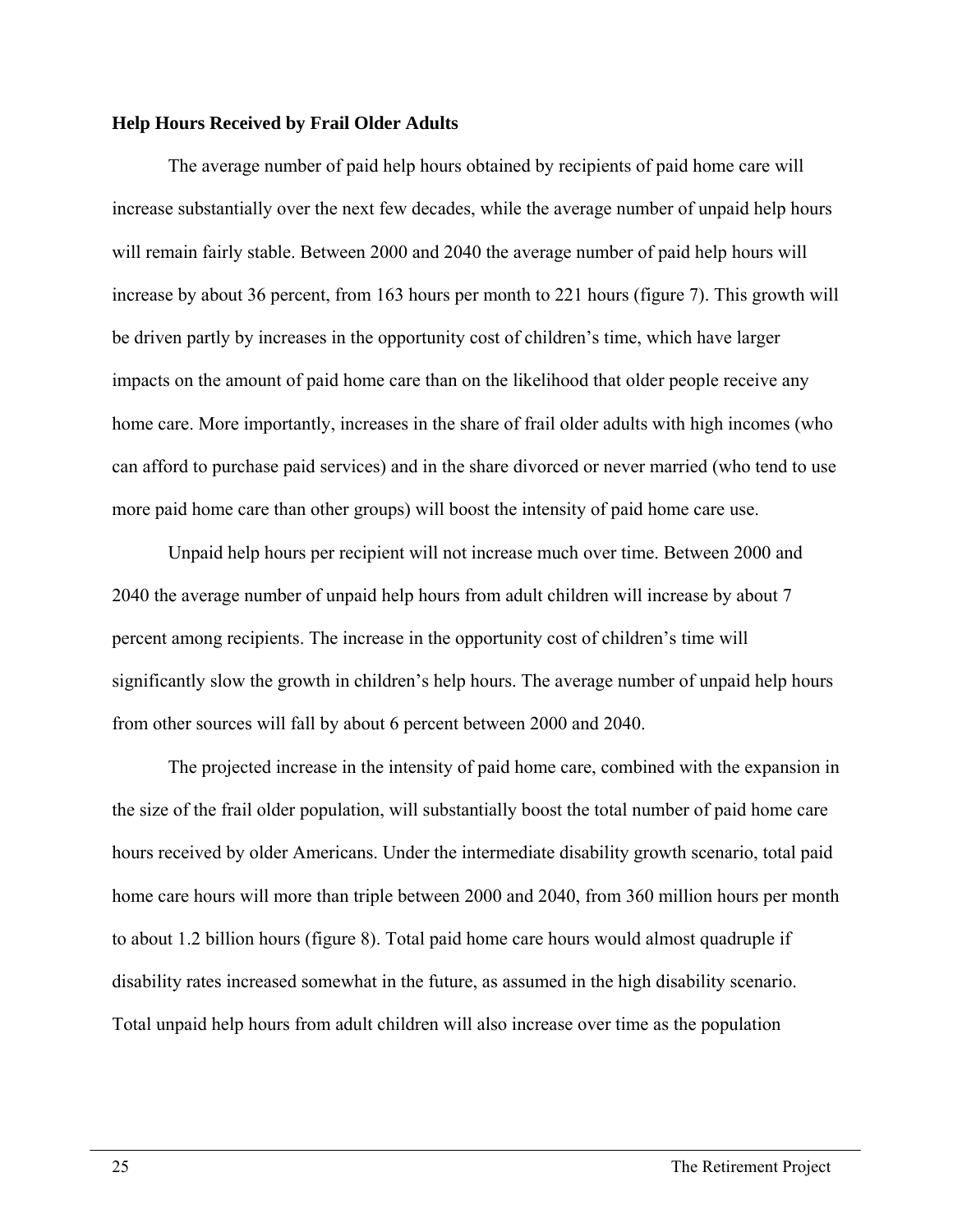### Help Hours Received by Frail Older Adults

The average number of paid help hours obtained by recipients of paid home care will increase substantially over the next few decades, while the average number of unpaid help hours will remain fairly stable. Between 2000 and 2040 the average number of paid help hours will increase by about 36 percent, from 163 hours per month to 221 hours (figure 7). This growth will be driven partly by increases in the opportunity cost of children's time, which have larger impacts on the amount of paid home care than on the likelihood that older people receive any home care. More importantly, increases in the share of frail older adults with high incomes (who can afford to purchase paid services) and in the share divorced or never married (who tend to use more paid home care than other groups) will boost the intensity of paid home care use.

Unpaid help hours per recipient will not increase much over time. Between 2000 and 2040 the average number of unpaid help hours from adult children will increase by about 7 percent among recipients. The increase in the opportunity cost of children's time will significantly slow the growth in children's help hours. The average number of unpaid help hours from other sources will fall by about 6 percent between 2000 and 2040.

The projected increase in the intensity of paid home care, combined with the expansion in the size of the frail older population, will substantially boost the total number of paid home care hours received by older Americans. Under the intermediate disability growth scenario, total paid home care hours will more than triple between 2000 and 2040, from 360 million hours per month to about 1.2 billion hours (figure 8). Total paid home care hours would almost quadruple if disability rates increased somewhat in the future, as assumed in the high disability scenario. Total unpaid help hours from adult children will also increase over time as the population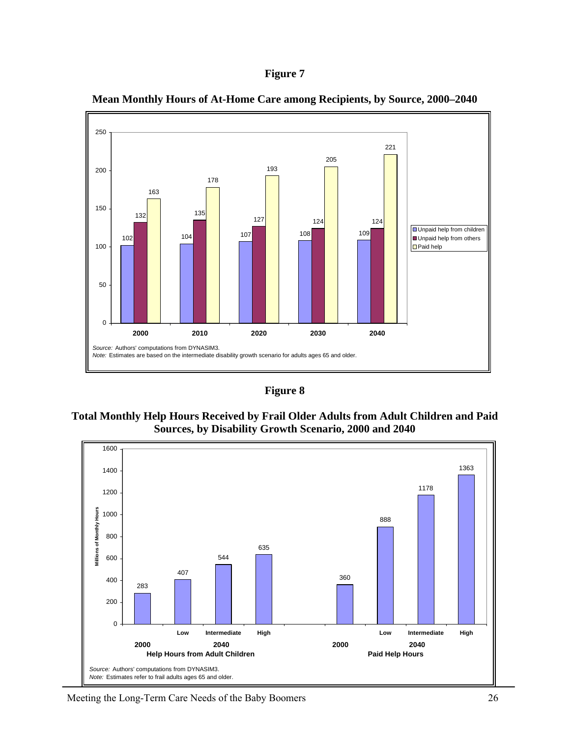**Figure 7**

**Mean Monthly Hours of At-Home Care among Recipients, by Source, 2000–2040**

| Year | Unpaid help from children | Unpaid help from others | Paid help |
|---|---|---|---|
| 2000 | 102 | 132 | 163 |
| 2010 | 104 | 135 | 178 |
| 2020 | 107 | 127 | 193 |
| 2030 | 108 | 124 | 205 |
| 2040 | 109 | 124 | 221 |

*Source:* Authors' computations from DYNASIM3.
*Note:* Estimates are based on the intermediate disability growth scenario for adults ages 65 and older.

**Figure 8**

**Total Monthly Help Hours Received by Frail Older Adults from Adult Children and Paid Sources, by Disability Growth Scenario, 2000 and 2040**

Millions of Monthly Hours

| | 2000 | 2040 Low | 2040 Intermediate | 2040 High |
|---|---|---|---|---|
| Help Hours from Adult Children | 283 | 407 | 544 | 635 |
| Paid Help Hours | 360 | 888 | 1178 | 1363 |

*Source:* Authors' computations from DYNASIM3.
*Note:* Estimates refer to frail adults ages 65 and older.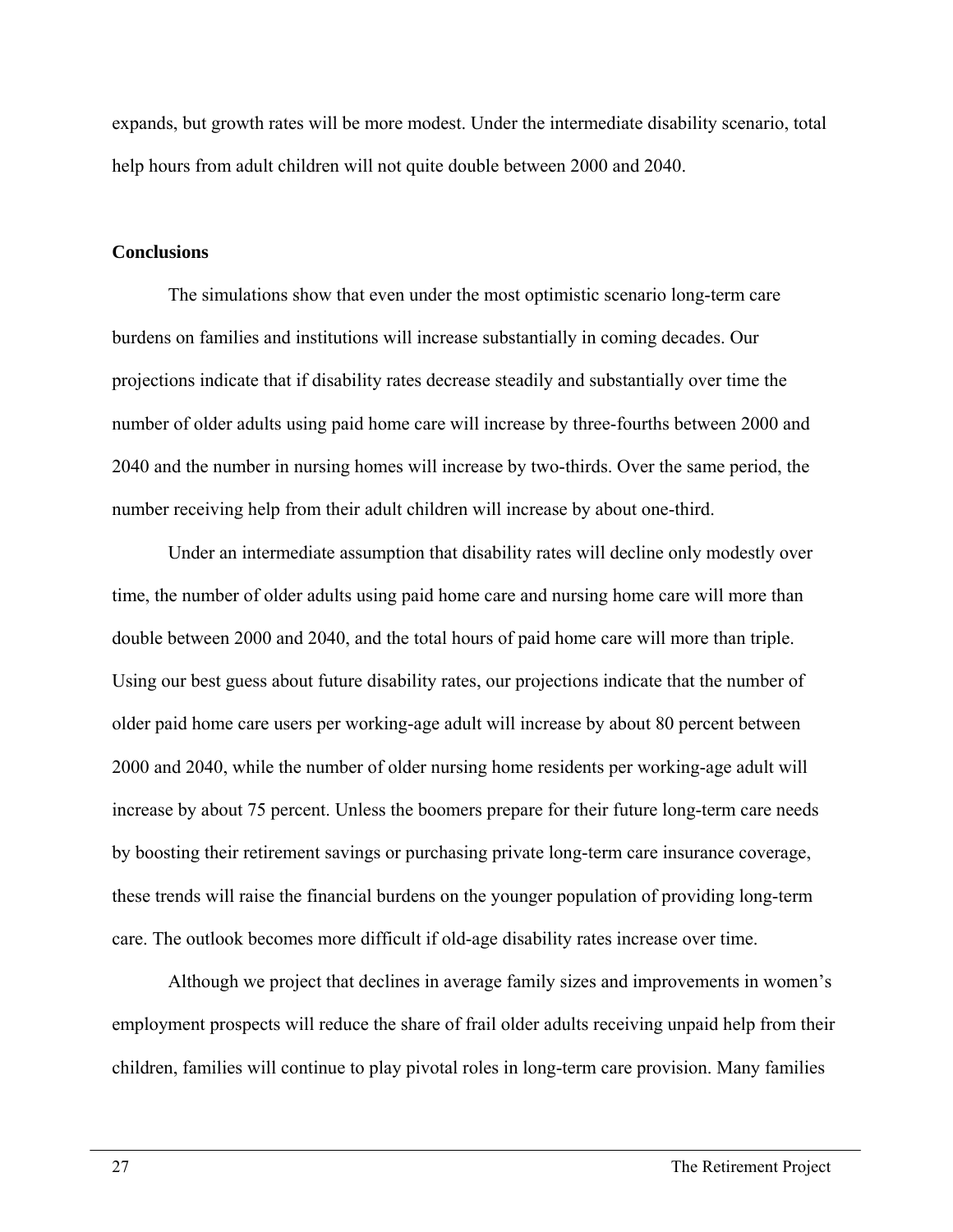expands, but growth rates will be more modest. Under the intermediate disability scenario, total help hours from adult children will not quite double between 2000 and 2040.

## Conclusions

The simulations show that even under the most optimistic scenario long-term care burdens on families and institutions will increase substantially in coming decades. Our projections indicate that if disability rates decrease steadily and substantially over time the number of older adults using paid home care will increase by three-fourths between 2000 and 2040 and the number in nursing homes will increase by two-thirds. Over the same period, the number receiving help from their adult children will increase by about one-third.

Under an intermediate assumption that disability rates will decline only modestly over time, the number of older adults using paid home care and nursing home care will more than double between 2000 and 2040, and the total hours of paid home care will more than triple. Using our best guess about future disability rates, our projections indicate that the number of older paid home care users per working-age adult will increase by about 80 percent between 2000 and 2040, while the number of older nursing home residents per working-age adult will increase by about 75 percent. Unless the boomers prepare for their future long-term care needs by boosting their retirement savings or purchasing private long-term care insurance coverage, these trends will raise the financial burdens on the younger population of providing long-term care. The outlook becomes more difficult if old-age disability rates increase over time.

Although we project that declines in average family sizes and improvements in women's employment prospects will reduce the share of frail older adults receiving unpaid help from their children, families will continue to play pivotal roles in long-term care provision. Many families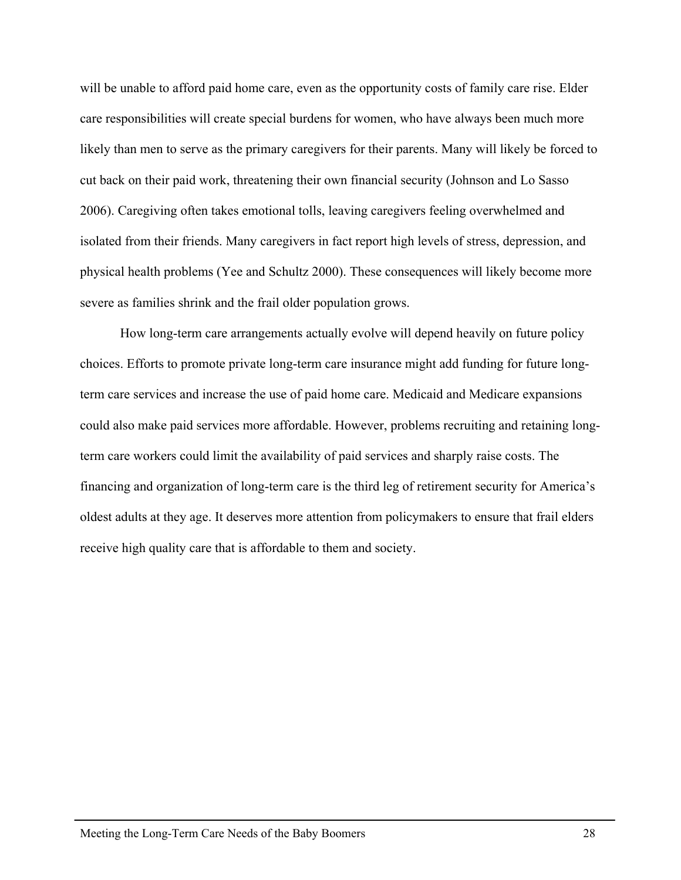will be unable to afford paid home care, even as the opportunity costs of family care rise. Elder care responsibilities will create special burdens for women, who have always been much more likely than men to serve as the primary caregivers for their parents. Many will likely be forced to cut back on their paid work, threatening their own financial security (Johnson and Lo Sasso 2006). Caregiving often takes emotional tolls, leaving caregivers feeling overwhelmed and isolated from their friends. Many caregivers in fact report high levels of stress, depression, and physical health problems (Yee and Schultz 2000). These consequences will likely become more severe as families shrink and the frail older population grows.

How long-term care arrangements actually evolve will depend heavily on future policy choices. Efforts to promote private long-term care insurance might add funding for future long-term care services and increase the use of paid home care. Medicaid and Medicare expansions could also make paid services more affordable. However, problems recruiting and retaining long-term care workers could limit the availability of paid services and sharply raise costs. The financing and organization of long-term care is the third leg of retirement security for America's oldest adults at they age. It deserves more attention from policymakers to ensure that frail elders receive high quality care that is affordable to them and society.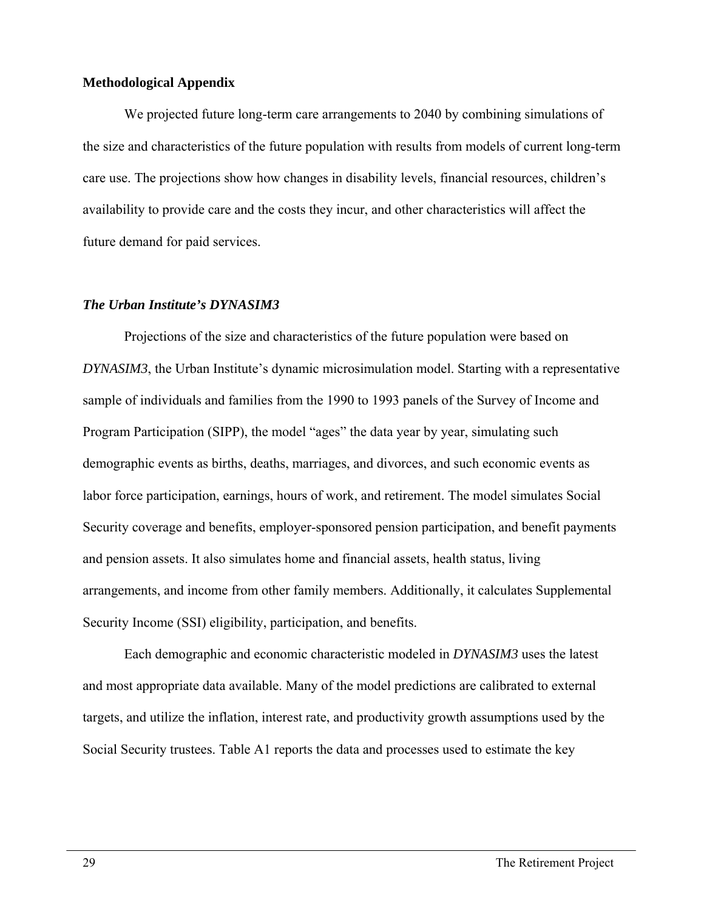**Methodological Appendix**

We projected future long-term care arrangements to 2040 by combining simulations of the size and characteristics of the future population with results from models of current long-term care use. The projections show how changes in disability levels, financial resources, children's availability to provide care and the costs they incur, and other characteristics will affect the future demand for paid services.

***The Urban Institute's DYNASIM3***

Projections of the size and characteristics of the future population were based on *DYNASIM3*, the Urban Institute's dynamic microsimulation model. Starting with a representative sample of individuals and families from the 1990 to 1993 panels of the Survey of Income and Program Participation (SIPP), the model "ages" the data year by year, simulating such demographic events as births, deaths, marriages, and divorces, and such economic events as labor force participation, earnings, hours of work, and retirement. The model simulates Social Security coverage and benefits, employer-sponsored pension participation, and benefit payments and pension assets. It also simulates home and financial assets, health status, living arrangements, and income from other family members. Additionally, it calculates Supplemental Security Income (SSI) eligibility, participation, and benefits.

Each demographic and economic characteristic modeled in *DYNASIM3* uses the latest and most appropriate data available. Many of the model predictions are calibrated to external targets, and utilize the inflation, interest rate, and productivity growth assumptions used by the Social Security trustees. Table A1 reports the data and processes used to estimate the key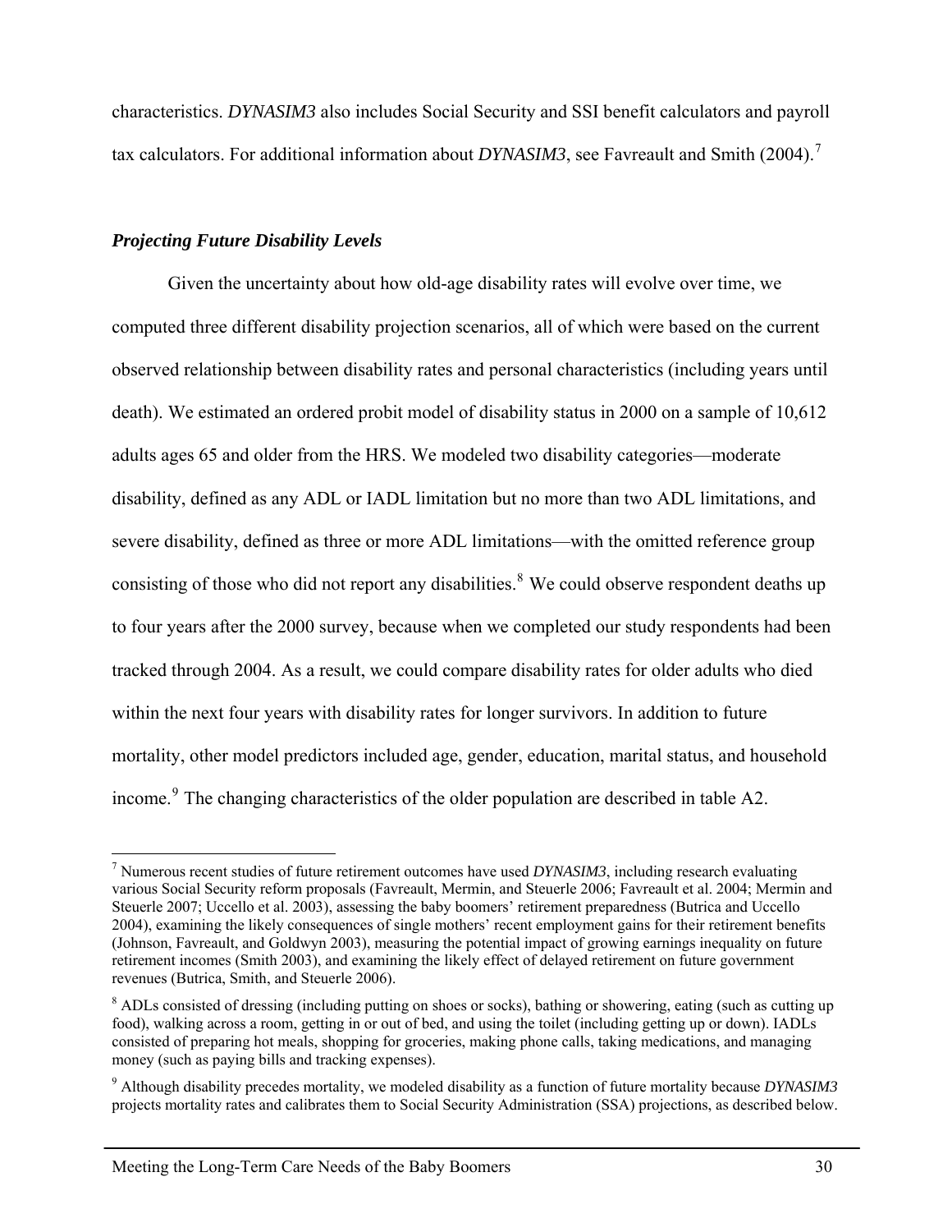characteristics. *DYNASIM3* also includes Social Security and SSI benefit calculators and payroll tax calculators. For additional information about *DYNASIM3*, see Favreault and Smith (2004).[7]

### *Projecting Future Disability Levels*

Given the uncertainty about how old-age disability rates will evolve over time, we computed three different disability projection scenarios, all of which were based on the current observed relationship between disability rates and personal characteristics (including years until death). We estimated an ordered probit model of disability status in 2000 on a sample of 10,612 adults ages 65 and older from the HRS. We modeled two disability categories—moderate disability, defined as any ADL or IADL limitation but no more than two ADL limitations, and severe disability, defined as three or more ADL limitations—with the omitted reference group consisting of those who did not report any disabilities.[8] We could observe respondent deaths up to four years after the 2000 survey, because when we completed our study respondents had been tracked through 2004. As a result, we could compare disability rates for older adults who died within the next four years with disability rates for longer survivors. In addition to future mortality, other model predictors included age, gender, education, marital status, and household income.[9] The changing characteristics of the older population are described in table A2.

---

[7] Numerous recent studies of future retirement outcomes have used *DYNASIM3*, including research evaluating various Social Security reform proposals (Favreault, Mermin, and Steuerle 2006; Favreault et al. 2004; Mermin and Steuerle 2007; Uccello et al. 2003), assessing the baby boomers' retirement preparedness (Butrica and Uccello 2004), examining the likely consequences of single mothers' recent employment gains for their retirement benefits (Johnson, Favreault, and Goldwyn 2003), measuring the potential impact of growing earnings inequality on future retirement incomes (Smith 2003), and examining the likely effect of delayed retirement on future government revenues (Butrica, Smith, and Steuerle 2006).

[8] ADLs consisted of dressing (including putting on shoes or socks), bathing or showering, eating (such as cutting up food), walking across a room, getting in or out of bed, and using the toilet (including getting up or down). IADLs consisted of preparing hot meals, shopping for groceries, making phone calls, taking medications, and managing money (such as paying bills and tracking expenses).

[9] Although disability precedes mortality, we modeled disability as a function of future mortality because *DYNASIM3* projects mortality rates and calibrates them to Social Security Administration (SSA) projections, as described below.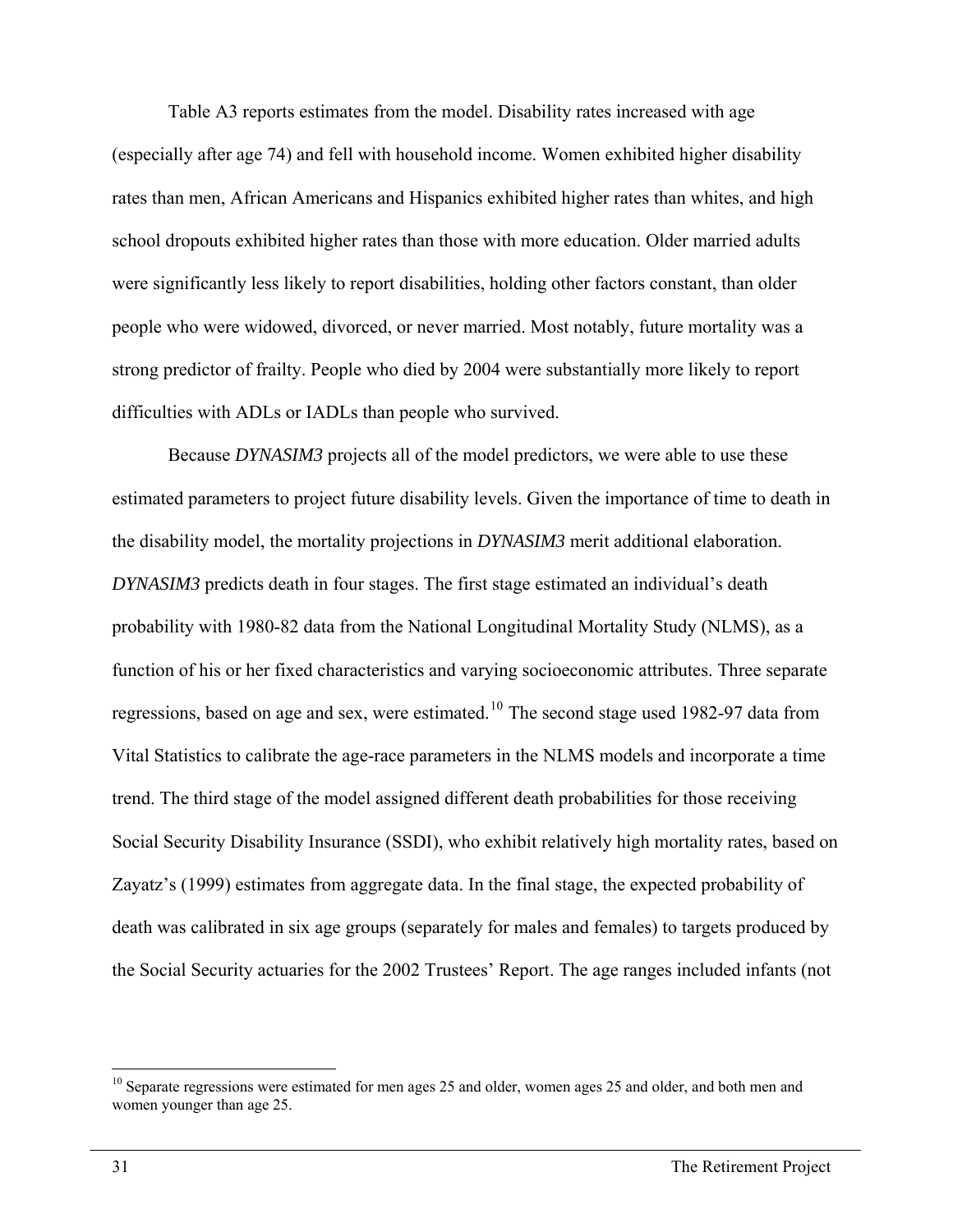Table A3 reports estimates from the model. Disability rates increased with age (especially after age 74) and fell with household income. Women exhibited higher disability rates than men, African Americans and Hispanics exhibited higher rates than whites, and high school dropouts exhibited higher rates than those with more education. Older married adults were significantly less likely to report disabilities, holding other factors constant, than older people who were widowed, divorced, or never married. Most notably, future mortality was a strong predictor of frailty. People who died by 2004 were substantially more likely to report difficulties with ADLs or IADLs than people who survived.

Because *DYNASIM3* projects all of the model predictors, we were able to use these estimated parameters to project future disability levels. Given the importance of time to death in the disability model, the mortality projections in *DYNASIM3* merit additional elaboration. *DYNASIM3* predicts death in four stages. The first stage estimated an individual's death probability with 1980-82 data from the National Longitudinal Mortality Study (NLMS), as a function of his or her fixed characteristics and varying socioeconomic attributes. Three separate regressions, based on age and sex, were estimated.[10] The second stage used 1982-97 data from Vital Statistics to calibrate the age-race parameters in the NLMS models and incorporate a time trend. The third stage of the model assigned different death probabilities for those receiving Social Security Disability Insurance (SSDI), who exhibit relatively high mortality rates, based on Zayatz's (1999) estimates from aggregate data. In the final stage, the expected probability of death was calibrated in six age groups (separately for males and females) to targets produced by the Social Security actuaries for the 2002 Trustees' Report. The age ranges included infants (not

[10] Separate regressions were estimated for men ages 25 and older, women ages 25 and older, and both men and women younger than age 25.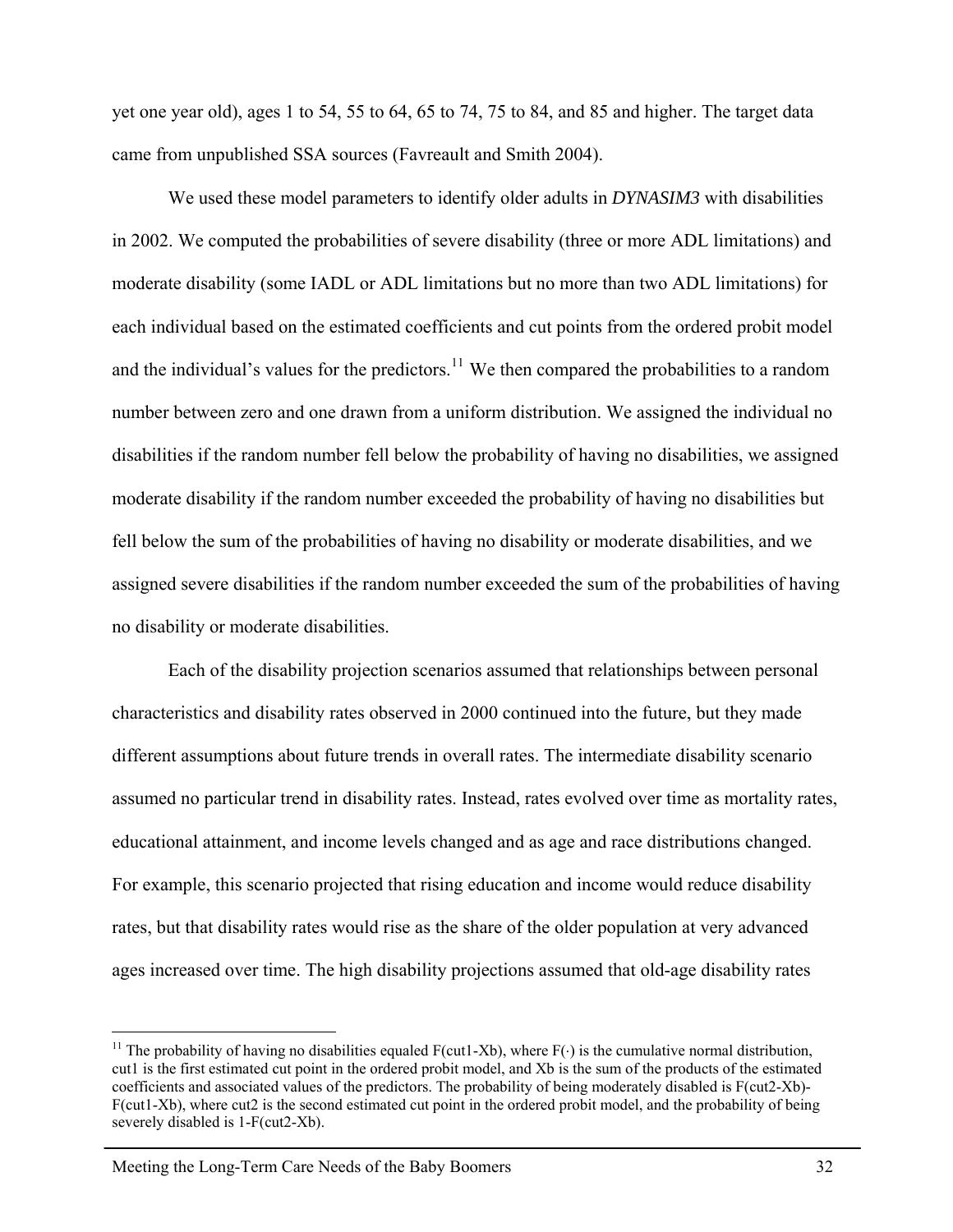yet one year old), ages 1 to 54, 55 to 64, 65 to 74, 75 to 84, and 85 and higher. The target data came from unpublished SSA sources (Favreault and Smith 2004).

We used these model parameters to identify older adults in *DYNASIM3* with disabilities in 2002. We computed the probabilities of severe disability (three or more ADL limitations) and moderate disability (some IADL or ADL limitations but no more than two ADL limitations) for each individual based on the estimated coefficients and cut points from the ordered probit model and the individual's values for the predictors.[11] We then compared the probabilities to a random number between zero and one drawn from a uniform distribution. We assigned the individual no disabilities if the random number fell below the probability of having no disabilities, we assigned moderate disability if the random number exceeded the probability of having no disabilities but fell below the sum of the probabilities of having no disability or moderate disabilities, and we assigned severe disabilities if the random number exceeded the sum of the probabilities of having no disability or moderate disabilities.

Each of the disability projection scenarios assumed that relationships between personal characteristics and disability rates observed in 2000 continued into the future, but they made different assumptions about future trends in overall rates. The intermediate disability scenario assumed no particular trend in disability rates. Instead, rates evolved over time as mortality rates, educational attainment, and income levels changed and as age and race distributions changed. For example, this scenario projected that rising education and income would reduce disability rates, but that disability rates would rise as the share of the older population at very advanced ages increased over time. The high disability projections assumed that old-age disability rates

---

[11] The probability of having no disabilities equaled F(cut1-Xb), where F(·) is the cumulative normal distribution, cut1 is the first estimated cut point in the ordered probit model, and Xb is the sum of the products of the estimated coefficients and associated values of the predictors. The probability of being moderately disabled is F(cut2-Xb)-F(cut1-Xb), where cut2 is the second estimated cut point in the ordered probit model, and the probability of being severely disabled is 1-F(cut2-Xb).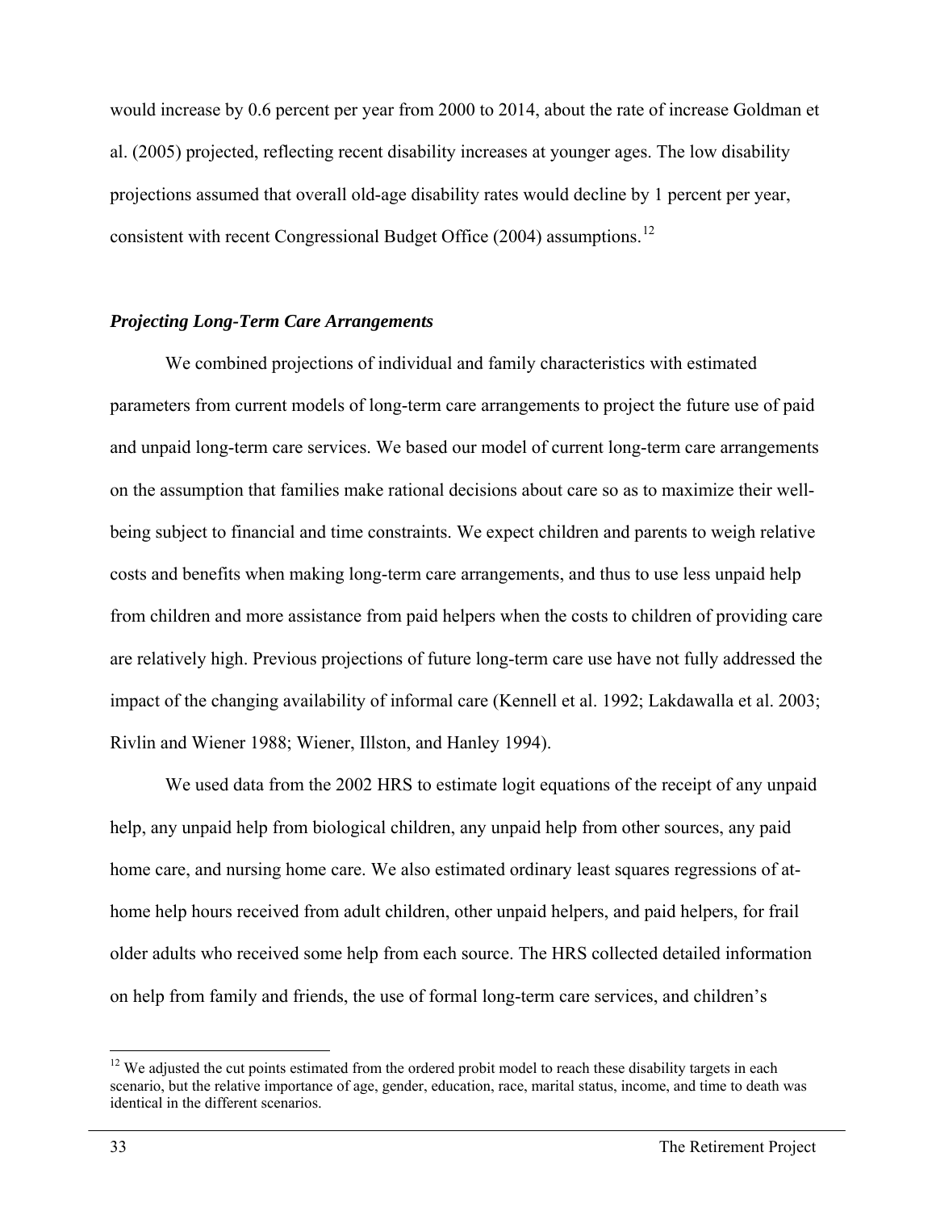would increase by 0.6 percent per year from 2000 to 2014, about the rate of increase Goldman et al. (2005) projected, reflecting recent disability increases at younger ages. The low disability projections assumed that overall old-age disability rates would decline by 1 percent per year, consistent with recent Congressional Budget Office (2004) assumptions.[12]

### *Projecting Long-Term Care Arrangements*

We combined projections of individual and family characteristics with estimated parameters from current models of long-term care arrangements to project the future use of paid and unpaid long-term care services. We based our model of current long-term care arrangements on the assumption that families make rational decisions about care so as to maximize their well-being subject to financial and time constraints. We expect children and parents to weigh relative costs and benefits when making long-term care arrangements, and thus to use less unpaid help from children and more assistance from paid helpers when the costs to children of providing care are relatively high. Previous projections of future long-term care use have not fully addressed the impact of the changing availability of informal care (Kennell et al. 1992; Lakdawalla et al. 2003; Rivlin and Wiener 1988; Wiener, Illston, and Hanley 1994).

We used data from the 2002 HRS to estimate logit equations of the receipt of any unpaid help, any unpaid help from biological children, any unpaid help from other sources, any paid home care, and nursing home care. We also estimated ordinary least squares regressions of at-home help hours received from adult children, other unpaid helpers, and paid helpers, for frail older adults who received some help from each source. The HRS collected detailed information on help from family and friends, the use of formal long-term care services, and children's

---

[12] We adjusted the cut points estimated from the ordered probit model to reach these disability targets in each scenario, but the relative importance of age, gender, education, race, marital status, income, and time to death was identical in the different scenarios.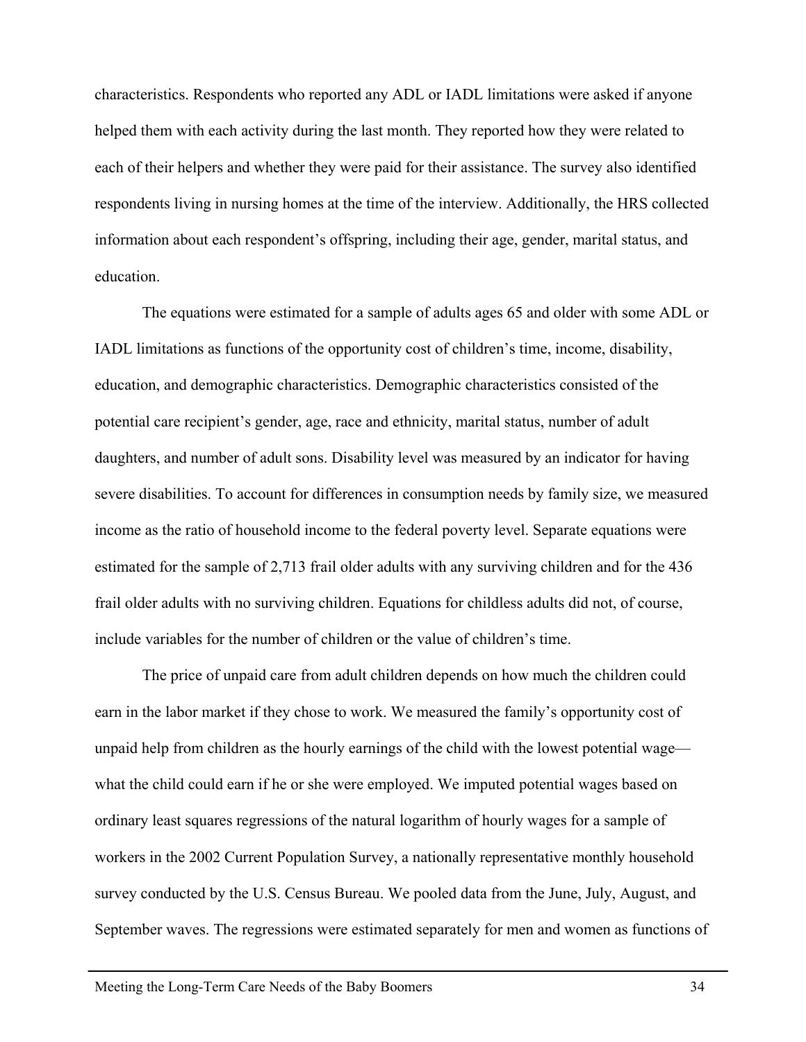characteristics. Respondents who reported any ADL or IADL limitations were asked if anyone helped them with each activity during the last month. They reported how they were related to each of their helpers and whether they were paid for their assistance. The survey also identified respondents living in nursing homes at the time of the interview. Additionally, the HRS collected information about each respondent's offspring, including their age, gender, marital status, and education.

The equations were estimated for a sample of adults ages 65 and older with some ADL or IADL limitations as functions of the opportunity cost of children's time, income, disability, education, and demographic characteristics. Demographic characteristics consisted of the potential care recipient's gender, age, race and ethnicity, marital status, number of adult daughters, and number of adult sons. Disability level was measured by an indicator for having severe disabilities. To account for differences in consumption needs by family size, we measured income as the ratio of household income to the federal poverty level. Separate equations were estimated for the sample of 2,713 frail older adults with any surviving children and for the 436 frail older adults with no surviving children. Equations for childless adults did not, of course, include variables for the number of children or the value of children's time.

The price of unpaid care from adult children depends on how much the children could earn in the labor market if they chose to work. We measured the family's opportunity cost of unpaid help from children as the hourly earnings of the child with the lowest potential wage—what the child could earn if he or she were employed. We imputed potential wages based on ordinary least squares regressions of the natural logarithm of hourly wages for a sample of workers in the 2002 Current Population Survey, a nationally representative monthly household survey conducted by the U.S. Census Bureau. We pooled data from the June, July, August, and September waves. The regressions were estimated separately for men and women as functions of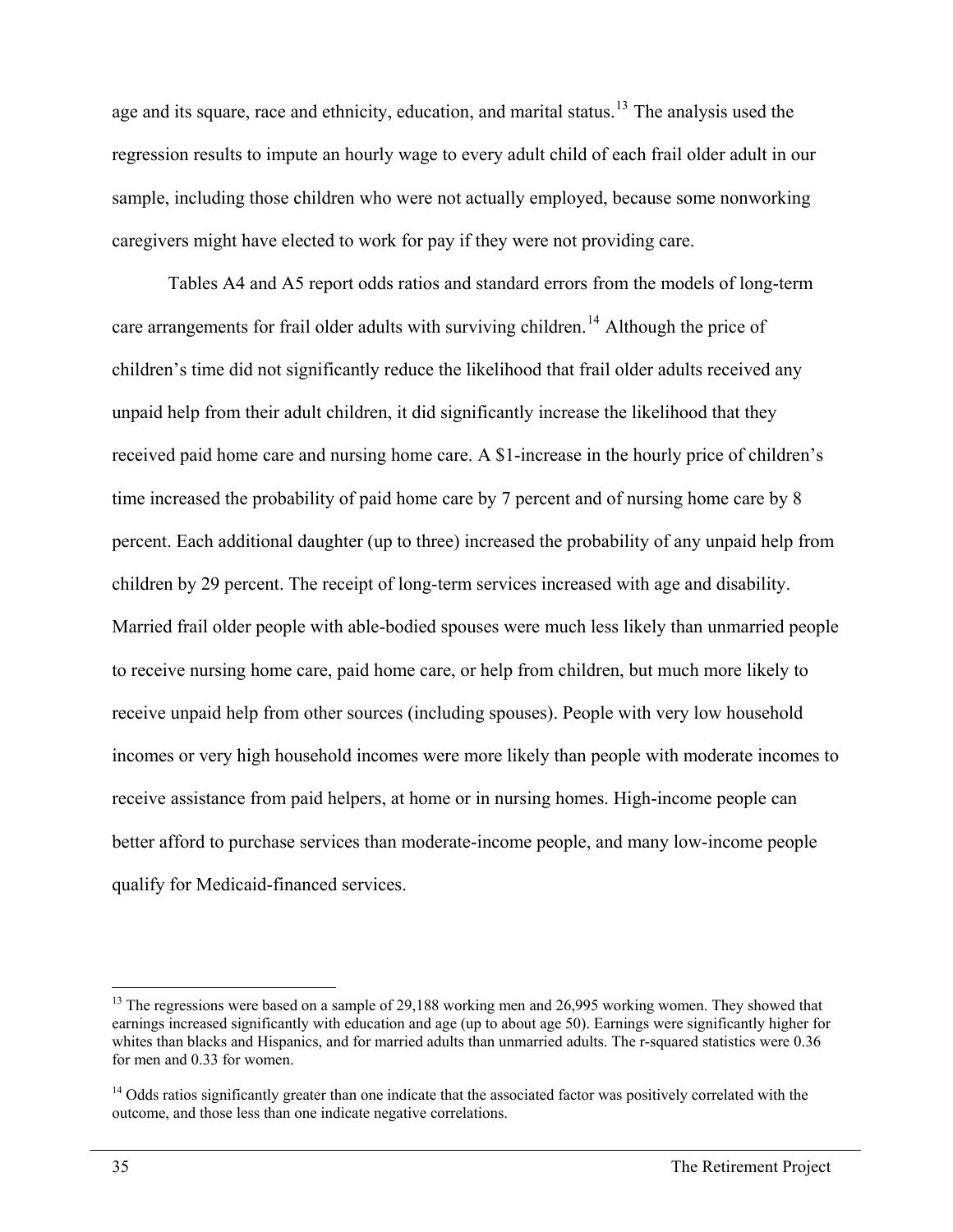age and its square, race and ethnicity, education, and marital status.[13] The analysis used the regression results to impute an hourly wage to every adult child of each frail older adult in our sample, including those children who were not actually employed, because some nonworking caregivers might have elected to work for pay if they were not providing care.

Tables A4 and A5 report odds ratios and standard errors from the models of long-term care arrangements for frail older adults with surviving children.[14] Although the price of children's time did not significantly reduce the likelihood that frail older adults received any unpaid help from their adult children, it did significantly increase the likelihood that they received paid home care and nursing home care. A $1-increase in the hourly price of children's time increased the probability of paid home care by 7 percent and of nursing home care by 8 percent. Each additional daughter (up to three) increased the probability of any unpaid help from children by 29 percent. The receipt of long-term services increased with age and disability. Married frail older people with able-bodied spouses were much less likely than unmarried people to receive nursing home care, paid home care, or help from children, but much more likely to receive unpaid help from other sources (including spouses). People with very low household incomes or very high household incomes were more likely than people with moderate incomes to receive assistance from paid helpers, at home or in nursing homes. High-income people can better afford to purchase services than moderate-income people, and many low-income people qualify for Medicaid-financed services.

---

[13] The regressions were based on a sample of 29,188 working men and 26,995 working women. They showed that earnings increased significantly with education and age (up to about age 50). Earnings were significantly higher for whites than blacks and Hispanics, and for married adults than unmarried adults. The r-squared statistics were 0.36 for men and 0.33 for women.

[14] Odds ratios significantly greater than one indicate that the associated factor was positively correlated with the outcome, and those less than one indicate negative correlations.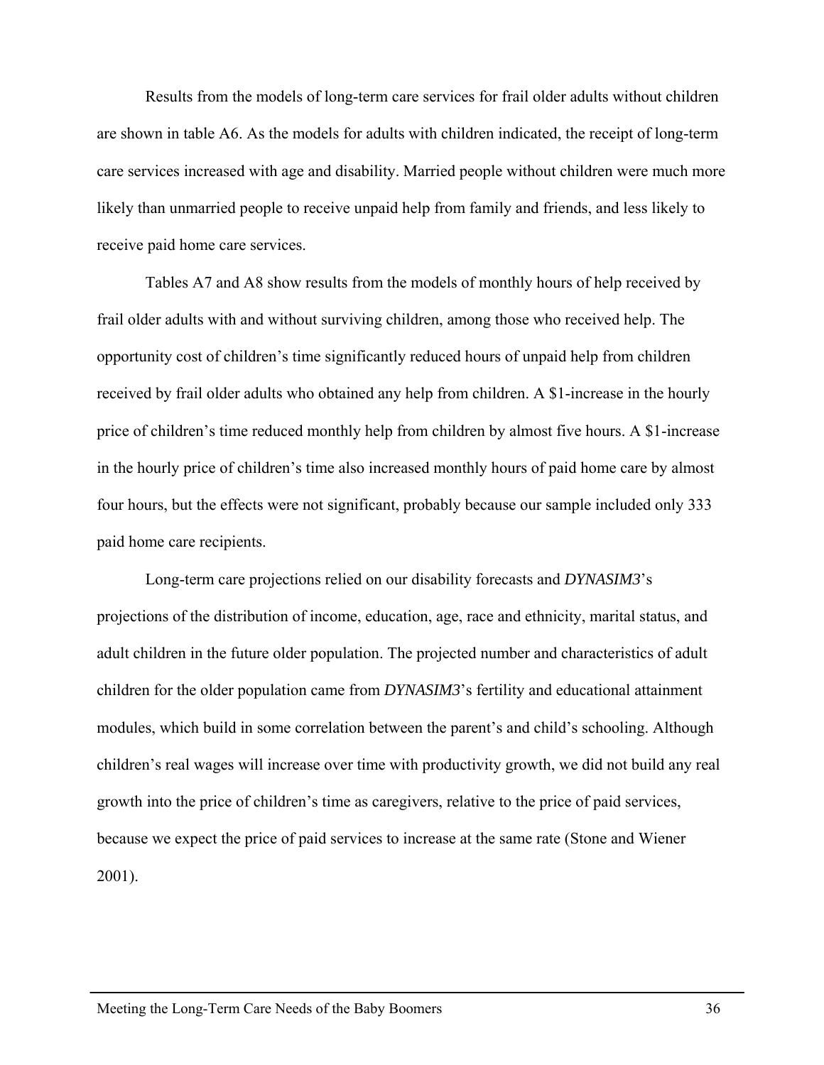Results from the models of long-term care services for frail older adults without children are shown in table A6. As the models for adults with children indicated, the receipt of long-term care services increased with age and disability. Married people without children were much more likely than unmarried people to receive unpaid help from family and friends, and less likely to receive paid home care services.

Tables A7 and A8 show results from the models of monthly hours of help received by frail older adults with and without surviving children, among those who received help. The opportunity cost of children's time significantly reduced hours of unpaid help from children received by frail older adults who obtained any help from children. A $1-increase in the hourly price of children's time reduced monthly help from children by almost five hours. A $1-increase in the hourly price of children's time also increased monthly hours of paid home care by almost four hours, but the effects were not significant, probably because our sample included only 333 paid home care recipients.

Long-term care projections relied on our disability forecasts and *DYNASIM3*'s projections of the distribution of income, education, age, race and ethnicity, marital status, and adult children in the future older population. The projected number and characteristics of adult children for the older population came from *DYNASIM3*'s fertility and educational attainment modules, which build in some correlation between the parent's and child's schooling. Although children's real wages will increase over time with productivity growth, we did not build any real growth into the price of children's time as caregivers, relative to the price of paid services, because we expect the price of paid services to increase at the same rate (Stone and Wiener 2001).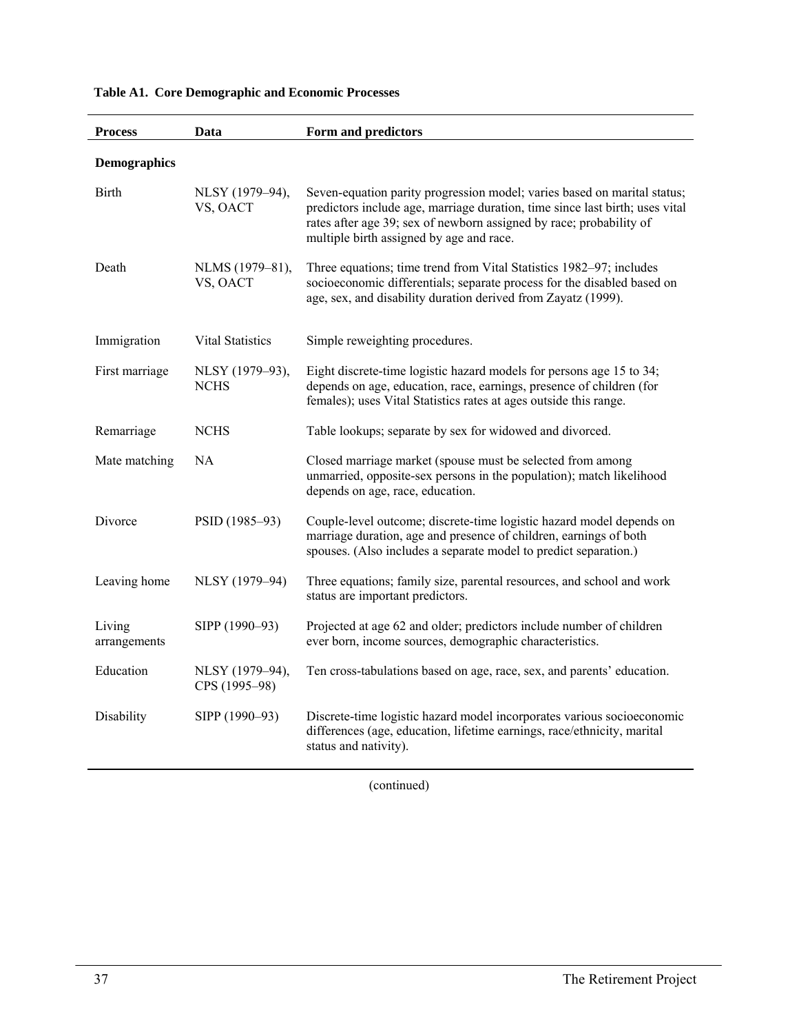**Table A1. Core Demographic and Economic Processes**

| Process | Data | Form and predictors |
|---|---|---|
| **Demographics** | | |
| Birth | NLSY (1979–94), VS, OACT | Seven-equation parity progression model; varies based on marital status; predictors include age, marriage duration, time since last birth; uses vital rates after age 39; sex of newborn assigned by race; probability of multiple birth assigned by age and race. |
| Death | NLMS (1979–81), VS, OACT | Three equations; time trend from Vital Statistics 1982–97; includes socioeconomic differentials; separate process for the disabled based on age, sex, and disability duration derived from Zayatz (1999). |
| Immigration | Vital Statistics | Simple reweighting procedures. |
| First marriage | NLSY (1979–93), NCHS | Eight discrete-time logistic hazard models for persons age 15 to 34; depends on age, education, race, earnings, presence of children (for females); uses Vital Statistics rates at ages outside this range. |
| Remarriage | NCHS | Table lookups; separate by sex for widowed and divorced. |
| Mate matching | NA | Closed marriage market (spouse must be selected from among unmarried, opposite-sex persons in the population); match likelihood depends on age, race, education. |
| Divorce | PSID (1985–93) | Couple-level outcome; discrete-time logistic hazard model depends on marriage duration, age and presence of children, earnings of both spouses. (Also includes a separate model to predict separation.) |
| Leaving home | NLSY (1979–94) | Three equations; family size, parental resources, and school and work status are important predictors. |
| Living arrangements | SIPP (1990–93) | Projected at age 62 and older; predictors include number of children ever born, income sources, demographic characteristics. |
| Education | NLSY (1979–94), CPS (1995–98) | Ten cross-tabulations based on age, race, sex, and parents' education. |
| Disability | SIPP (1990–93) | Discrete-time logistic hazard model incorporates various socioeconomic differences (age, education, lifetime earnings, race/ethnicity, marital status and nativity). |

(continued)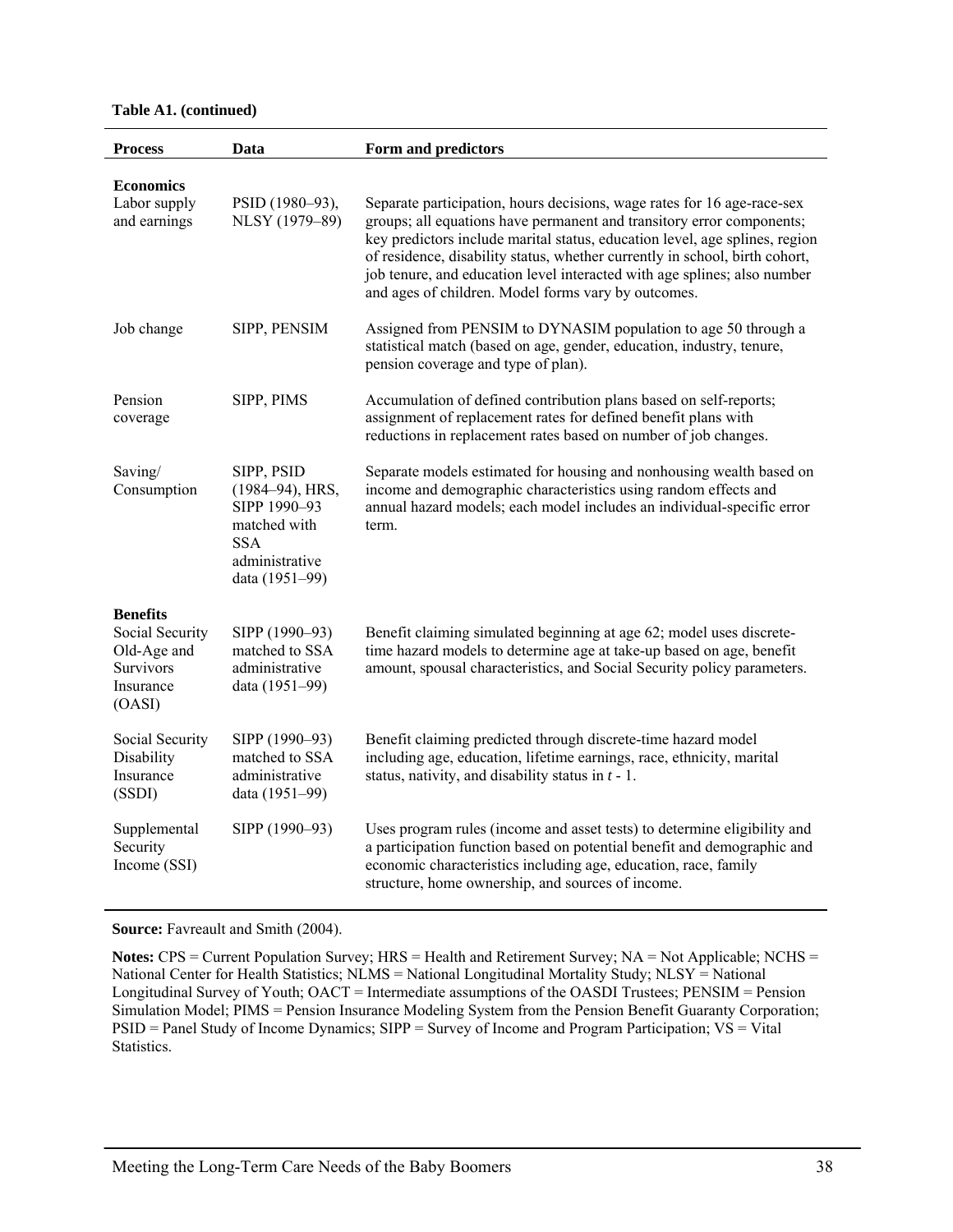**Table A1. (continued)**

| Process | Data | Form and predictors |
|---|---|---|
| **Economics** | | |
| Labor supply and earnings | PSID (1980–93), NLSY (1979–89) | Separate participation, hours decisions, wage rates for 16 age-race-sex groups; all equations have permanent and transitory error components; key predictors include marital status, education level, age splines, region of residence, disability status, whether currently in school, birth cohort, job tenure, and education level interacted with age splines; also number and ages of children. Model forms vary by outcomes. |
| Job change | SIPP, PENSIM | Assigned from PENSIM to DYNASIM population to age 50 through a statistical match (based on age, gender, education, industry, tenure, pension coverage and type of plan). |
| Pension coverage | SIPP, PIMS | Accumulation of defined contribution plans based on self-reports; assignment of replacement rates for defined benefit plans with reductions in replacement rates based on number of job changes. |
| Saving/ Consumption | SIPP, PSID (1984–94), HRS, SIPP 1990–93 matched with SSA administrative data (1951–99) | Separate models estimated for housing and nonhousing wealth based on income and demographic characteristics using random effects and annual hazard models; each model includes an individual-specific error term. |
| **Benefits** | | |
| Social Security Old-Age and Survivors Insurance (OASI) | SIPP (1990–93) matched to SSA administrative data (1951–99) | Benefit claiming simulated beginning at age 62; model uses discrete-time hazard models to determine age at take-up based on age, benefit amount, spousal characteristics, and Social Security policy parameters. |
| Social Security Disability Insurance (SSDI) | SIPP (1990–93) matched to SSA administrative data (1951–99) | Benefit claiming predicted through discrete-time hazard model including age, education, lifetime earnings, race, ethnicity, marital status, nativity, and disability status in $t$ - 1. |
| Supplemental Security Income (SSI) | SIPP (1990–93) | Uses program rules (income and asset tests) to determine eligibility and a participation function based on potential benefit and demographic and economic characteristics including age, education, race, family structure, home ownership, and sources of income. |

**Source:** Favreault and Smith (2004).

**Notes:** CPS = Current Population Survey; HRS = Health and Retirement Survey; NA = Not Applicable; NCHS = National Center for Health Statistics; NLMS = National Longitudinal Mortality Study; NLSY = National Longitudinal Survey of Youth; OACT = Intermediate assumptions of the OASDI Trustees; PENSIM = Pension Simulation Model; PIMS = Pension Insurance Modeling System from the Pension Benefit Guaranty Corporation; PSID = Panel Study of Income Dynamics; SIPP = Survey of Income and Program Participation; VS = Vital Statistics.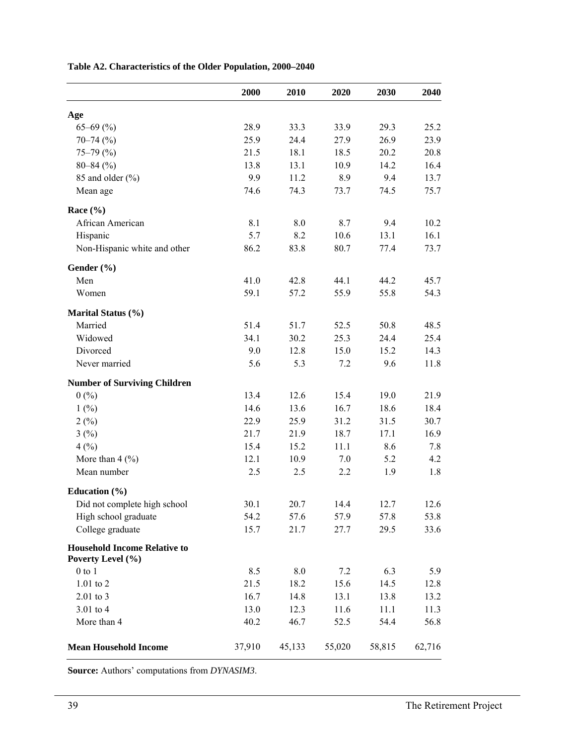**Table A2. Characteristics of the Older Population, 2000–2040**

| | 2000 | 2010 | 2020 | 2030 | 2040 |
|---|---|---|---|---|---|
| **Age** | | | | | |
| 65–69 (%) | 28.9 | 33.3 | 33.9 | 29.3 | 25.2 |
| 70–74 (%) | 25.9 | 24.4 | 27.9 | 26.9 | 23.9 |
| 75–79 (%) | 21.5 | 18.1 | 18.5 | 20.2 | 20.8 |
| 80–84 (%) | 13.8 | 13.1 | 10.9 | 14.2 | 16.4 |
| 85 and older (%) | 9.9 | 11.2 | 8.9 | 9.4 | 13.7 |
| Mean age | 74.6 | 74.3 | 73.7 | 74.5 | 75.7 |
| **Race (%)** | | | | | |
| African American | 8.1 | 8.0 | 8.7 | 9.4 | 10.2 |
| Hispanic | 5.7 | 8.2 | 10.6 | 13.1 | 16.1 |
| Non-Hispanic white and other | 86.2 | 83.8 | 80.7 | 77.4 | 73.7 |
| **Gender (%)** | | | | | |
| Men | 41.0 | 42.8 | 44.1 | 44.2 | 45.7 |
| Women | 59.1 | 57.2 | 55.9 | 55.8 | 54.3 |
| **Marital Status (%)** | | | | | |
| Married | 51.4 | 51.7 | 52.5 | 50.8 | 48.5 |
| Widowed | 34.1 | 30.2 | 25.3 | 24.4 | 25.4 |
| Divorced | 9.0 | 12.8 | 15.0 | 15.2 | 14.3 |
| Never married | 5.6 | 5.3 | 7.2 | 9.6 | 11.8 |
| **Number of Surviving Children** | | | | | |
| 0 (%) | 13.4 | 12.6 | 15.4 | 19.0 | 21.9 |
| 1 (%) | 14.6 | 13.6 | 16.7 | 18.6 | 18.4 |
| 2 (%) | 22.9 | 25.9 | 31.2 | 31.5 | 30.7 |
| 3 (%) | 21.7 | 21.9 | 18.7 | 17.1 | 16.9 |
| 4 (%) | 15.4 | 15.2 | 11.1 | 8.6 | 7.8 |
| More than 4 (%) | 12.1 | 10.9 | 7.0 | 5.2 | 4.2 |
| Mean number | 2.5 | 2.5 | 2.2 | 1.9 | 1.8 |
| **Education (%)** | | | | | |
| Did not complete high school | 30.1 | 20.7 | 14.4 | 12.7 | 12.6 |
| High school graduate | 54.2 | 57.6 | 57.9 | 57.8 | 53.8 |
| College graduate | 15.7 | 21.7 | 27.7 | 29.5 | 33.6 |
| **Household Income Relative to Poverty Level (%)** | | | | | |
| 0 to 1 | 8.5 | 8.0 | 7.2 | 6.3 | 5.9 |
| 1.01 to 2 | 21.5 | 18.2 | 15.6 | 14.5 | 12.8 |
| 2.01 to 3 | 16.7 | 14.8 | 13.1 | 13.8 | 13.2 |
| 3.01 to 4 | 13.0 | 12.3 | 11.6 | 11.1 | 11.3 |
| More than 4 | 40.2 | 46.7 | 52.5 | 54.4 | 56.8 |
| **Mean Household Income** | 37,910 | 45,133 | 55,020 | 58,815 | 62,716 |

**Source:** Authors' computations from *DYNASIM3*.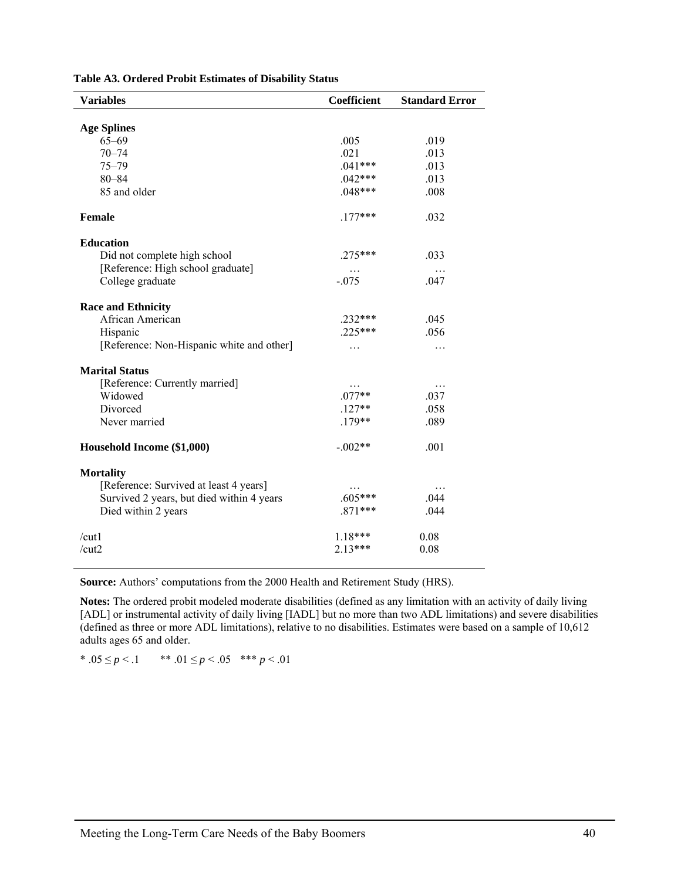**Table A3. Ordered Probit Estimates of Disability Status**

| Variables | Coefficient | Standard Error |
|---|---|---|
| **Age Splines** | | |
| 65–69 | .005 | .019 |
| 70–74 | .021 | .013 |
| 75–79 | .041*** | .013 |
| 80–84 | .042*** | .013 |
| 85 and older | .048*** | .008 |
| **Female** | .177*** | .032 |
| **Education** | | |
| Did not complete high school | .275*** | .033 |
| [Reference: High school graduate] | … | … |
| College graduate | -.075 | .047 |
| **Race and Ethnicity** | | |
| African American | .232*** | .045 |
| Hispanic | .225*** | .056 |
| [Reference: Non-Hispanic white and other] | … | … |
| **Marital Status** | | |
| [Reference: Currently married] | … | … |
| Widowed | .077** | .037 |
| Divorced | .127** | .058 |
| Never married | .179** | .089 |
| **Household Income ($1,000)** | -.002** | .001 |
| **Mortality** | | |
| [Reference: Survived at least 4 years] | … | … |
| Survived 2 years, but died within 4 years | .605*** | .044 |
| Died within 2 years | .871*** | .044 |
| /cut1 | 1.18*** | 0.08 |
| /cut2 | 2.13*** | 0.08 |

**Source:** Authors' computations from the 2000 Health and Retirement Study (HRS).

**Notes:** The ordered probit modeled moderate disabilities (defined as any limitation with an activity of daily living [ADL] or instrumental activity of daily living [IADL] but no more than two ADL limitations) and severe disabilities (defined as three or more ADL limitations), relative to no disabilities. Estimates were based on a sample of 10,612 adults ages 65 and older.

* $.05 \leq p < .1$  ** $.01 \leq p < .05$  *** $p < .01$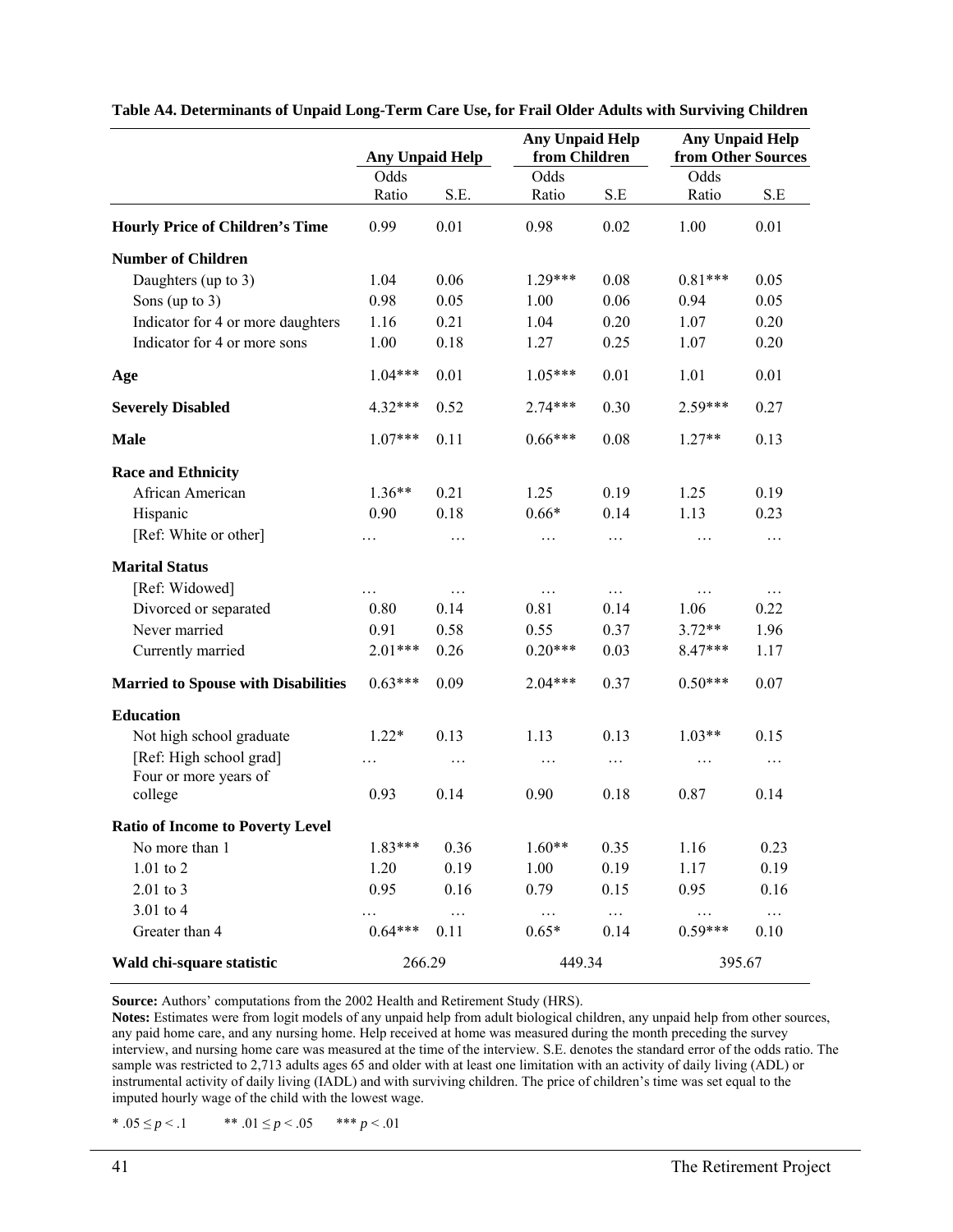**Table A4. Determinants of Unpaid Long-Term Care Use, for Frail Older Adults with Surviving Children**

| | Any Unpaid Help | | Any Unpaid Help from Children | | Any Unpaid Help from Other Sources | |
|---|---|---|---|---|---|---|
| | Odds Ratio | S.E. | Odds Ratio | S.E | Odds Ratio | S.E |
| **Hourly Price of Children's Time** | 0.99 | 0.01 | 0.98 | 0.02 | 1.00 | 0.01 |
| **Number of Children** | | | | | | |
| Daughters (up to 3) | 1.04 | 0.06 | 1.29*** | 0.08 | 0.81*** | 0.05 |
| Sons (up to 3) | 0.98 | 0.05 | 1.00 | 0.06 | 0.94 | 0.05 |
| Indicator for 4 or more daughters | 1.16 | 0.21 | 1.04 | 0.20 | 1.07 | 0.20 |
| Indicator for 4 or more sons | 1.00 | 0.18 | 1.27 | 0.25 | 1.07 | 0.20 |
| **Age** | 1.04*** | 0.01 | 1.05*** | 0.01 | 1.01 | 0.01 |
| **Severely Disabled** | 4.32*** | 0.52 | 2.74*** | 0.30 | 2.59*** | 0.27 |
| **Male** | 1.07*** | 0.11 | 0.66*** | 0.08 | 1.27** | 0.13 |
| **Race and Ethnicity** | | | | | | |
| African American | 1.36** | 0.21 | 1.25 | 0.19 | 1.25 | 0.19 |
| Hispanic | 0.90 | 0.18 | 0.66* | 0.14 | 1.13 | 0.23 |
| [Ref: White or other] | … | … | … | … | … | … |
| **Marital Status** | | | | | | |
| [Ref: Widowed] | … | … | … | … | … | … |
| Divorced or separated | 0.80 | 0.14 | 0.81 | 0.14 | 1.06 | 0.22 |
| Never married | 0.91 | 0.58 | 0.55 | 0.37 | 3.72** | 1.96 |
| Currently married | 2.01*** | 0.26 | 0.20*** | 0.03 | 8.47*** | 1.17 |
| **Married to Spouse with Disabilities** | 0.63*** | 0.09 | 2.04*** | 0.37 | 0.50*** | 0.07 |
| **Education** | | | | | | |
| Not high school graduate | 1.22* | 0.13 | 1.13 | 0.13 | 1.03** | 0.15 |
| [Ref: High school grad] | … | … | … | … | … | … |
| Four or more years of college | 0.93 | 0.14 | 0.90 | 0.18 | 0.87 | 0.14 |
| **Ratio of Income to Poverty Level** | | | | | | |
| No more than 1 | 1.83*** | 0.36 | 1.60** | 0.35 | 1.16 | 0.23 |
| 1.01 to 2 | 1.20 | 0.19 | 1.00 | 0.19 | 1.17 | 0.19 |
| 2.01 to 3 | 0.95 | 0.16 | 0.79 | 0.15 | 0.95 | 0.16 |
| 3.01 to 4 | … | … | … | … | … | … |
| Greater than 4 | 0.64*** | 0.11 | 0.65* | 0.14 | 0.59*** | 0.10 |
| **Wald chi-square statistic** | 266.29 | | 449.34 | | 395.67 | |

**Source:** Authors' computations from the 2002 Health and Retirement Study (HRS).

**Notes:** Estimates were from logit models of any unpaid help from adult biological children, any unpaid help from other sources, any paid home care, and any nursing home. Help received at home was measured during the month preceding the survey interview, and nursing home care was measured at the time of the interview. S.E. denotes the standard error of the odds ratio. The sample was restricted to 2,713 adults ages 65 and older with at least one limitation with an activity of daily living (ADL) or instrumental activity of daily living (IADL) and with surviving children. The price of children's time was set equal to the imputed hourly wage of the child with the lowest wage.

\* $.05 \leq p < .1$ &nbsp;&nbsp;&nbsp; ** $.01 \leq p < .05$ &nbsp;&nbsp;&nbsp; *** $p < .01$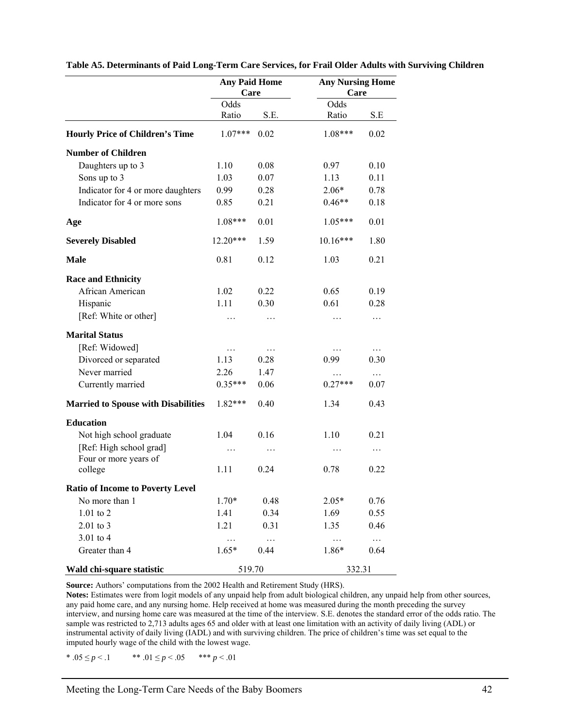**Table A5. Determinants of Paid Long-Term Care Services, for Frail Older Adults with Surviving Children**

| | Any Paid Home Care | | Any Nursing Home Care | |
|---|---|---|---|---|
| | Odds Ratio | S.E. | Odds Ratio | S.E |
| **Hourly Price of Children's Time** | 1.07*** | 0.02 | 1.08*** | 0.02 |
| **Number of Children** | | | | |
| Daughters up to 3 | 1.10 | 0.08 | 0.97 | 0.10 |
| Sons up to 3 | 1.03 | 0.07 | 1.13 | 0.11 |
| Indicator for 4 or more daughters | 0.99 | 0.28 | 2.06* | 0.78 |
| Indicator for 4 or more sons | 0.85 | 0.21 | 0.46** | 0.18 |
| **Age** | 1.08*** | 0.01 | 1.05*** | 0.01 |
| **Severely Disabled** | 12.20*** | 1.59 | 10.16*** | 1.80 |
| **Male** | 0.81 | 0.12 | 1.03 | 0.21 |
| **Race and Ethnicity** | | | | |
| African American | 1.02 | 0.22 | 0.65 | 0.19 |
| Hispanic | 1.11 | 0.30 | 0.61 | 0.28 |
| [Ref: White or other] | … | … | … | … |
| **Marital Status** | | | | |
| [Ref: Widowed] | … | … | … | … |
| Divorced or separated | 1.13 | 0.28 | 0.99 | 0.30 |
| Never married | 2.26 | 1.47 | … | … |
| Currently married | 0.35*** | 0.06 | 0.27*** | 0.07 |
| **Married to Spouse with Disabilities** | 1.82*** | 0.40 | 1.34 | 0.43 |
| **Education** | | | | |
| Not high school graduate | 1.04 | 0.16 | 1.10 | 0.21 |
| [Ref: High school grad] | … | … | … | … |
| Four or more years of college | 1.11 | 0.24 | 0.78 | 0.22 |
| **Ratio of Income to Poverty Level** | | | | |
| No more than 1 | 1.70* | 0.48 | 2.05* | 0.76 |
| 1.01 to 2 | 1.41 | 0.34 | 1.69 | 0.55 |
| 2.01 to 3 | 1.21 | 0.31 | 1.35 | 0.46 |
| 3.01 to 4 | … | … | … | … |
| Greater than 4 | 1.65* | 0.44 | 1.86* | 0.64 |
| **Wald chi-square statistic** | 519.70 | | 332.31 | |

**Source:** Authors' computations from the 2002 Health and Retirement Study (HRS).

**Notes:** Estimates were from logit models of any unpaid help from adult biological children, any unpaid help from other sources, any paid home care, and any nursing home. Help received at home was measured during the month preceding the survey interview, and nursing home care was measured at the time of the interview. S.E. denotes the standard error of the odds ratio. The sample was restricted to 2,713 adults ages 65 and older with at least one limitation with an activity of daily living (ADL) or instrumental activity of daily living (IADL) and with surviving children. The price of children's time was set equal to the imputed hourly wage of the child with the lowest wage.

* $.05 \leq p < .1$ ** $.01 \leq p < .05$ *** $p < .01$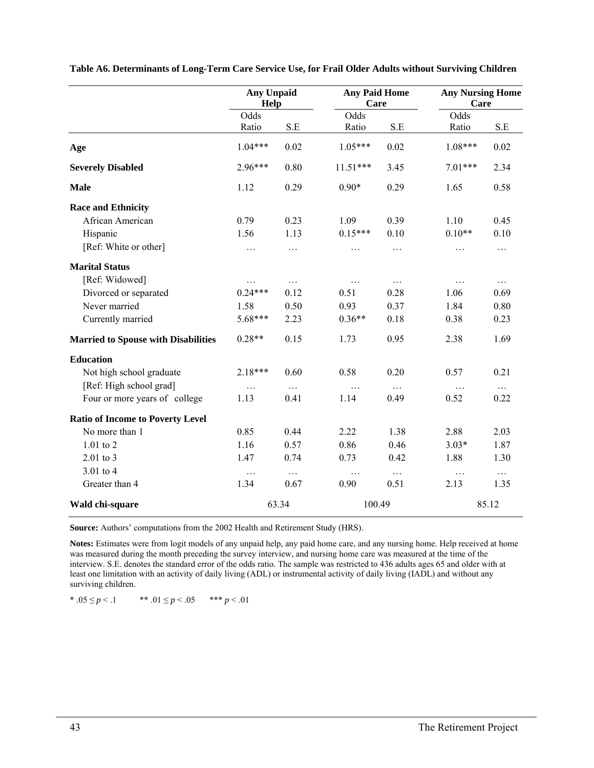**Table A6. Determinants of Long-Term Care Service Use, for Frail Older Adults without Surviving Children**

| | Any Unpaid Help | | Any Paid Home Care | | Any Nursing Home Care | |
|---|---|---|---|---|---|---|
| | Odds Ratio | S.E | Odds Ratio | S.E | Odds Ratio | S.E |
| **Age** | 1.04*** | 0.02 | 1.05*** | 0.02 | 1.08*** | 0.02 |
| **Severely Disabled** | 2.96*** | 0.80 | 11.51*** | 3.45 | 7.01*** | 2.34 |
| **Male** | 1.12 | 0.29 | 0.90* | 0.29 | 1.65 | 0.58 |
| **Race and Ethnicity** | | | | | | |
| African American | 0.79 | 0.23 | 1.09 | 0.39 | 1.10 | 0.45 |
| Hispanic | 1.56 | 1.13 | 0.15*** | 0.10 | 0.10** | 0.10 |
| [Ref: White or other] | … | … | … | … | … | … |
| **Marital Status** | | | | | | |
| [Ref: Widowed] | … | … | … | … | … | … |
| Divorced or separated | 0.24*** | 0.12 | 0.51 | 0.28 | 1.06 | 0.69 |
| Never married | 1.58 | 0.50 | 0.93 | 0.37 | 1.84 | 0.80 |
| Currently married | 5.68*** | 2.23 | 0.36** | 0.18 | 0.38 | 0.23 |
| **Married to Spouse with Disabilities** | 0.28** | 0.15 | 1.73 | 0.95 | 2.38 | 1.69 |
| **Education** | | | | | | |
| Not high school graduate | 2.18*** | 0.60 | 0.58 | 0.20 | 0.57 | 0.21 |
| [Ref: High school grad] | … | … | … | … | … | … |
| Four or more years of college | 1.13 | 0.41 | 1.14 | 0.49 | 0.52 | 0.22 |
| **Ratio of Income to Poverty Level** | | | | | | |
| No more than 1 | 0.85 | 0.44 | 2.22 | 1.38 | 2.88 | 2.03 |
| 1.01 to 2 | 1.16 | 0.57 | 0.86 | 0.46 | 3.03* | 1.87 |
| 2.01 to 3 | 1.47 | 0.74 | 0.73 | 0.42 | 1.88 | 1.30 |
| 3.01 to 4 | … | … | … | … | … | … |
| Greater than 4 | 1.34 | 0.67 | 0.90 | 0.51 | 2.13 | 1.35 |
| **Wald chi-square** | 63.34 | | 100.49 | | 85.12 | |

**Source:** Authors' computations from the 2002 Health and Retirement Study (HRS).

**Notes:** Estimates were from logit models of any unpaid help, any paid home care, and any nursing home. Help received at home was measured during the month preceding the survey interview, and nursing home care was measured at the time of the interview. S.E. denotes the standard error of the odds ratio. The sample was restricted to 436 adults ages 65 and older with at least one limitation with an activity of daily living (ADL) or instrumental activity of daily living (IADL) and without any surviving children.

* $.05 \le p < .1$ ** $.01 \le p < .05$ *** $p < .01$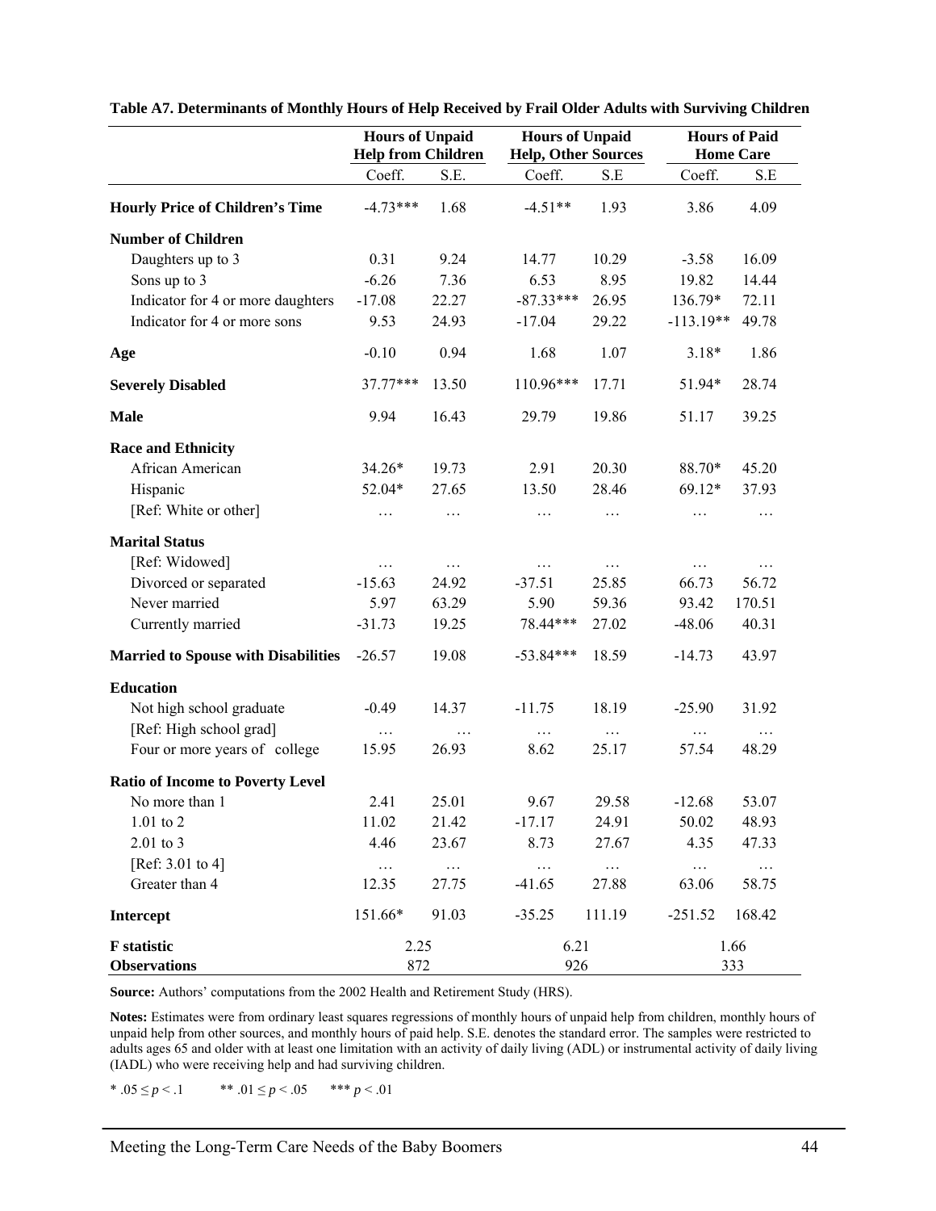**Table A7. Determinants of Monthly Hours of Help Received by Frail Older Adults with Surviving Children**

| | Hours of Unpaid Help from Children | | Hours of Unpaid Help, Other Sources | | Hours of Paid Home Care | |
|---|---|---|---|---|---|---|
| | Coeff. | S.E. | Coeff. | S.E | Coeff. | S.E |
| **Hourly Price of Children's Time** | -4.73*** | 1.68 | -4.51** | 1.93 | 3.86 | 4.09 |
| **Number of Children** | | | | | | |
| Daughters up to 3 | 0.31 | 9.24 | 14.77 | 10.29 | -3.58 | 16.09 |
| Sons up to 3 | -6.26 | 7.36 | 6.53 | 8.95 | 19.82 | 14.44 |
| Indicator for 4 or more daughters | -17.08 | 22.27 | -87.33*** | 26.95 | 136.79* | 72.11 |
| Indicator for 4 or more sons | 9.53 | 24.93 | -17.04 | 29.22 | -113.19** | 49.78 |
| **Age** | -0.10 | 0.94 | 1.68 | 1.07 | 3.18* | 1.86 |
| **Severely Disabled** | 37.77*** | 13.50 | 110.96*** | 17.71 | 51.94* | 28.74 |
| **Male** | 9.94 | 16.43 | 29.79 | 19.86 | 51.17 | 39.25 |
| **Race and Ethnicity** | | | | | | |
| African American | 34.26* | 19.73 | 2.91 | 20.30 | 88.70* | 45.20 |
| Hispanic | 52.04* | 27.65 | 13.50 | 28.46 | 69.12* | 37.93 |
| [Ref: White or other] | … | … | … | … | … | … |
| **Marital Status** | | | | | | |
| [Ref: Widowed] | … | … | … | … | … | … |
| Divorced or separated | -15.63 | 24.92 | -37.51 | 25.85 | 66.73 | 56.72 |
| Never married | 5.97 | 63.29 | 5.90 | 59.36 | 93.42 | 170.51 |
| Currently married | -31.73 | 19.25 | 78.44*** | 27.02 | -48.06 | 40.31 |
| **Married to Spouse with Disabilities** | -26.57 | 19.08 | -53.84*** | 18.59 | -14.73 | 43.97 |
| **Education** | | | | | | |
| Not high school graduate | -0.49 | 14.37 | -11.75 | 18.19 | -25.90 | 31.92 |
| [Ref: High school grad] | … | … | … | … | … | … |
| Four or more years of college | 15.95 | 26.93 | 8.62 | 25.17 | 57.54 | 48.29 |
| **Ratio of Income to Poverty Level** | | | | | | |
| No more than 1 | 2.41 | 25.01 | 9.67 | 29.58 | -12.68 | 53.07 |
| 1.01 to 2 | 11.02 | 21.42 | -17.17 | 24.91 | 50.02 | 48.93 |
| 2.01 to 3 | 4.46 | 23.67 | 8.73 | 27.67 | 4.35 | 47.33 |
| [Ref: 3.01 to 4] | … | … | … | … | … | … |
| Greater than 4 | 12.35 | 27.75 | -41.65 | 27.88 | 63.06 | 58.75 |
| **Intercept** | 151.66* | 91.03 | -35.25 | 111.19 | -251.52 | 168.42 |
| **F statistic** | 2.25 | | 6.21 | | 1.66 | |
| **Observations** | 872 | | 926 | | 333 | |

**Source:** Authors' computations from the 2002 Health and Retirement Study (HRS).

**Notes:** Estimates were from ordinary least squares regressions of monthly hours of unpaid help from children, monthly hours of unpaid help from other sources, and monthly hours of paid help. S.E. denotes the standard error. The samples were restricted to adults ages 65 and older with at least one limitation with an activity of daily living (ADL) or instrumental activity of daily living (IADL) who were receiving help and had surviving children.

* $.05 \leq p < .1$ ** $.01 \leq p < .05$ *** $p < .01$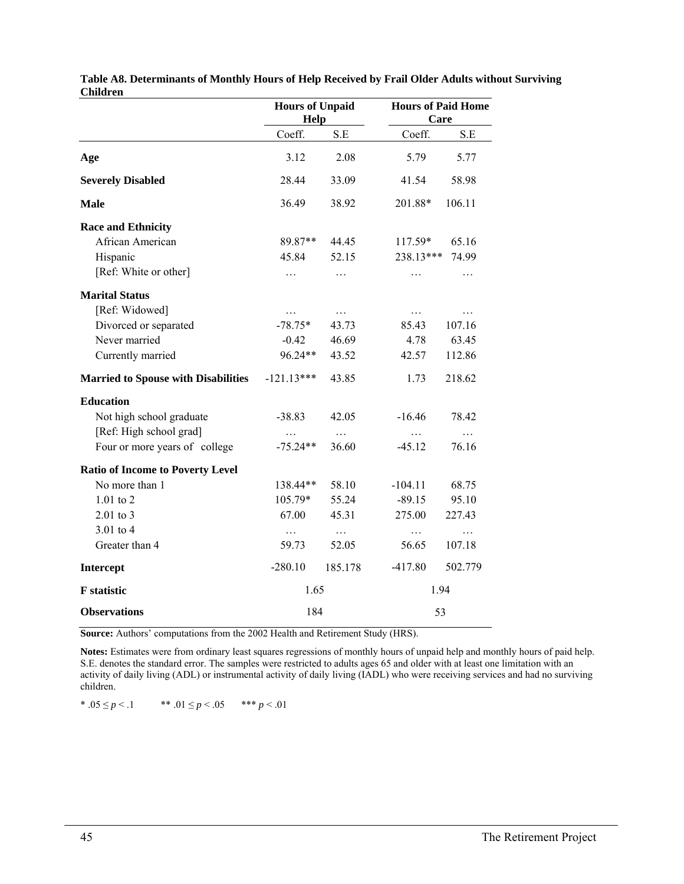**Table A8. Determinants of Monthly Hours of Help Received by Frail Older Adults without Surviving Children**

| | Hours of Unpaid Help | | Hours of Paid Home Care | |
|---|---|---|---|---|
| | Coeff. | S.E | Coeff. | S.E |
| **Age** | 3.12 | 2.08 | 5.79 | 5.77 |
| **Severely Disabled** | 28.44 | 33.09 | 41.54 | 58.98 |
| **Male** | 36.49 | 38.92 | 201.88* | 106.11 |
| **Race and Ethnicity** | | | | |
| African American | 89.87** | 44.45 | 117.59* | 65.16 |
| Hispanic | 45.84 | 52.15 | 238.13*** | 74.99 |
| [Ref: White or other] | … | … | … | … |
| **Marital Status** | | | | |
| [Ref: Widowed] | … | … | … | … |
| Divorced or separated | -78.75* | 43.73 | 85.43 | 107.16 |
| Never married | -0.42 | 46.69 | 4.78 | 63.45 |
| Currently married | 96.24** | 43.52 | 42.57 | 112.86 |
| **Married to Spouse with Disabilities** | -121.13*** | 43.85 | 1.73 | 218.62 |
| **Education** | | | | |
| Not high school graduate | -38.83 | 42.05 | -16.46 | 78.42 |
| [Ref: High school grad] | … | … | … | … |
| Four or more years of college | -75.24** | 36.60 | -45.12 | 76.16 |
| **Ratio of Income to Poverty Level** | | | | |
| No more than 1 | 138.44** | 58.10 | -104.11 | 68.75 |
| 1.01 to 2 | 105.79* | 55.24 | -89.15 | 95.10 |
| 2.01 to 3 | 67.00 | 45.31 | 275.00 | 227.43 |
| 3.01 to 4 | … | … | … | … |
| Greater than 4 | 59.73 | 52.05 | 56.65 | 107.18 |
| **Intercept** | -280.10 | 185.178 | -417.80 | 502.779 |
| **F statistic** | 1.65 | | 1.94 | |
| **Observations** | 184 | | 53 | |

**Source:** Authors' computations from the 2002 Health and Retirement Study (HRS).

**Notes:** Estimates were from ordinary least squares regressions of monthly hours of unpaid help and monthly hours of paid help. S.E. denotes the standard error. The samples were restricted to adults ages 65 and older with at least one limitation with an activity of daily living (ADL) or instrumental activity of daily living (IADL) who were receiving services and had no surviving children.

* $.05 \leq p < .1$ ** $.01 \leq p < .05$ *** $p < .01$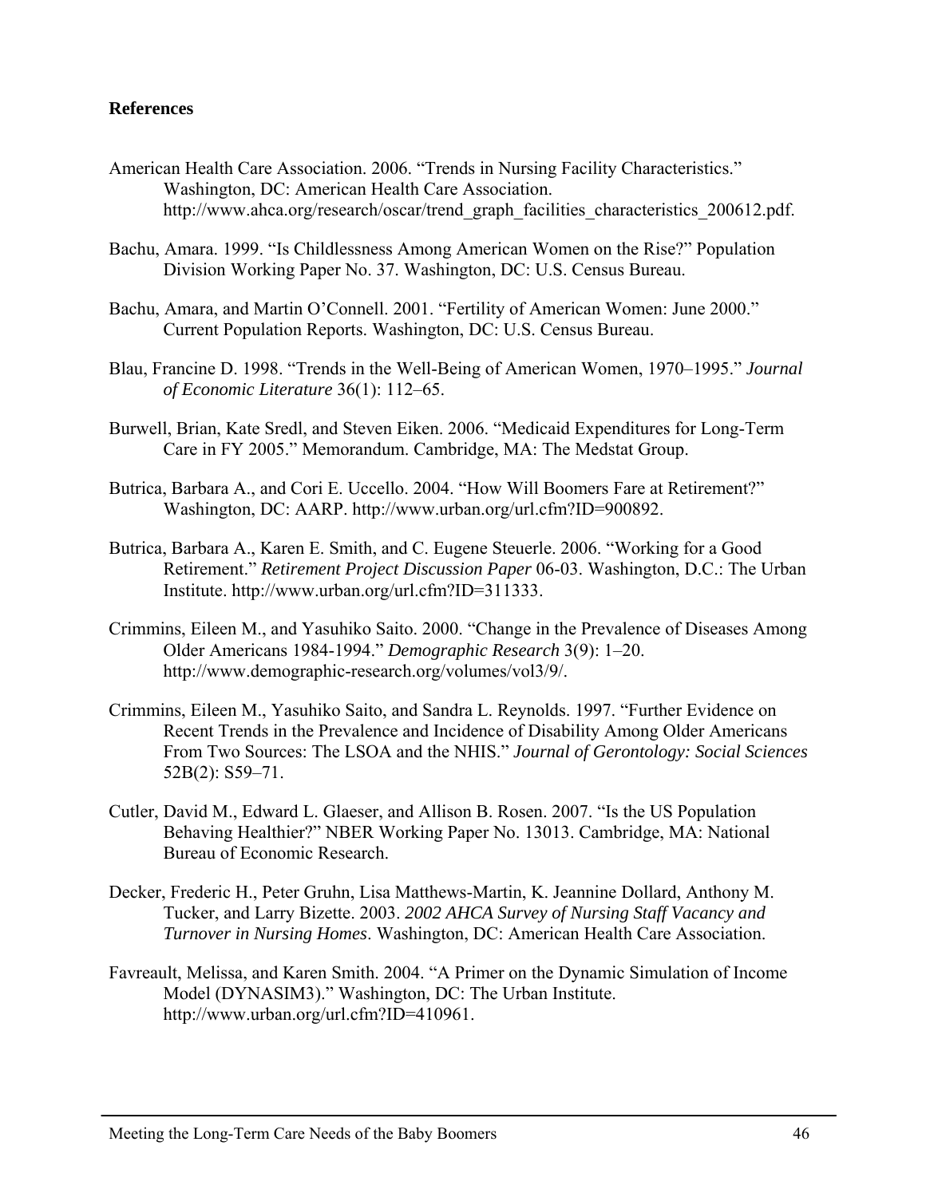**References**

American Health Care Association. 2006. “Trends in Nursing Facility Characteristics.” Washington, DC: American Health Care Association. http://www.ahca.org/research/oscar/trend_graph_facilities_characteristics_200612.pdf.

Bachu, Amara. 1999. “Is Childlessness Among American Women on the Rise?” Population Division Working Paper No. 37. Washington, DC: U.S. Census Bureau.

Bachu, Amara, and Martin O’Connell. 2001. “Fertility of American Women: June 2000.” Current Population Reports. Washington, DC: U.S. Census Bureau.

Blau, Francine D. 1998. “Trends in the Well-Being of American Women, 1970–1995.” *Journal of Economic Literature* 36(1): 112–65.

Burwell, Brian, Kate Sredl, and Steven Eiken. 2006. “Medicaid Expenditures for Long-Term Care in FY 2005.” Memorandum. Cambridge, MA: The Medstat Group.

Butrica, Barbara A., and Cori E. Uccello. 2004. “How Will Boomers Fare at Retirement?” Washington, DC: AARP. http://www.urban.org/url.cfm?ID=900892.

Butrica, Barbara A., Karen E. Smith, and C. Eugene Steuerle. 2006. “Working for a Good Retirement.” *Retirement Project Discussion Paper* 06-03. Washington, D.C.: The Urban Institute. http://www.urban.org/url.cfm?ID=311333.

Crimmins, Eileen M., and Yasuhiko Saito. 2000. “Change in the Prevalence of Diseases Among Older Americans 1984-1994.” *Demographic Research* 3(9): 1–20. http://www.demographic-research.org/volumes/vol3/9/.

Crimmins, Eileen M., Yasuhiko Saito, and Sandra L. Reynolds. 1997. “Further Evidence on Recent Trends in the Prevalence and Incidence of Disability Among Older Americans From Two Sources: The LSOA and the NHIS.” *Journal of Gerontology: Social Sciences* 52B(2): S59–71.

Cutler, David M., Edward L. Glaeser, and Allison B. Rosen. 2007. “Is the US Population Behaving Healthier?” NBER Working Paper No. 13013. Cambridge, MA: National Bureau of Economic Research.

Decker, Frederic H., Peter Gruhn, Lisa Matthews-Martin, K. Jeannine Dollard, Anthony M. Tucker, and Larry Bizette. 2003. *2002 AHCA Survey of Nursing Staff Vacancy and Turnover in Nursing Homes*. Washington, DC: American Health Care Association.

Favreault, Melissa, and Karen Smith. 2004. “A Primer on the Dynamic Simulation of Income Model (DYNASIM3).” Washington, DC: The Urban Institute. http://www.urban.org/url.cfm?ID=410961.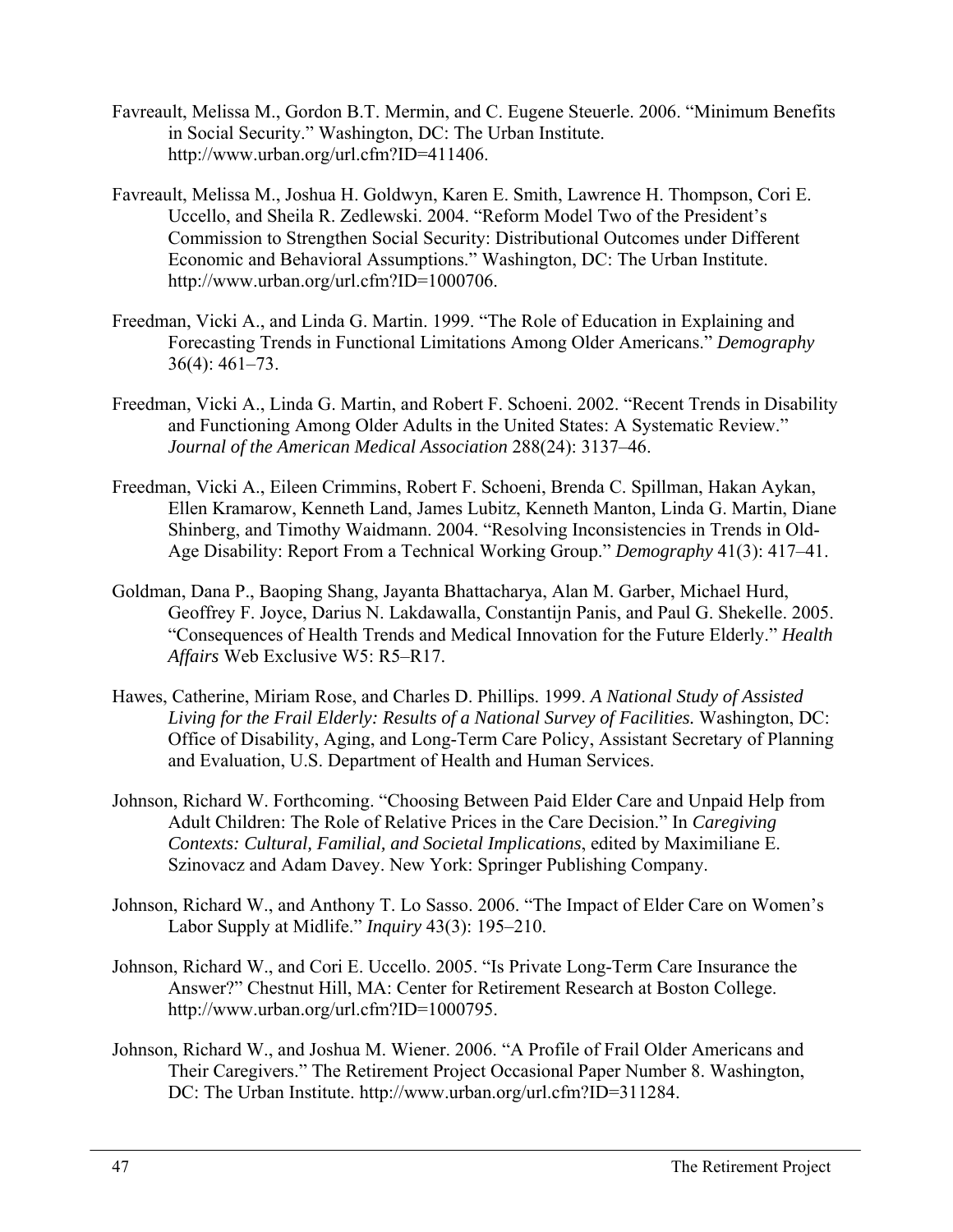Favreault, Melissa M., Gordon B.T. Mermin, and C. Eugene Steuerle. 2006. "Minimum Benefits in Social Security." Washington, DC: The Urban Institute. http://www.urban.org/url.cfm?ID=411406.

Favreault, Melissa M., Joshua H. Goldwyn, Karen E. Smith, Lawrence H. Thompson, Cori E. Uccello, and Sheila R. Zedlewski. 2004. "Reform Model Two of the President's Commission to Strengthen Social Security: Distributional Outcomes under Different Economic and Behavioral Assumptions." Washington, DC: The Urban Institute. http://www.urban.org/url.cfm?ID=1000706.

Freedman, Vicki A., and Linda G. Martin. 1999. "The Role of Education in Explaining and Forecasting Trends in Functional Limitations Among Older Americans." *Demography* 36(4): 461–73.

Freedman, Vicki A., Linda G. Martin, and Robert F. Schoeni. 2002. "Recent Trends in Disability and Functioning Among Older Adults in the United States: A Systematic Review." *Journal of the American Medical Association* 288(24): 3137–46.

Freedman, Vicki A., Eileen Crimmins, Robert F. Schoeni, Brenda C. Spillman, Hakan Aykan, Ellen Kramarow, Kenneth Land, James Lubitz, Kenneth Manton, Linda G. Martin, Diane Shinberg, and Timothy Waidmann. 2004. "Resolving Inconsistencies in Trends in Old-Age Disability: Report From a Technical Working Group." *Demography* 41(3): 417–41.

Goldman, Dana P., Baoping Shang, Jayanta Bhattacharya, Alan M. Garber, Michael Hurd, Geoffrey F. Joyce, Darius N. Lakdawalla, Constantijn Panis, and Paul G. Shekelle. 2005. "Consequences of Health Trends and Medical Innovation for the Future Elderly." *Health Affairs* Web Exclusive W5: R5–R17.

Hawes, Catherine, Miriam Rose, and Charles D. Phillips. 1999. *A National Study of Assisted Living for the Frail Elderly: Results of a National Survey of Facilities.* Washington, DC: Office of Disability, Aging, and Long-Term Care Policy, Assistant Secretary of Planning and Evaluation, U.S. Department of Health and Human Services.

Johnson, Richard W. Forthcoming. "Choosing Between Paid Elder Care and Unpaid Help from Adult Children: The Role of Relative Prices in the Care Decision." In *Caregiving Contexts: Cultural, Familial, and Societal Implications*, edited by Maximiliane E. Szinovacz and Adam Davey. New York: Springer Publishing Company.

Johnson, Richard W., and Anthony T. Lo Sasso. 2006. "The Impact of Elder Care on Women's Labor Supply at Midlife." *Inquiry* 43(3): 195–210.

Johnson, Richard W., and Cori E. Uccello. 2005. "Is Private Long-Term Care Insurance the Answer?" Chestnut Hill, MA: Center for Retirement Research at Boston College. http://www.urban.org/url.cfm?ID=1000795.

Johnson, Richard W., and Joshua M. Wiener. 2006. "A Profile of Frail Older Americans and Their Caregivers." The Retirement Project Occasional Paper Number 8. Washington, DC: The Urban Institute. http://www.urban.org/url.cfm?ID=311284.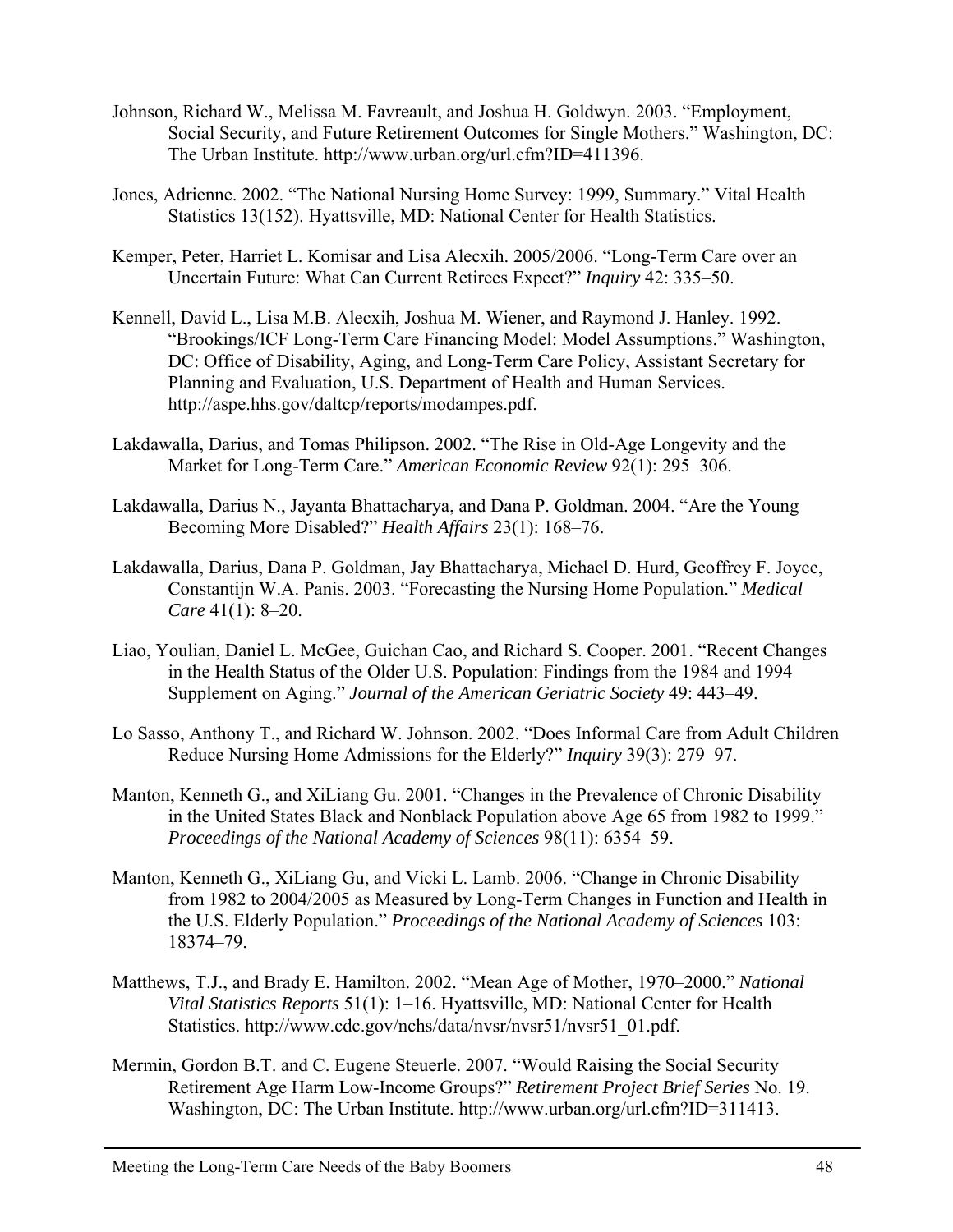Johnson, Richard W., Melissa M. Favreault, and Joshua H. Goldwyn. 2003. "Employment, Social Security, and Future Retirement Outcomes for Single Mothers." Washington, DC: The Urban Institute. http://www.urban.org/url.cfm?ID=411396.

Jones, Adrienne. 2002. "The National Nursing Home Survey: 1999, Summary." Vital Health Statistics 13(152). Hyattsville, MD: National Center for Health Statistics.

Kemper, Peter, Harriet L. Komisar and Lisa Alecxih. 2005/2006. "Long-Term Care over an Uncertain Future: What Can Current Retirees Expect?" *Inquiry* 42: 335–50.

Kennell, David L., Lisa M.B. Alecxih, Joshua M. Wiener, and Raymond J. Hanley. 1992. "Brookings/ICF Long-Term Care Financing Model: Model Assumptions." Washington, DC: Office of Disability, Aging, and Long-Term Care Policy, Assistant Secretary for Planning and Evaluation, U.S. Department of Health and Human Services. http://aspe.hhs.gov/daltcp/reports/modampes.pdf.

Lakdawalla, Darius, and Tomas Philipson. 2002. "The Rise in Old-Age Longevity and the Market for Long-Term Care." *American Economic Review* 92(1): 295–306.

Lakdawalla, Darius N., Jayanta Bhattacharya, and Dana P. Goldman. 2004. "Are the Young Becoming More Disabled?" *Health Affairs* 23(1): 168–76.

Lakdawalla, Darius, Dana P. Goldman, Jay Bhattacharya, Michael D. Hurd, Geoffrey F. Joyce, Constantijn W.A. Panis. 2003. "Forecasting the Nursing Home Population." *Medical Care* 41(1): 8–20.

Liao, Youlian, Daniel L. McGee, Guichan Cao, and Richard S. Cooper. 2001. "Recent Changes in the Health Status of the Older U.S. Population: Findings from the 1984 and 1994 Supplement on Aging." *Journal of the American Geriatric Society* 49: 443–49.

Lo Sasso, Anthony T., and Richard W. Johnson. 2002. "Does Informal Care from Adult Children Reduce Nursing Home Admissions for the Elderly?" *Inquiry* 39(3): 279–97.

Manton, Kenneth G., and XiLiang Gu. 2001. "Changes in the Prevalence of Chronic Disability in the United States Black and Nonblack Population above Age 65 from 1982 to 1999." *Proceedings of the National Academy of Sciences* 98(11): 6354–59.

Manton, Kenneth G., XiLiang Gu, and Vicki L. Lamb. 2006. "Change in Chronic Disability from 1982 to 2004/2005 as Measured by Long-Term Changes in Function and Health in the U.S. Elderly Population." *Proceedings of the National Academy of Sciences* 103: 18374–79.

Matthews, T.J., and Brady E. Hamilton. 2002. "Mean Age of Mother, 1970–2000." *National Vital Statistics Reports* 51(1): 1–16. Hyattsville, MD: National Center for Health Statistics. http://www.cdc.gov/nchs/data/nvsr/nvsr51/nvsr51_01.pdf.

Mermin, Gordon B.T. and C. Eugene Steuerle. 2007. "Would Raising the Social Security Retirement Age Harm Low-Income Groups?" *Retirement Project Brief Series* No. 19. Washington, DC: The Urban Institute. http://www.urban.org/url.cfm?ID=311413.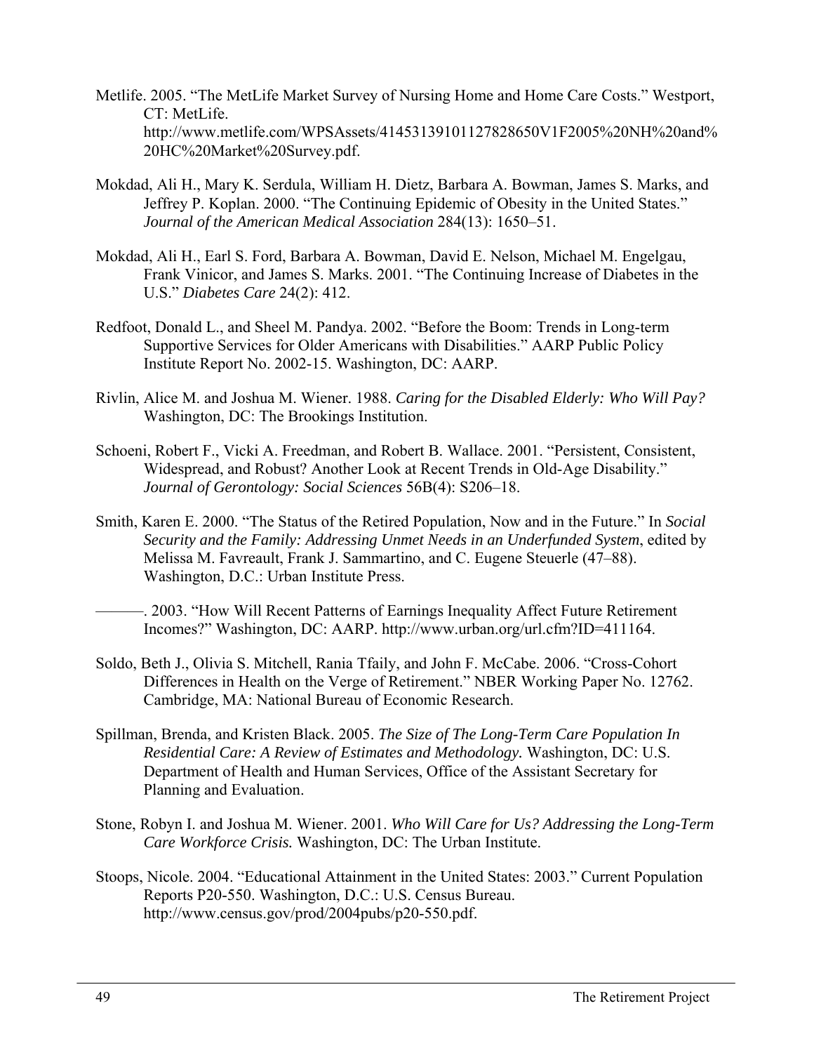Metlife. 2005. “The MetLife Market Survey of Nursing Home and Home Care Costs.” Westport, CT: MetLife. http://www.metlife.com/WPSAssets/41453139101127828650V1F2005%20NH%20and%20HC%20Market%20Survey.pdf.

Mokdad, Ali H., Mary K. Serdula, William H. Dietz, Barbara A. Bowman, James S. Marks, and Jeffrey P. Koplan. 2000. “The Continuing Epidemic of Obesity in the United States.” *Journal of the American Medical Association* 284(13): 1650–51.

Mokdad, Ali H., Earl S. Ford, Barbara A. Bowman, David E. Nelson, Michael M. Engelgau, Frank Vinicor, and James S. Marks. 2001. “The Continuing Increase of Diabetes in the U.S.” *Diabetes Care* 24(2): 412.

Redfoot, Donald L., and Sheel M. Pandya. 2002. “Before the Boom: Trends in Long-term Supportive Services for Older Americans with Disabilities.” AARP Public Policy Institute Report No. 2002-15. Washington, DC: AARP.

Rivlin, Alice M. and Joshua M. Wiener. 1988. *Caring for the Disabled Elderly: Who Will Pay?* Washington, DC: The Brookings Institution.

Schoeni, Robert F., Vicki A. Freedman, and Robert B. Wallace. 2001. “Persistent, Consistent, Widespread, and Robust? Another Look at Recent Trends in Old-Age Disability.” *Journal of Gerontology: Social Sciences* 56B(4): S206–18.

Smith, Karen E. 2000. “The Status of the Retired Population, Now and in the Future.” In *Social Security and the Family: Addressing Unmet Needs in an Underfunded System*, edited by Melissa M. Favreault, Frank J. Sammartino, and C. Eugene Steuerle (47–88). Washington, D.C.: Urban Institute Press.

———. 2003. “How Will Recent Patterns of Earnings Inequality Affect Future Retirement Incomes?” Washington, DC: AARP. http://www.urban.org/url.cfm?ID=411164.

Soldo, Beth J., Olivia S. Mitchell, Rania Tfaily, and John F. McCabe. 2006. “Cross-Cohort Differences in Health on the Verge of Retirement.” NBER Working Paper No. 12762. Cambridge, MA: National Bureau of Economic Research.

Spillman, Brenda, and Kristen Black. 2005. *The Size of The Long-Term Care Population In Residential Care: A Review of Estimates and Methodology.* Washington, DC: U.S. Department of Health and Human Services, Office of the Assistant Secretary for Planning and Evaluation.

Stone, Robyn I. and Joshua M. Wiener. 2001. *Who Will Care for Us? Addressing the Long-Term Care Workforce Crisis.* Washington, DC: The Urban Institute.

Stoops, Nicole. 2004. “Educational Attainment in the United States: 2003.” Current Population Reports P20-550. Washington, D.C.: U.S. Census Bureau. http://www.census.gov/prod/2004pubs/p20-550.pdf.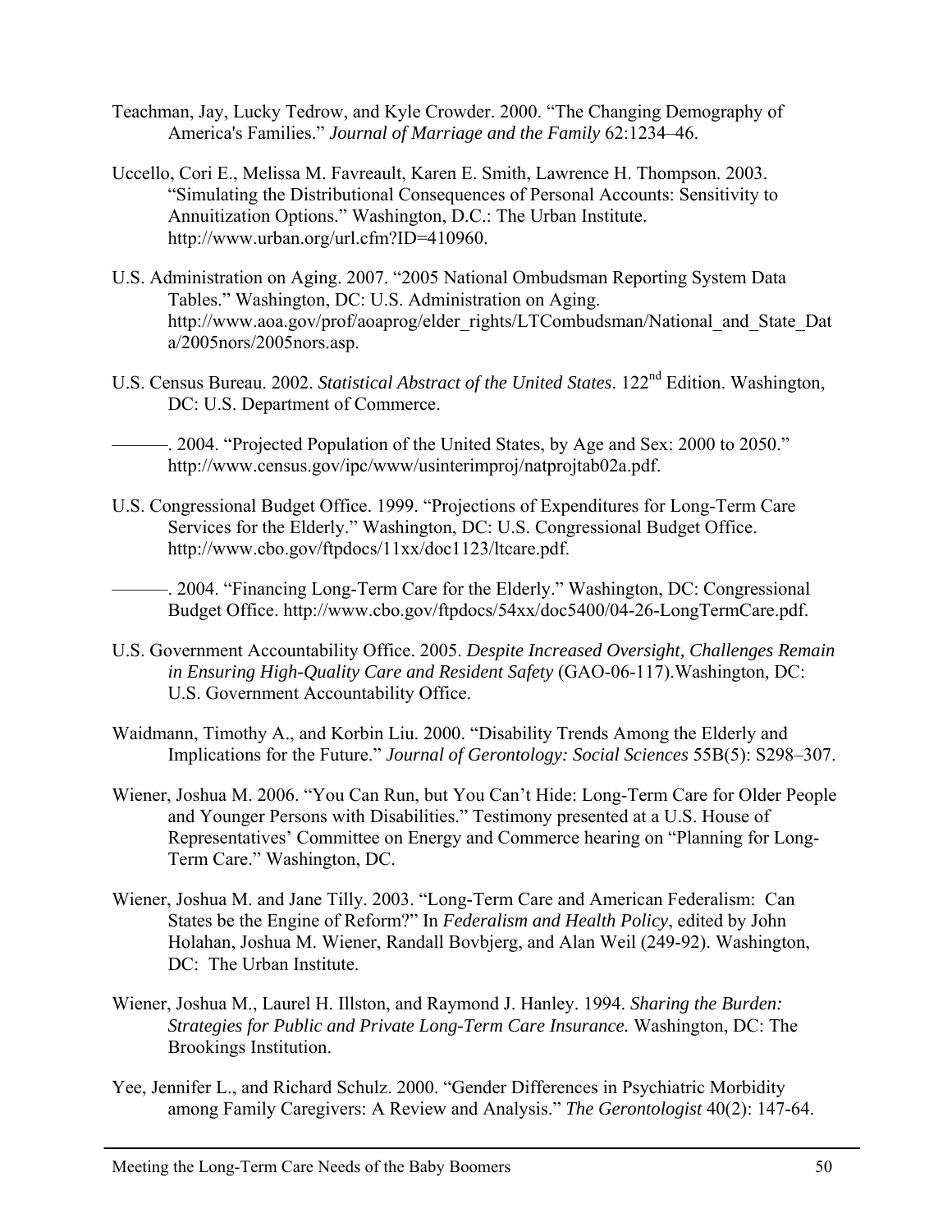Teachman, Jay, Lucky Tedrow, and Kyle Crowder. 2000. "The Changing Demography of America's Families." *Journal of Marriage and the Family* 62:1234–46.

Uccello, Cori E., Melissa M. Favreault, Karen E. Smith, Lawrence H. Thompson. 2003. "Simulating the Distributional Consequences of Personal Accounts: Sensitivity to Annuitization Options." Washington, D.C.: The Urban Institute. http://www.urban.org/url.cfm?ID=410960.

U.S. Administration on Aging. 2007. "2005 National Ombudsman Reporting System Data Tables." Washington, DC: U.S. Administration on Aging. http://www.aoa.gov/prof/aoaprog/elder_rights/LTCombudsman/National_and_State_Data/2005nors/2005nors.asp.

U.S. Census Bureau. 2002. *Statistical Abstract of the United States*. 122nd Edition. Washington, DC: U.S. Department of Commerce.

———. 2004. "Projected Population of the United States, by Age and Sex: 2000 to 2050." http://www.census.gov/ipc/www/usinterimproj/natprojtab02a.pdf.

U.S. Congressional Budget Office. 1999. "Projections of Expenditures for Long-Term Care Services for the Elderly." Washington, DC: U.S. Congressional Budget Office. http://www.cbo.gov/ftpdocs/11xx/doc1123/ltcare.pdf.

———. 2004. "Financing Long-Term Care for the Elderly." Washington, DC: Congressional Budget Office. http://www.cbo.gov/ftpdocs/54xx/doc5400/04-26-LongTermCare.pdf.

U.S. Government Accountability Office. 2005. *Despite Increased Oversight, Challenges Remain in Ensuring High-Quality Care and Resident Safety* (GAO-06-117).Washington, DC: U.S. Government Accountability Office.

Waidmann, Timothy A., and Korbin Liu. 2000. "Disability Trends Among the Elderly and Implications for the Future." *Journal of Gerontology: Social Sciences* 55B(5): S298–307.

Wiener, Joshua M. 2006. "You Can Run, but You Can't Hide: Long-Term Care for Older People and Younger Persons with Disabilities." Testimony presented at a U.S. House of Representatives' Committee on Energy and Commerce hearing on "Planning for Long-Term Care." Washington, DC.

Wiener, Joshua M. and Jane Tilly. 2003. "Long-Term Care and American Federalism: Can States be the Engine of Reform?" In *Federalism and Health Policy*, edited by John Holahan, Joshua M. Wiener, Randall Bovbjerg, and Alan Weil (249-92). Washington, DC: The Urban Institute.

Wiener, Joshua M., Laurel H. Illston, and Raymond J. Hanley. 1994. *Sharing the Burden: Strategies for Public and Private Long-Term Care Insurance.* Washington, DC: The Brookings Institution.

Yee, Jennifer L., and Richard Schulz. 2000. "Gender Differences in Psychiatric Morbidity among Family Caregivers: A Review and Analysis." *The Gerontologist* 40(2): 147-64.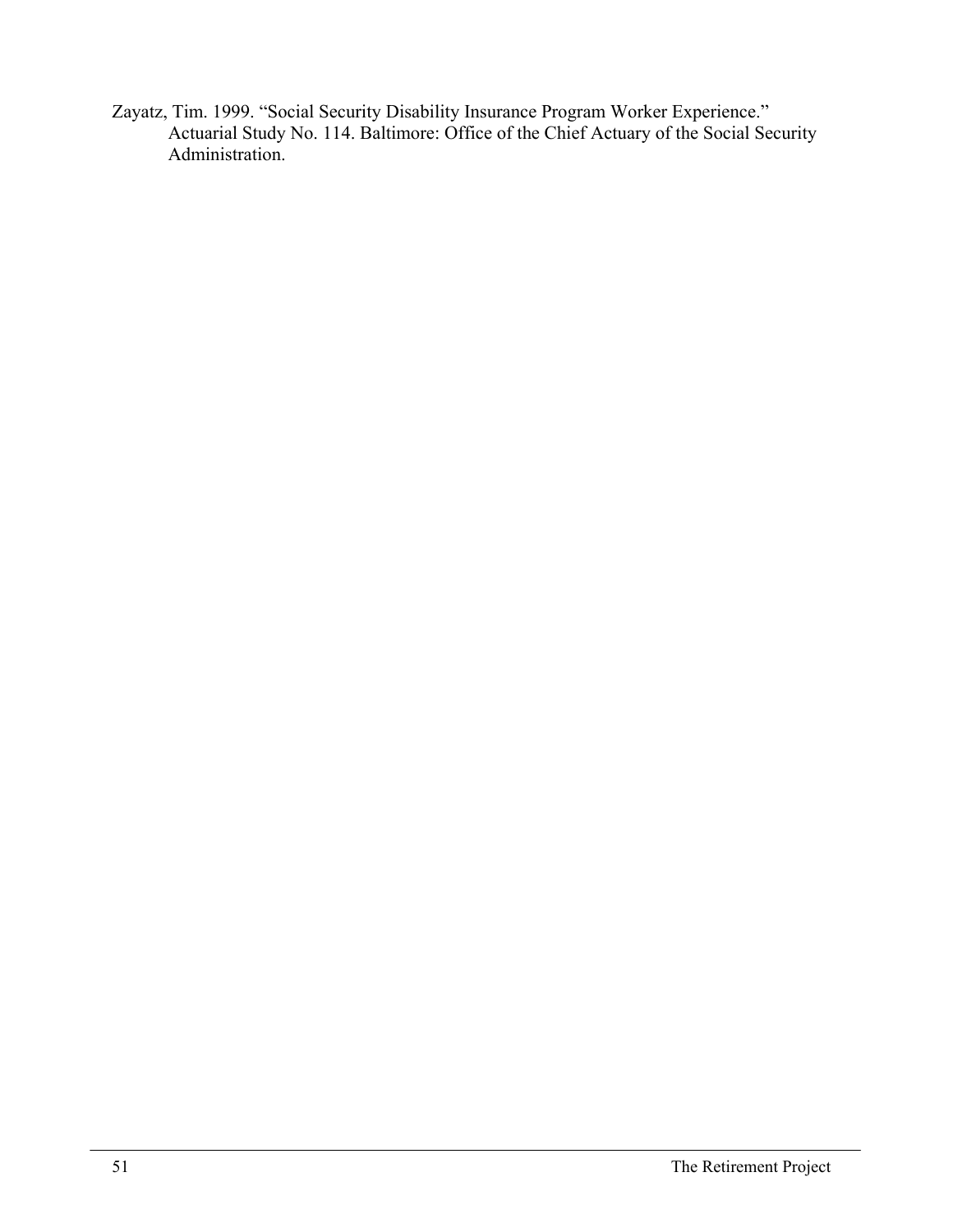Zayatz, Tim. 1999. "Social Security Disability Insurance Program Worker Experience." Actuarial Study No. 114. Baltimore: Office of the Chief Actuary of the Social Security Administration.